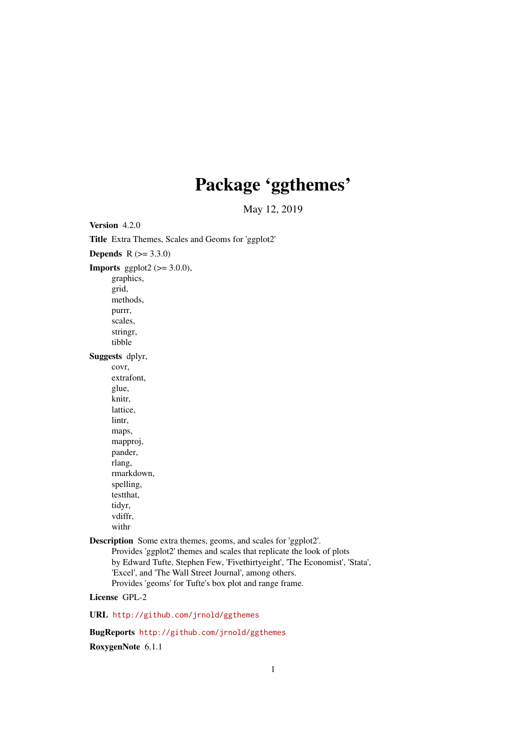# Package 'ggthemes'

May 12, 2019

**Version** 4.2.0

**Title** Extra Themes, Scales and Geoms for 'ggplot2'

**Depends** R (>= 3.3.0)

**Imports** ggplot2 (>= 3.0.0),
graphics,
grid,
methods,
purrr,
scales,
stringr,
tibble

**Suggests** dplyr,
covr,
extrafont,
glue,
knitr,
lattice,
lintr,
maps,
mapproj,
pander,
rlang,
rmarkdown,
spelling,
testthat,
tidyr,
vdiffr,
withr

**Description** Some extra themes, geoms, and scales for 'ggplot2'.
Provides 'ggplot2' themes and scales that replicate the look of plots
by Edward Tufte, Stephen Few, 'Fivethirtyeight', 'The Economist', 'Stata',
'Excel', and 'The Wall Street Journal', among others.
Provides 'geoms' for Tufte's box plot and range frame.

**License** GPL-2

**URL** http://github.com/jrnold/ggthemes

**BugReports** http://github.com/jrnold/ggthemes

**RoxygenNote** 6.1.1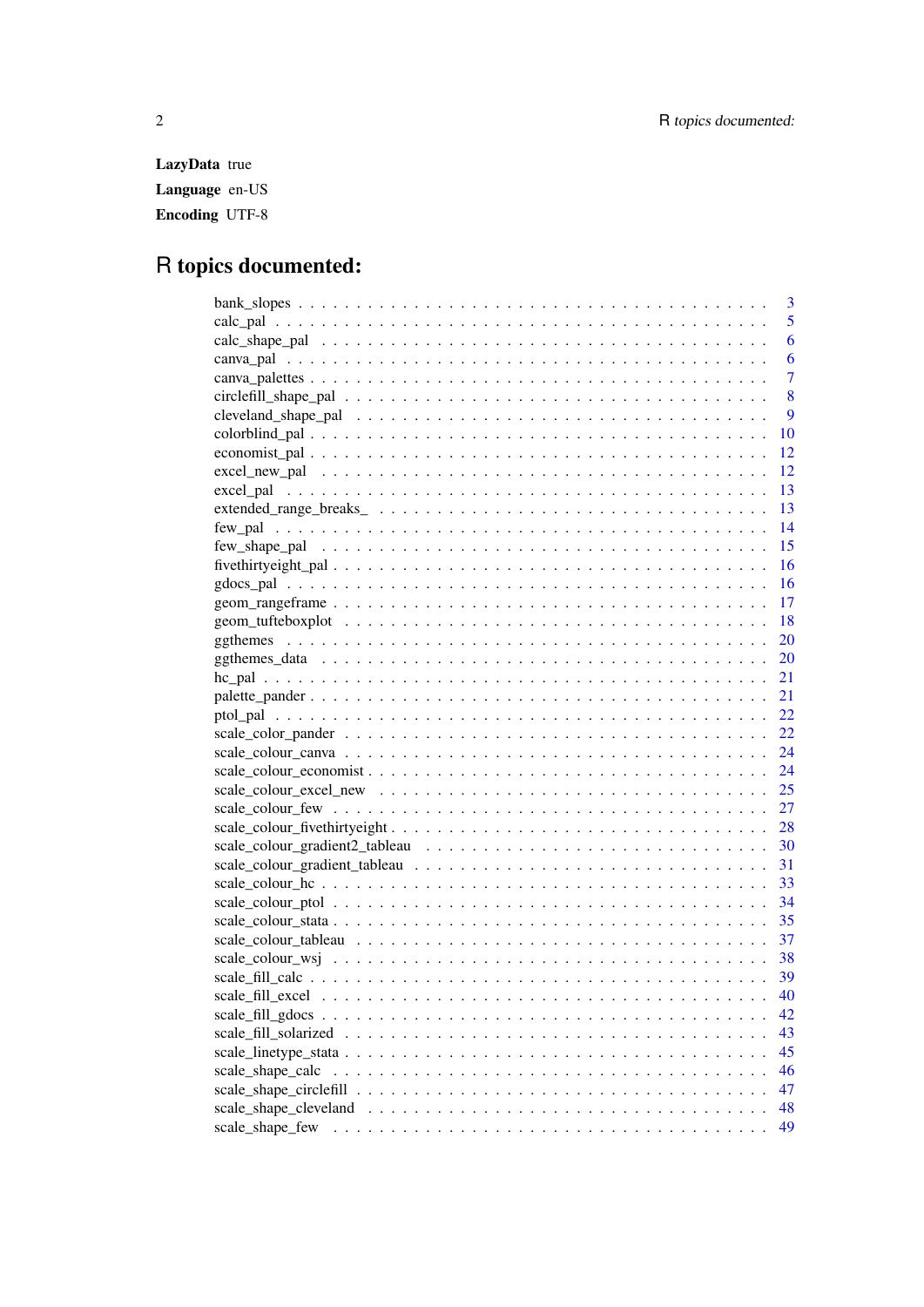**LazyData** true

**Language** en-US

**Encoding** UTF-8

# R topics documented:

- bank_slopes . . . . . . . . . . . . . . . . . . . . . . . . . . . . . . . . . . . . . . . 3
- calc_pal . . . . . . . . . . . . . . . . . . . . . . . . . . . . . . . . . . . . . . . . . 5
- calc_shape_pal . . . . . . . . . . . . . . . . . . . . . . . . . . . . . . . . . . . . . 6
- canva_pal . . . . . . . . . . . . . . . . . . . . . . . . . . . . . . . . . . . . . . . . 6
- canva_palettes . . . . . . . . . . . . . . . . . . . . . . . . . . . . . . . . . . . . . 7
- circlefill_shape_pal . . . . . . . . . . . . . . . . . . . . . . . . . . . . . . . . . . 8
- cleveland_shape_pal . . . . . . . . . . . . . . . . . . . . . . . . . . . . . . . . . . 9
- colorblind_pal . . . . . . . . . . . . . . . . . . . . . . . . . . . . . . . . . . . . . 10
- economist_pal . . . . . . . . . . . . . . . . . . . . . . . . . . . . . . . . . . . . . 12
- excel_new_pal . . . . . . . . . . . . . . . . . . . . . . . . . . . . . . . . . . . . . 12
- excel_pal . . . . . . . . . . . . . . . . . . . . . . . . . . . . . . . . . . . . . . . . 13
- extended_range_breaks_ . . . . . . . . . . . . . . . . . . . . . . . . . . . . . . . 13
- few_pal . . . . . . . . . . . . . . . . . . . . . . . . . . . . . . . . . . . . . . . . . 14
- few_shape_pal . . . . . . . . . . . . . . . . . . . . . . . . . . . . . . . . . . . . . 15
- fivethirtyeight_pal . . . . . . . . . . . . . . . . . . . . . . . . . . . . . . . . . . 16
- gdocs_pal . . . . . . . . . . . . . . . . . . . . . . . . . . . . . . . . . . . . . . . . 16
- geom_rangeframe . . . . . . . . . . . . . . . . . . . . . . . . . . . . . . . . . . . . 17
- geom_tufteboxplot . . . . . . . . . . . . . . . . . . . . . . . . . . . . . . . . . . . 18
- ggthemes . . . . . . . . . . . . . . . . . . . . . . . . . . . . . . . . . . . . . . . . . 20
- ggthemes_data . . . . . . . . . . . . . . . . . . . . . . . . . . . . . . . . . . . . . 20
- hc_pal . . . . . . . . . . . . . . . . . . . . . . . . . . . . . . . . . . . . . . . . . . 21
- palette_pander . . . . . . . . . . . . . . . . . . . . . . . . . . . . . . . . . . . . . 21
- ptol_pal . . . . . . . . . . . . . . . . . . . . . . . . . . . . . . . . . . . . . . . . . 22
- scale_color_pander . . . . . . . . . . . . . . . . . . . . . . . . . . . . . . . . . . . 22
- scale_colour_canva . . . . . . . . . . . . . . . . . . . . . . . . . . . . . . . . . . . 24
- scale_colour_economist . . . . . . . . . . . . . . . . . . . . . . . . . . . . . . . . 24
- scale_colour_excel_new . . . . . . . . . . . . . . . . . . . . . . . . . . . . . . . . 25
- scale_colour_few . . . . . . . . . . . . . . . . . . . . . . . . . . . . . . . . . . . . 27
- scale_colour_fivethirtyeight . . . . . . . . . . . . . . . . . . . . . . . . . . . . . 28
- scale_colour_gradient2_tableau . . . . . . . . . . . . . . . . . . . . . . . . . . . 30
- scale_colour_gradient_tableau . . . . . . . . . . . . . . . . . . . . . . . . . . . . 31
- scale_colour_hc . . . . . . . . . . . . . . . . . . . . . . . . . . . . . . . . . . . . . 33
- scale_colour_ptol . . . . . . . . . . . . . . . . . . . . . . . . . . . . . . . . . . . . 34
- scale_colour_stata . . . . . . . . . . . . . . . . . . . . . . . . . . . . . . . . . . . 35
- scale_colour_tableau . . . . . . . . . . . . . . . . . . . . . . . . . . . . . . . . . . 37
- scale_colour_wsj . . . . . . . . . . . . . . . . . . . . . . . . . . . . . . . . . . . . 38
- scale_fill_calc . . . . . . . . . . . . . . . . . . . . . . . . . . . . . . . . . . . . . 39
- scale_fill_excel . . . . . . . . . . . . . . . . . . . . . . . . . . . . . . . . . . . . . 40
- scale_fill_gdocs . . . . . . . . . . . . . . . . . . . . . . . . . . . . . . . . . . . . . 42
- scale_fill_solarized . . . . . . . . . . . . . . . . . . . . . . . . . . . . . . . . . . . 43
- scale_linetype_stata . . . . . . . . . . . . . . . . . . . . . . . . . . . . . . . . . . 45
- scale_shape_calc . . . . . . . . . . . . . . . . . . . . . . . . . . . . . . . . . . . . 46
- scale_shape_circlefill . . . . . . . . . . . . . . . . . . . . . . . . . . . . . . . . . 47
- scale_shape_cleveland . . . . . . . . . . . . . . . . . . . . . . . . . . . . . . . . . 48
- scale_shape_few . . . . . . . . . . . . . . . . . . . . . . . . . . . . . . . . . . . . . 49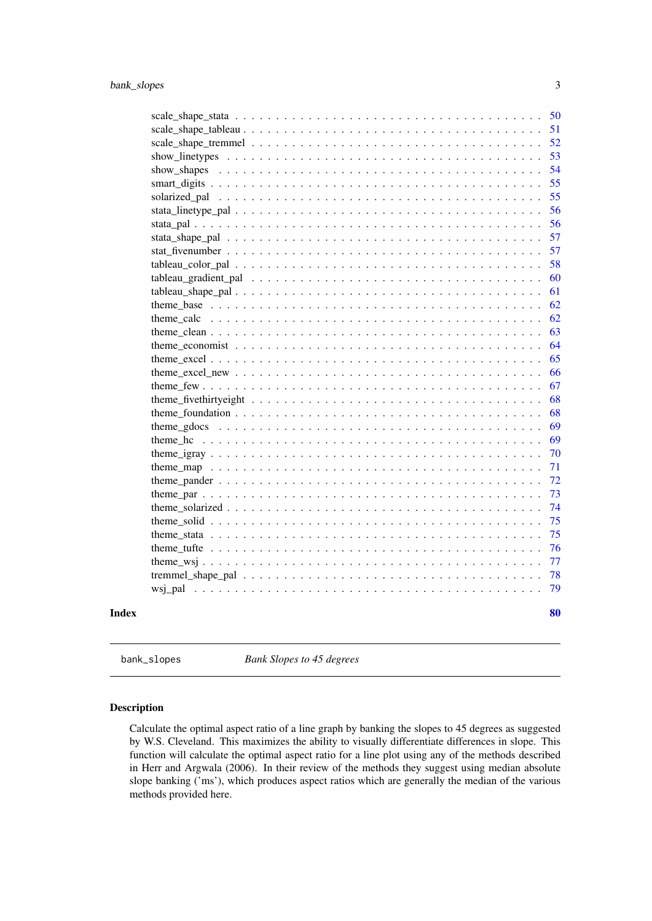scale_shape_stata . . . . . . . . . . . . . . . . . . . . . . . . . . . . . . . . . . . . 50
scale_shape_tableau . . . . . . . . . . . . . . . . . . . . . . . . . . . . . . . . . . . 51
scale_shape_tremmel . . . . . . . . . . . . . . . . . . . . . . . . . . . . . . . . . . . 52
show_linetypes . . . . . . . . . . . . . . . . . . . . . . . . . . . . . . . . . . . . . 53
show_shapes . . . . . . . . . . . . . . . . . . . . . . . . . . . . . . . . . . . . . . 54
smart_digits . . . . . . . . . . . . . . . . . . . . . . . . . . . . . . . . . . . . . . 55
solarized_pal . . . . . . . . . . . . . . . . . . . . . . . . . . . . . . . . . . . . . 55
stata_linetype_pal . . . . . . . . . . . . . . . . . . . . . . . . . . . . . . . . . . . 56
stata_pal . . . . . . . . . . . . . . . . . . . . . . . . . . . . . . . . . . . . . . . . 56
stata_shape_pal . . . . . . . . . . . . . . . . . . . . . . . . . . . . . . . . . . . . 57
stat_fivenumber . . . . . . . . . . . . . . . . . . . . . . . . . . . . . . . . . . . . 57
tableau_color_pal . . . . . . . . . . . . . . . . . . . . . . . . . . . . . . . . . . . 58
tableau_gradient_pal . . . . . . . . . . . . . . . . . . . . . . . . . . . . . . . . . . 60
tableau_shape_pal . . . . . . . . . . . . . . . . . . . . . . . . . . . . . . . . . . . 61
theme_base . . . . . . . . . . . . . . . . . . . . . . . . . . . . . . . . . . . . . . . 62
theme_calc . . . . . . . . . . . . . . . . . . . . . . . . . . . . . . . . . . . . . . . 62
theme_clean . . . . . . . . . . . . . . . . . . . . . . . . . . . . . . . . . . . . . . 63
theme_economist . . . . . . . . . . . . . . . . . . . . . . . . . . . . . . . . . . . . 64
theme_excel . . . . . . . . . . . . . . . . . . . . . . . . . . . . . . . . . . . . . . 65
theme_excel_new . . . . . . . . . . . . . . . . . . . . . . . . . . . . . . . . . . . . 66
theme_few . . . . . . . . . . . . . . . . . . . . . . . . . . . . . . . . . . . . . . . . 67
theme_fivethirtyeight . . . . . . . . . . . . . . . . . . . . . . . . . . . . . . . . . 68
theme_foundation . . . . . . . . . . . . . . . . . . . . . . . . . . . . . . . . . . . . 68
theme_gdocs . . . . . . . . . . . . . . . . . . . . . . . . . . . . . . . . . . . . . . 69
theme_hc . . . . . . . . . . . . . . . . . . . . . . . . . . . . . . . . . . . . . . . . 69
theme_igray . . . . . . . . . . . . . . . . . . . . . . . . . . . . . . . . . . . . . . 70
theme_map . . . . . . . . . . . . . . . . . . . . . . . . . . . . . . . . . . . . . . . . 71
theme_pander . . . . . . . . . . . . . . . . . . . . . . . . . . . . . . . . . . . . . . 72
theme_par . . . . . . . . . . . . . . . . . . . . . . . . . . . . . . . . . . . . . . . . 73
theme_solarized . . . . . . . . . . . . . . . . . . . . . . . . . . . . . . . . . . . . 74
theme_solid . . . . . . . . . . . . . . . . . . . . . . . . . . . . . . . . . . . . . . 75
theme_stata . . . . . . . . . . . . . . . . . . . . . . . . . . . . . . . . . . . . . . 75
theme_tufte . . . . . . . . . . . . . . . . . . . . . . . . . . . . . . . . . . . . . . 76
theme_wsj . . . . . . . . . . . . . . . . . . . . . . . . . . . . . . . . . . . . . . . . 77
tremmel_shape_pal . . . . . . . . . . . . . . . . . . . . . . . . . . . . . . . . . . . 78
wsj_pal . . . . . . . . . . . . . . . . . . . . . . . . . . . . . . . . . . . . . . . . . 79

**Index** **80**

---

## `bank_slopes` *Bank Slopes to 45 degrees*

---

### Description

Calculate the optimal aspect ratio of a line graph by banking the slopes to 45 degrees as suggested by W.S. Cleveland. This maximizes the ability to visually differentiate differences in slope. This function will calculate the optimal aspect ratio for a line plot using any of the methods described in Herr and Argwala (2006). In their review of the methods they suggest using median absolute slope banking ('ms'), which produces aspect ratios which are generally the median of the various methods provided here.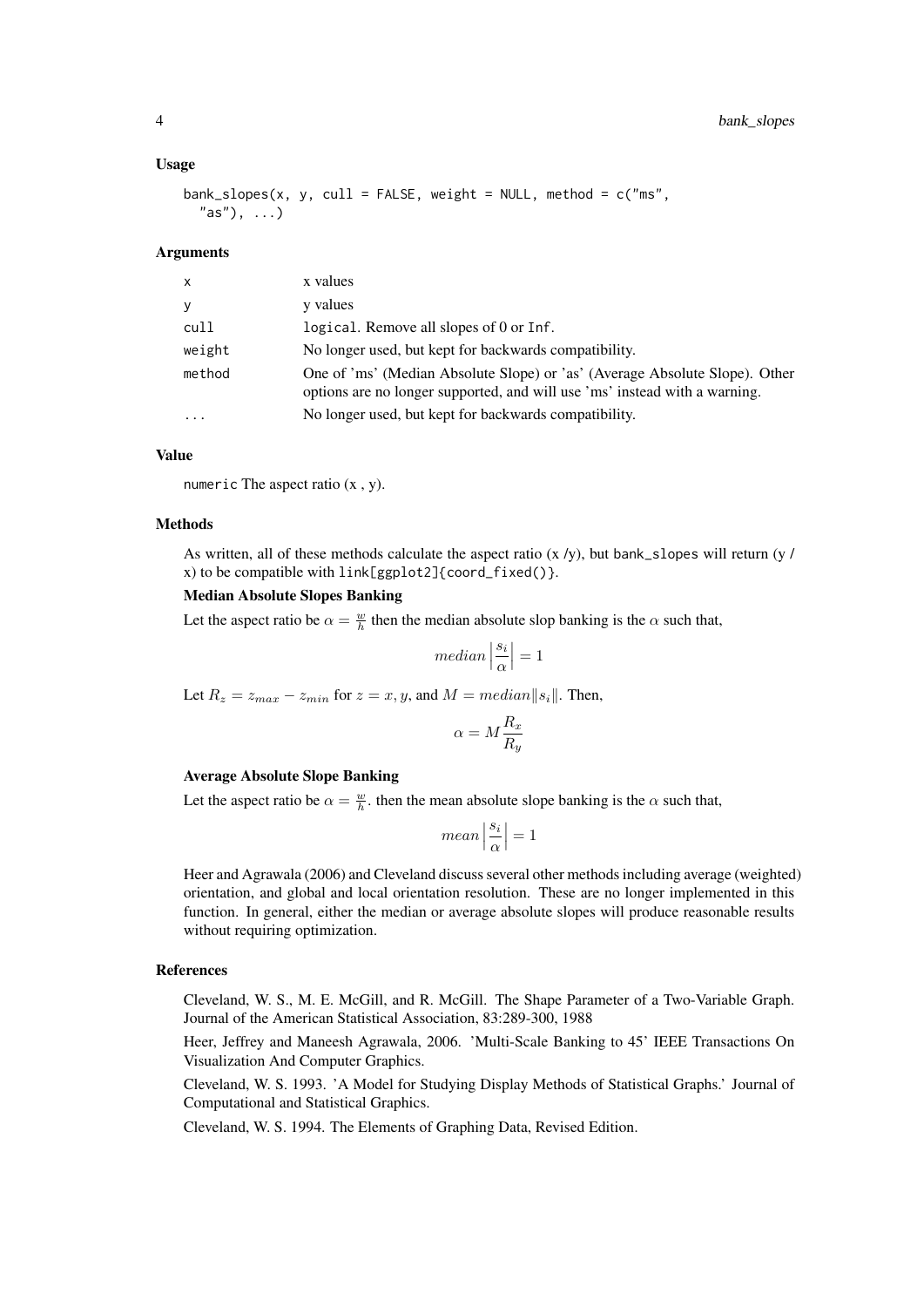### Usage

```
bank_slopes(x, y, cull = FALSE, weight = NULL, method = c("ms",
  "as"), ...)
```

### Arguments

| | |
|---|---|
| x | x values |
| y | y values |
| cull | `logical`. Remove all slopes of 0 or `Inf`. |
| weight | No longer used, but kept for backwards compatibility. |
| method | One of 'ms' (Median Absolute Slope) or 'as' (Average Absolute Slope). Other options are no longer supported, and will use 'ms' instead with a warning. |
| ... | No longer used, but kept for backwards compatibility. |

### Value

`numeric` The aspect ratio (x , y).

### Methods

As written, all of these methods calculate the aspect ratio (x /y), but `bank_slopes` will return (y / x) to be compatible with `link[ggplot2]{coord_fixed()}`.

**Median Absolute Slopes Banking**

Let the aspect ratio be $\alpha = \frac{w}{h}$ then the median absolute slop banking is the $\alpha$ such that,

$$median \left| \frac{s_i}{\alpha} \right| = 1$$

Let $R_z = z_{max} - z_{min}$ for $z = x, y$, and $M = median \| s_i \|$. Then,

$$\alpha = M \frac{R_x}{R_y}$$

**Average Absolute Slope Banking**

Let the aspect ratio be $\alpha = \frac{w}{h}$. then the mean absolute slope banking is the $\alpha$ such that,

$$mean \left| \frac{s_i}{\alpha} \right| = 1$$

Heer and Agrawala (2006) and Cleveland discuss several other methods including average (weighted) orientation, and global and local orientation resolution. These are no longer implemented in this function. In general, either the median or average absolute slopes will produce reasonable results without requiring optimization.

### References

Cleveland, W. S., M. E. McGill, and R. McGill. The Shape Parameter of a Two-Variable Graph. Journal of the American Statistical Association, 83:289-300, 1988

Heer, Jeffrey and Maneesh Agrawala, 2006. 'Multi-Scale Banking to 45' IEEE Transactions On Visualization And Computer Graphics.

Cleveland, W. S. 1993. 'A Model for Studying Display Methods of Statistical Graphics.' Journal of Computational and Statistical Graphics.

Cleveland, W. S. 1994. The Elements of Graphing Data, Revised Edition.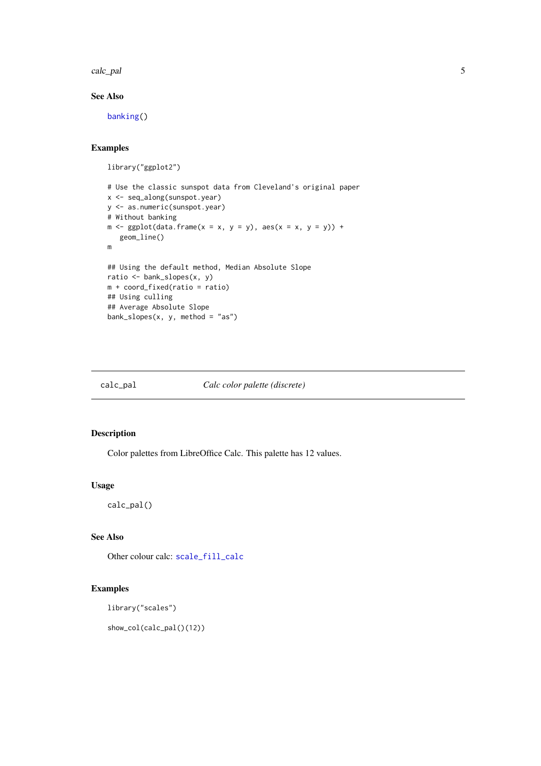### See Also

`banking()`

### Examples

```
library("ggplot2")

# Use the classic sunspot data from Cleveland's original paper
x <- seq_along(sunspot.year)
y <- as.numeric(sunspot.year)
# Without banking
m <- ggplot(data.frame(x = x, y = y), aes(x = x, y = y)) +
  geom_line()
m

## Using the default method, Median Absolute Slope
ratio <- bank_slopes(x, y)
m + coord_fixed(ratio = ratio)
## Using culling
## Average Absolute Slope
bank_slopes(x, y, method = "as")
```

---

## calc_pal — *Calc color palette (discrete)*

### Description

Color palettes from LibreOffice Calc. This palette has 12 values.

### Usage

```
calc_pal()
```

### See Also

Other colour calc: `scale_fill_calc`

### Examples

```
library("scales")

show_col(calc_pal()(12))
```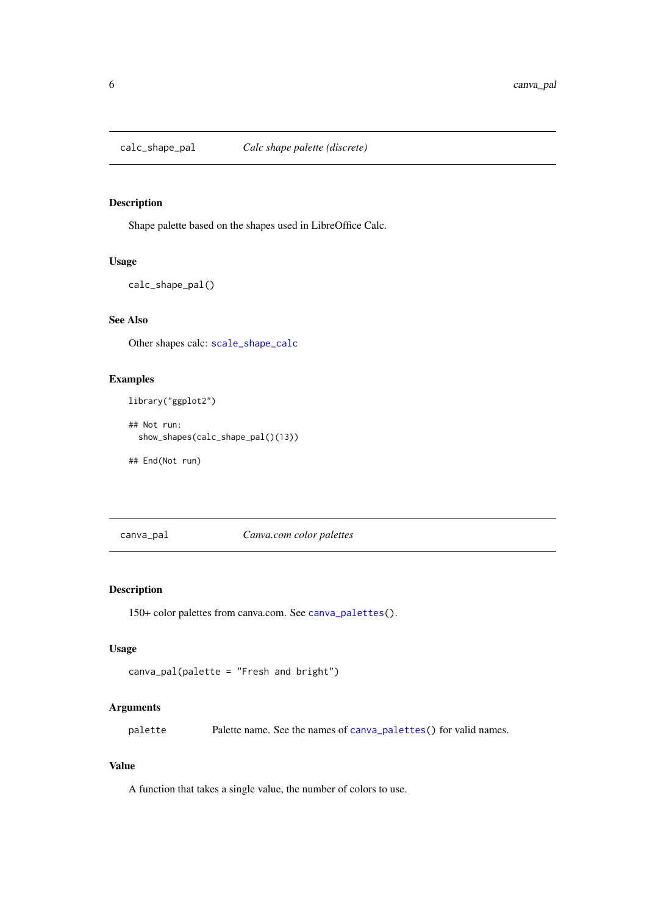## calc_shape_pal — *Calc shape palette (discrete)*

### Description

Shape palette based on the shapes used in LibreOffice Calc.

### Usage

```
calc_shape_pal()
```

### See Also

Other shapes calc: `scale_shape_calc`

### Examples

```
library("ggplot2")

## Not run:
  show_shapes(calc_shape_pal()(13))

## End(Not run)
```

## canva_pal — *Canva.com color palettes*

### Description

150+ color palettes from canva.com. See `canva_palettes()`.

### Usage

```
canva_pal(palette = "Fresh and bright")
```

### Arguments

| | |
|---|---|
| `palette` | Palette name. See the names of `canva_palettes()` for valid names. |

### Value

A function that takes a single value, the number of colors to use.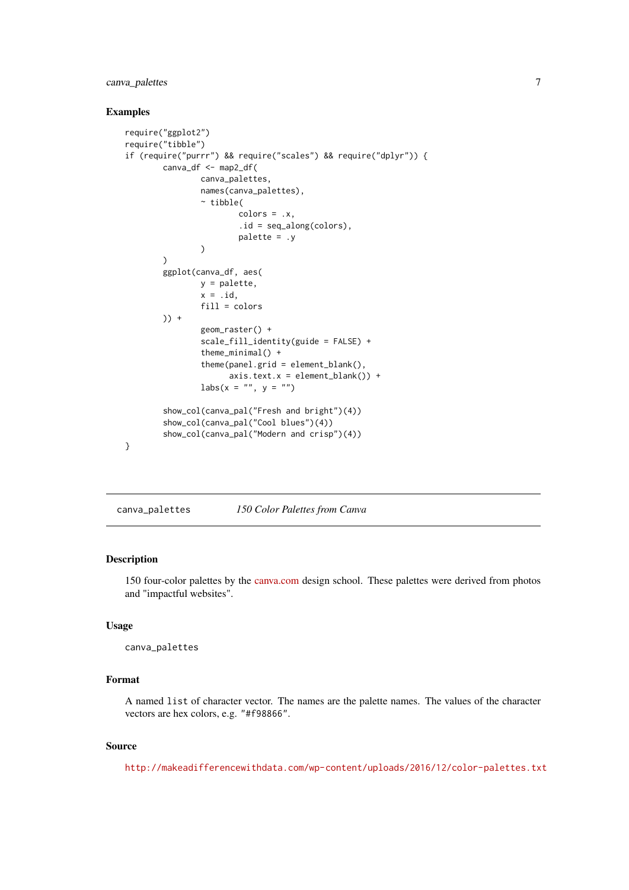## Examples

```
require("ggplot2")
require("tibble")
if (require("purrr") && require("scales") && require("dplyr")) {
        canva_df <- map2_df(
                canva_palettes,
                names(canva_palettes),
                ~ tibble(
                        colors = .x,
                        .id = seq_along(colors),
                        palette = .y
                )
        )
        ggplot(canva_df, aes(
                y = palette,
                x = .id,
                fill = colors
        )) +
                geom_raster() +
                scale_fill_identity(guide = FALSE) +
                theme_minimal() +
                theme(panel.grid = element_blank(),
                      axis.text.x = element_blank()) +
                labs(x = "", y = "")

        show_col(canva_pal("Fresh and bright")(4))
        show_col(canva_pal("Cool blues")(4))
        show_col(canva_pal("Modern and crisp")(4))
}
```

---

`canva_palettes` *150 Color Palettes from Canva*

---

## Description

150 four-color palettes by the canva.com design school. These palettes were derived from photos and "impactful websites".

## Usage

```
canva_palettes
```

## Format

A named `list` of character vector. The names are the palette names. The values of the character vectors are hex colors, e.g. `"#f98866"`.

## Source

http://makeadifferencewithdata.com/wp-content/uploads/2016/12/color-palettes.txt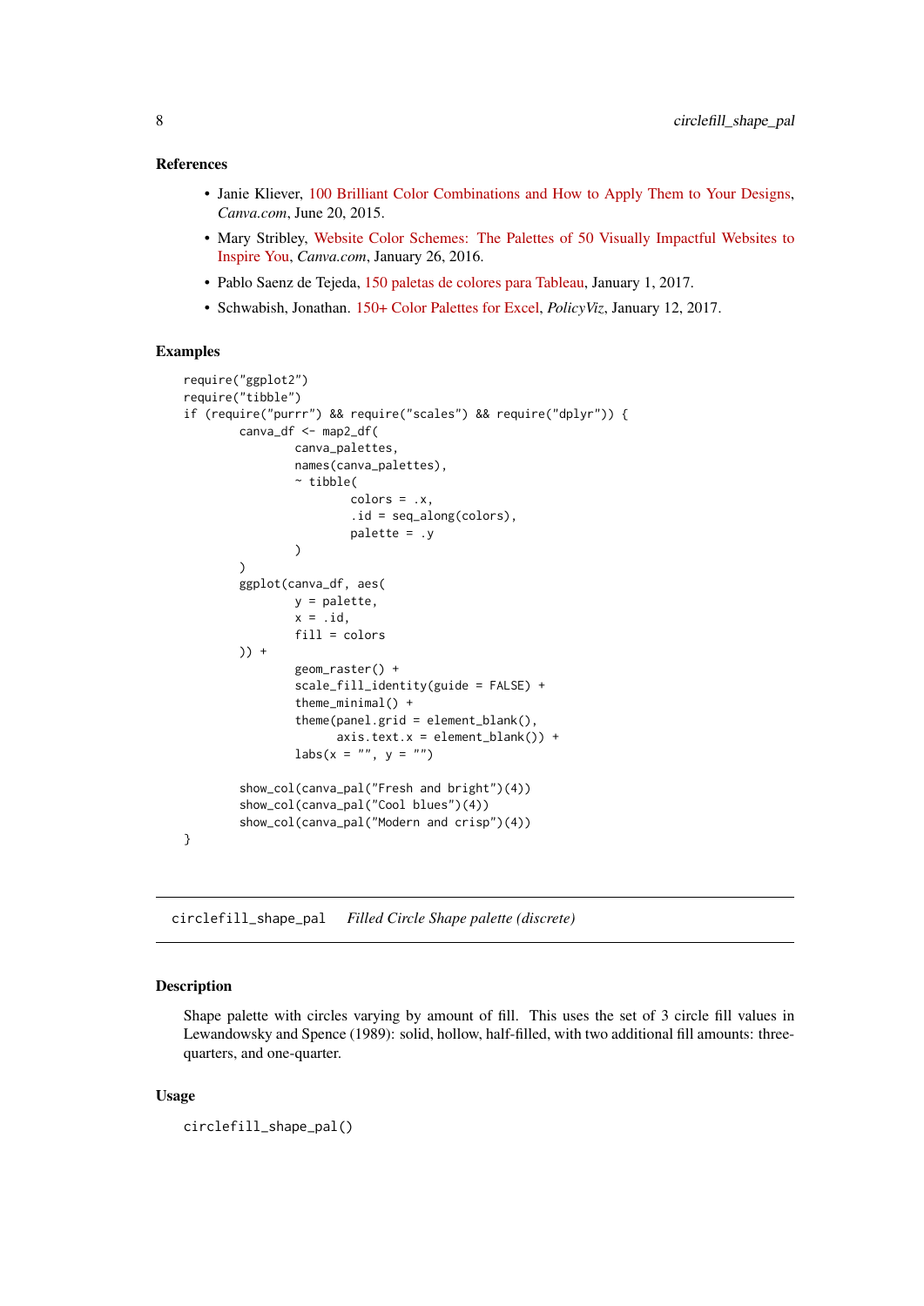### References

- Janie Kliever, 100 Brilliant Color Combinations and How to Apply Them to Your Designs, *Canva.com*, June 20, 2015.
- Mary Stribley, Website Color Schemes: The Palettes of 50 Visually Impactful Websites to Inspire You, *Canva.com*, January 26, 2016.
- Pablo Saenz de Tejeda, 150 paletas de colores para Tableau, January 1, 2017.
- Schwabish, Jonathan. 150+ Color Palettes for Excel, *PolicyViz*, January 12, 2017.

### Examples

```
require("ggplot2")
require("tibble")
if (require("purrr") && require("scales") && require("dplyr")) {
        canva_df <- map2_df(
                canva_palettes,
                names(canva_palettes),
                ~ tibble(
                        colors = .x,
                        .id = seq_along(colors),
                        palette = .y
                )
        )
        ggplot(canva_df, aes(
                y = palette,
                x = .id,
                fill = colors
        )) +
                geom_raster() +
                scale_fill_identity(guide = FALSE) +
                theme_minimal() +
                theme(panel.grid = element_blank(),
                      axis.text.x = element_blank()) +
                labs(x = "", y = "")

        show_col(canva_pal("Fresh and bright")(4))
        show_col(canva_pal("Cool blues")(4))
        show_col(canva_pal("Modern and crisp")(4))
}
```

---

## circlefill_shape_pal    *Filled Circle Shape palette (discrete)*

---

### Description

Shape palette with circles varying by amount of fill. This uses the set of 3 circle fill values in Lewandowsky and Spence (1989): solid, hollow, half-filled, with two additional fill amounts: three-quarters, and one-quarter.

### Usage

```
circlefill_shape_pal()
```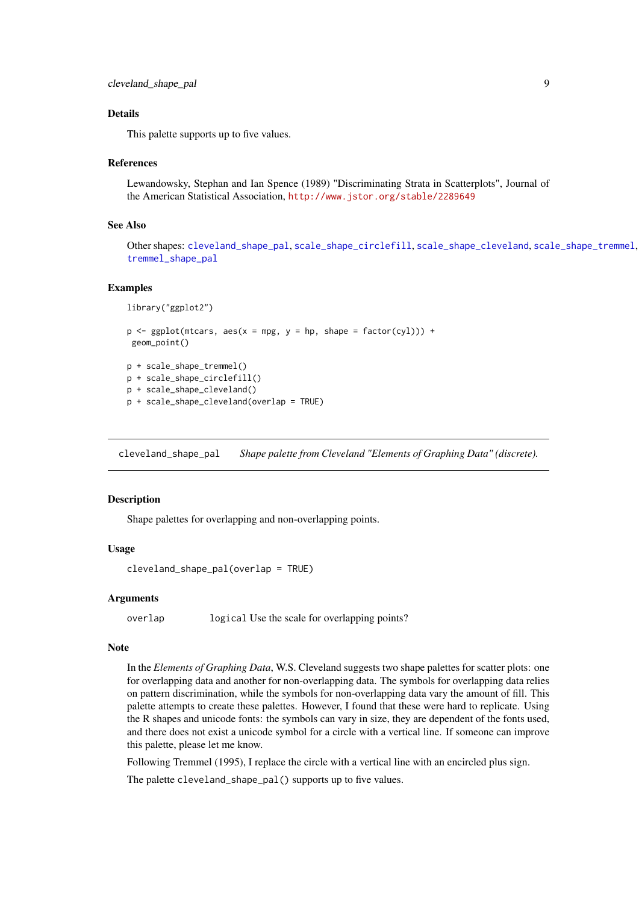### Details

This palette supports up to five values.

### References

Lewandowsky, Stephan and Ian Spence (1989) "Discriminating Strata in Scatterplots", Journal of the American Statistical Association, http://www.jstor.org/stable/2289649

### See Also

Other shapes: cleveland_shape_pal, scale_shape_circlefill, scale_shape_cleveland, scale_shape_tremmel, tremmel_shape_pal

### Examples

```
library("ggplot2")

p <- ggplot(mtcars, aes(x = mpg, y = hp, shape = factor(cyl))) +
 geom_point()

p + scale_shape_tremmel()
p + scale_shape_circlefill()
p + scale_shape_cleveland()
p + scale_shape_cleveland(overlap = TRUE)
```

---

## cleveland_shape_pal    *Shape palette from Cleveland "Elements of Graphing Data" (discrete).*

---

### Description

Shape palettes for overlapping and non-overlapping points.

### Usage

```
cleveland_shape_pal(overlap = TRUE)
```

### Arguments

| | |
|---|---|
| `overlap` | `logical` Use the scale for overlapping points? |

### Note

In the *Elements of Graphing Data*, W.S. Cleveland suggests two shape palettes for scatter plots: one for overlapping data and another for non-overlapping data. The symbols for overlapping data relies on pattern discrimination, while the symbols for non-overlapping data vary the amount of fill. This palette attempts to create these palettes. However, I found that these were hard to replicate. Using the R shapes and unicode fonts: the symbols can vary in size, they are dependent of the fonts used, and there does not exist a unicode symbol for a circle with a vertical line. If someone can improve this palette, please let me know.

Following Tremmel (1995), I replace the circle with a vertical line with an encircled plus sign.

The palette `cleveland_shape_pal()` supports up to five values.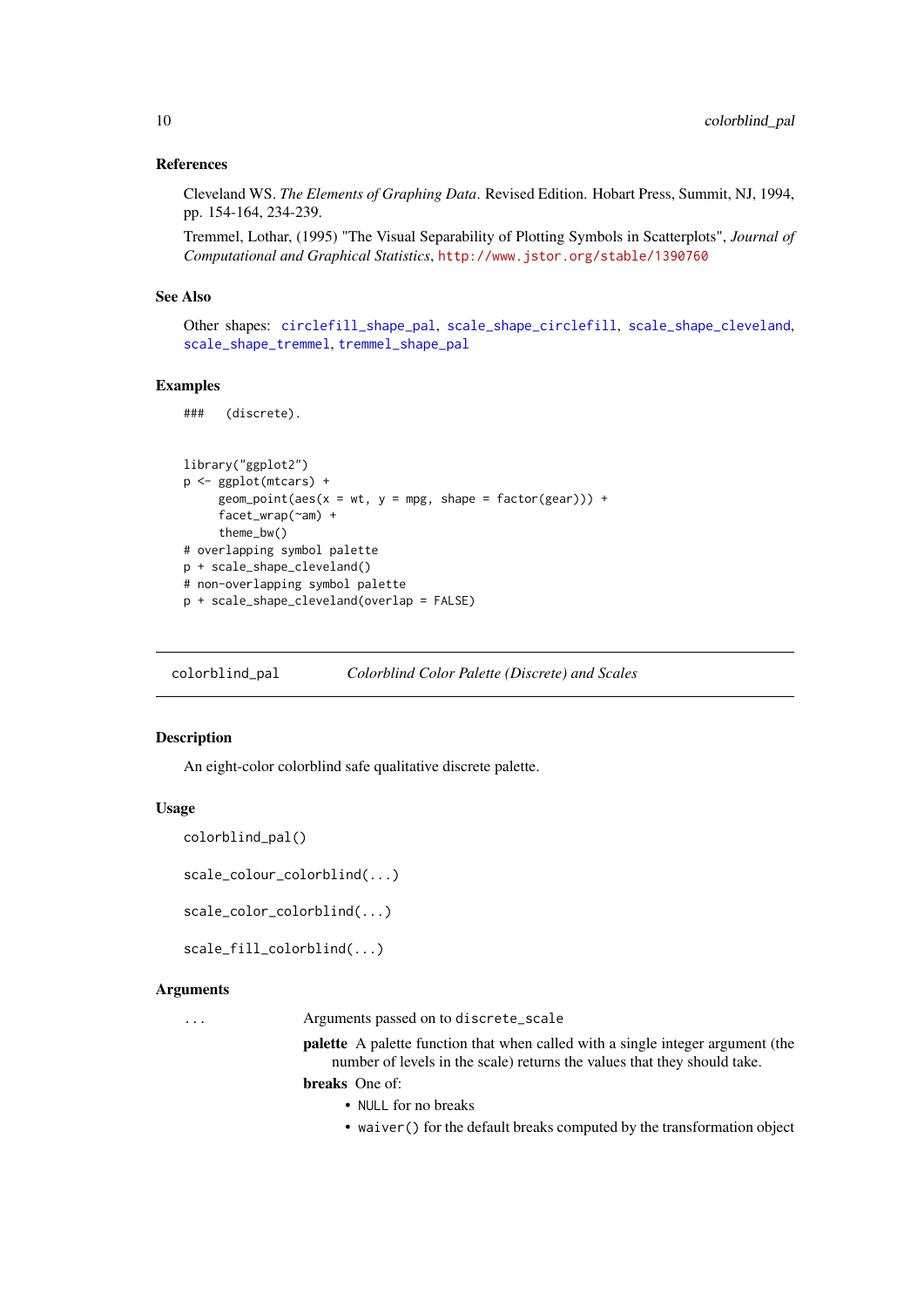### References

Cleveland WS. *The Elements of Graphing Data*. Revised Edition. Hobart Press, Summit, NJ, 1994, pp. 154-164, 234-239.

Tremmel, Lothar, (1995) "The Visual Separability of Plotting Symbols in Scatterplots", *Journal of Computational and Graphical Statistics*, http://www.jstor.org/stable/1390760

### See Also

Other shapes: circlefill_shape_pal, scale_shape_circlefill, scale_shape_cleveland, scale_shape_tremmel, tremmel_shape_pal

### Examples

```
###   (discrete).


library("ggplot2")
p <- ggplot(mtcars) +
     geom_point(aes(x = wt, y = mpg, shape = factor(gear))) +
     facet_wrap(~am) +
     theme_bw()
# overlapping symbol palette
p + scale_shape_cleveland()
# non-overlapping symbol palette
p + scale_shape_cleveland(overlap = FALSE)
```

---

## colorblind_pal — *Colorblind Color Palette (Discrete) and Scales*

### Description

An eight-color colorblind safe qualitative discrete palette.

### Usage

```
colorblind_pal()

scale_colour_colorblind(...)

scale_color_colorblind(...)

scale_fill_colorblind(...)
```

### Arguments

... Arguments passed on to `discrete_scale`

**palette** A palette function that when called with a single integer argument (the number of levels in the scale) returns the values that they should take.

**breaks** One of:

- `NULL` for no breaks
- `waiver()` for the default breaks computed by the transformation object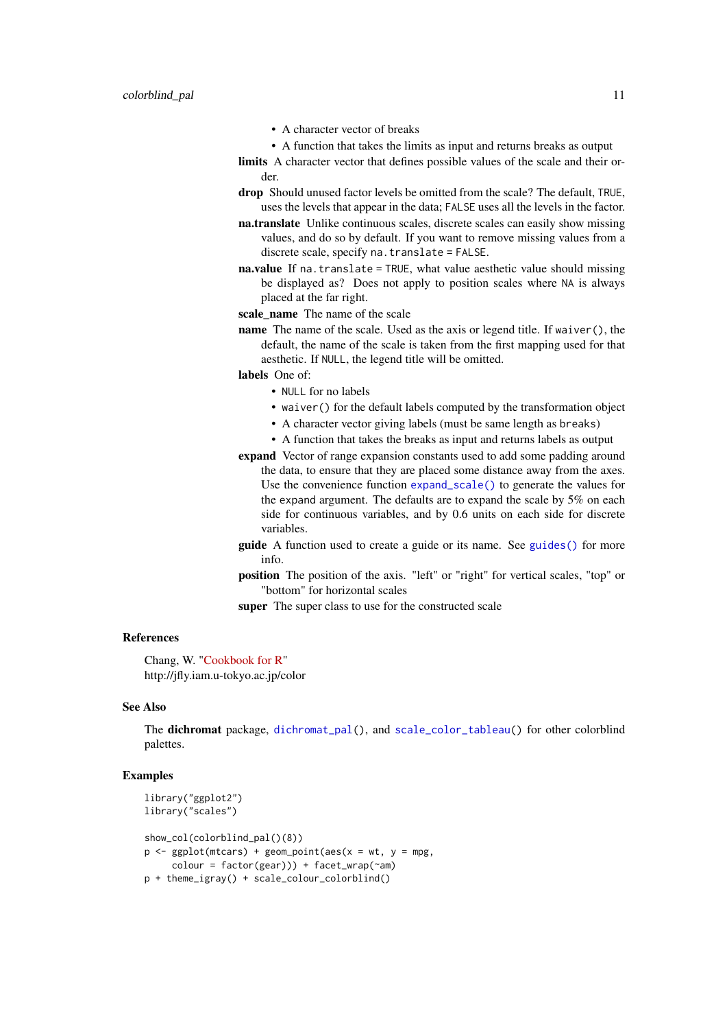- A character vector of breaks
- A function that takes the limits as input and returns breaks as output

**limits** A character vector that defines possible values of the scale and their order.

**drop** Should unused factor levels be omitted from the scale? The default, `TRUE`, uses the levels that appear in the data; `FALSE` uses all the levels in the factor.

**na.translate** Unlike continuous scales, discrete scales can easily show missing values, and do so by default. If you want to remove missing values from a discrete scale, specify `na.translate = FALSE`.

**na.value** If `na.translate = TRUE`, what value aesthetic value should missing be displayed as? Does not apply to position scales where `NA` is always placed at the far right.

**scale_name** The name of the scale

**name** The name of the scale. Used as the axis or legend title. If `waiver()`, the default, the name of the scale is taken from the first mapping used for that aesthetic. If `NULL`, the legend title will be omitted.

**labels** One of:

- `NULL` for no labels
- `waiver()` for the default labels computed by the transformation object
- A character vector giving labels (must be same length as `breaks`)
- A function that takes the breaks as input and returns labels as output

**expand** Vector of range expansion constants used to add some padding around the data, to ensure that they are placed some distance away from the axes. Use the convenience function `expand_scale()` to generate the values for the `expand` argument. The defaults are to expand the scale by 5% on each side for continuous variables, and by 0.6 units on each side for discrete variables.

**guide** A function used to create a guide or its name. See `guides()` for more info.

**position** The position of the axis. "left" or "right" for vertical scales, "top" or "bottom" for horizontal scales

**super** The super class to use for the constructed scale

### References

Chang, W. "Cookbook for R"
http://jfly.iam.u-tokyo.ac.jp/color

### See Also

The **dichromat** package, `dichromat_pal()`, and `scale_color_tableau()` for other colorblind palettes.

### Examples

```
library("ggplot2")
library("scales")

show_col(colorblind_pal()(8))
p <- ggplot(mtcars) + geom_point(aes(x = wt, y = mpg,
     colour = factor(gear))) + facet_wrap(~am)
p + theme_igray() + scale_colour_colorblind()
```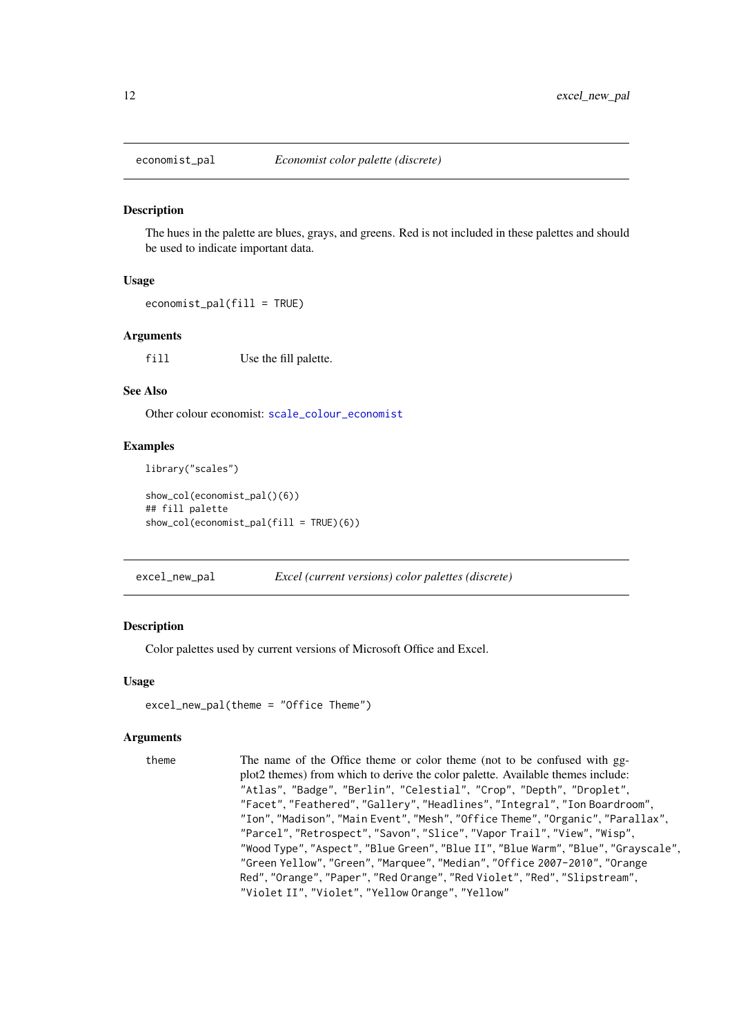## economist_pal — *Economist color palette (discrete)*

### Description

The hues in the palette are blues, grays, and greens. Red is not included in these palettes and should be used to indicate important data.

### Usage

```
economist_pal(fill = TRUE)
```

### Arguments

| | |
|---|---|
| `fill` | Use the fill palette. |

### See Also

Other colour economist: `scale_colour_economist`

### Examples

```
library("scales")

show_col(economist_pal()(6))
## fill palette
show_col(economist_pal(fill = TRUE)(6))
```

## excel_new_pal — *Excel (current versions) color palettes (discrete)*

### Description

Color palettes used by current versions of Microsoft Office and Excel.

### Usage

```
excel_new_pal(theme = "Office Theme")
```

### Arguments

| | |
|---|---|
| `theme` | The name of the Office theme or color theme (not to be confused with ggplot2 themes) from which to derive the color palette. Available themes include: "Atlas", "Badge", "Berlin", "Celestial", "Crop", "Depth", "Droplet", "Facet", "Feathered", "Gallery", "Headlines", "Integral", "Ion Boardroom", "Ion", "Madison", "Main Event", "Mesh", "Office Theme", "Organic", "Parallax", "Parcel", "Retrospect", "Savon", "Slice", "Vapor Trail", "View", "Wisp", "Wood Type", "Aspect", "Blue Green", "Blue II", "Blue Warm", "Blue", "Grayscale", "Green Yellow", "Green", "Marquee", "Median", "Office 2007-2010", "Orange Red", "Orange", "Paper", "Red Orange", "Red Violet", "Red", "Slipstream", "Violet II", "Violet", "Yellow Orange", "Yellow" |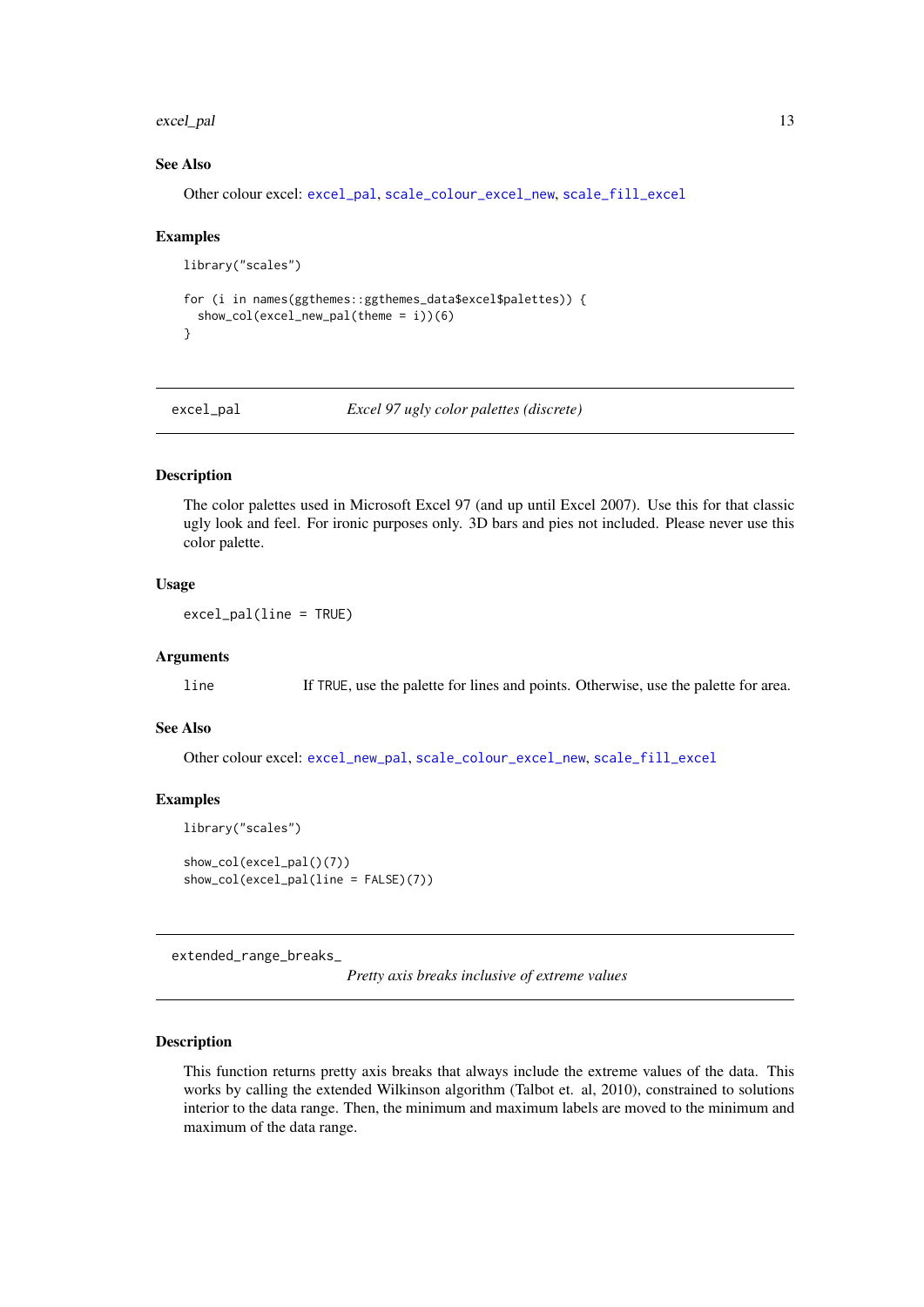### See Also

Other colour excel: `excel_pal`, `scale_colour_excel_new`, `scale_fill_excel`

### Examples

```
library("scales")

for (i in names(ggthemes::ggthemes_data$excel$palettes)) {
  show_col(excel_new_pal(theme = i))(6)
}
```

---

## excel_pal — *Excel 97 ugly color palettes (discrete)*

### Description

The color palettes used in Microsoft Excel 97 (and up until Excel 2007). Use this for that classic ugly look and feel. For ironic purposes only. 3D bars and pies not included. Please never use this color palette.

### Usage

```
excel_pal(line = TRUE)
```

### Arguments

| | |
|---|---|
| line | If TRUE, use the palette for lines and points. Otherwise, use the palette for area. |

### See Also

Other colour excel: `excel_new_pal`, `scale_colour_excel_new`, `scale_fill_excel`

### Examples

```
library("scales")

show_col(excel_pal()(7))
show_col(excel_pal(line = FALSE)(7))
```

---

## extended_range_breaks_ — *Pretty axis breaks inclusive of extreme values*

### Description

This function returns pretty axis breaks that always include the extreme values of the data. This works by calling the extended Wilkinson algorithm (Talbot et. al, 2010), constrained to solutions interior to the data range. Then, the minimum and maximum labels are moved to the minimum and maximum of the data range.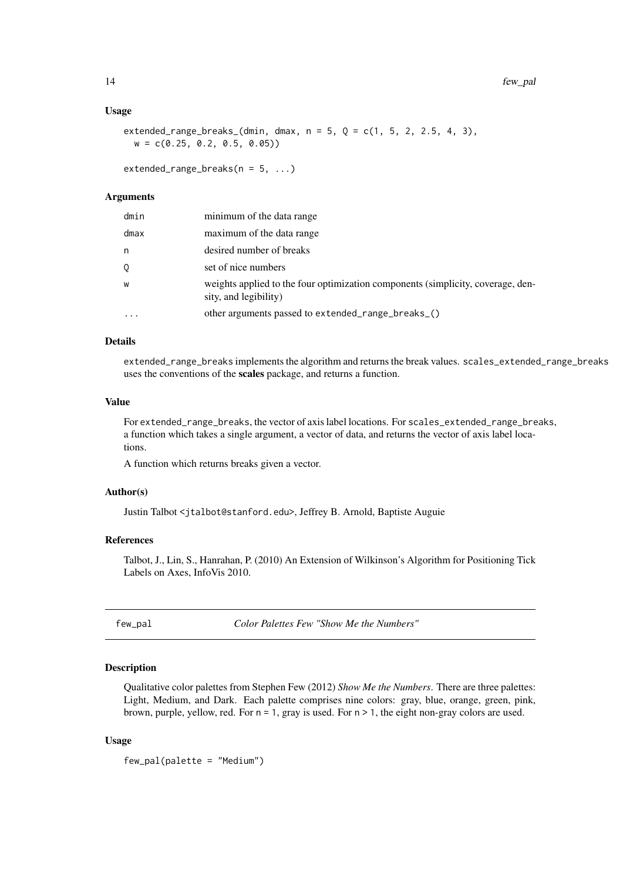### Usage

```
extended_range_breaks_(dmin, dmax, n = 5, Q = c(1, 5, 2, 2.5, 4, 3),
  w = c(0.25, 0.2, 0.5, 0.05))

extended_range_breaks(n = 5, ...)
```

### Arguments

| | |
|---|---|
| dmin | minimum of the data range |
| dmax | maximum of the data range |
| n | desired number of breaks |
| Q | set of nice numbers |
| w | weights applied to the four optimization components (simplicity, coverage, density, and legibility) |
| ... | other arguments passed to extended_range_breaks_() |

### Details

extended_range_breaks implements the algorithm and returns the break values. scales_extended_range_breaks uses the conventions of the **scales** package, and returns a function.

### Value

For extended_range_breaks, the vector of axis label locations. For scales_extended_range_breaks, a function which takes a single argument, a vector of data, and returns the vector of axis label locations.

A function which returns breaks given a vector.

### Author(s)

Justin Talbot <jtalbot@stanford.edu>, Jeffrey B. Arnold, Baptiste Auguie

### References

Talbot, J., Lin, S., Hanrahan, P. (2010) An Extension of Wilkinson's Algorithm for Positioning Tick Labels on Axes, InfoVis 2010.

---

## few_pal — *Color Palettes Few "Show Me the Numbers"*

### Description

Qualitative color palettes from Stephen Few (2012) *Show Me the Numbers*. There are three palettes: Light, Medium, and Dark. Each palette comprises nine colors: gray, blue, orange, green, pink, brown, purple, yellow, red. For n = 1, gray is used. For n > 1, the eight non-gray colors are used.

### Usage

```
few_pal(palette = "Medium")
```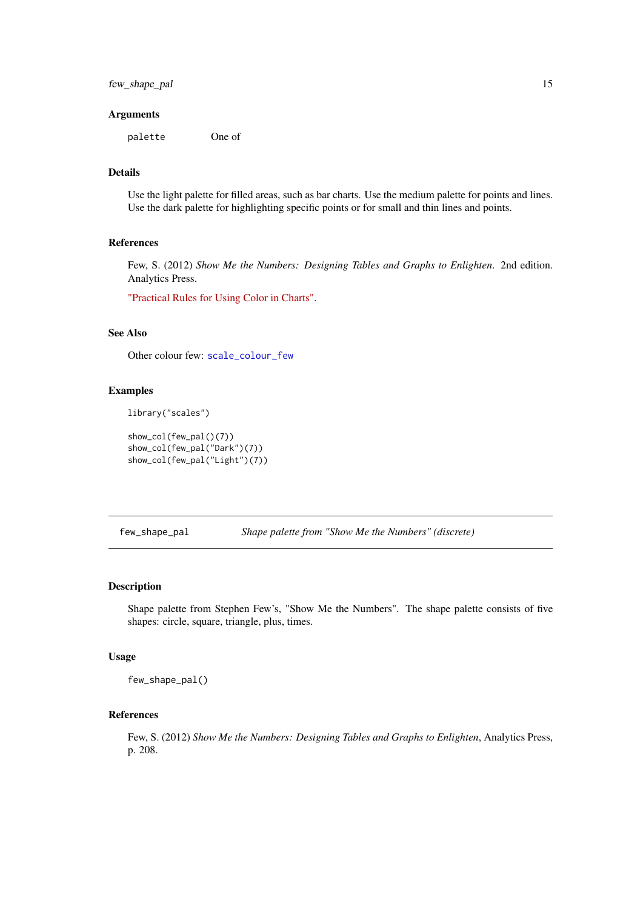### Arguments

| | |
|---|---|
| palette | One of |

### Details

Use the light palette for filled areas, such as bar charts. Use the medium palette for points and lines. Use the dark palette for highlighting specific points or for small and thin lines and points.

### References

Few, S. (2012) *Show Me the Numbers: Designing Tables and Graphs to Enlighten*. 2nd edition. Analytics Press.

"Practical Rules for Using Color in Charts".

### See Also

Other colour few: `scale_colour_few`

### Examples

```
library("scales")

show_col(few_pal()(7))
show_col(few_pal("Dark")(7))
show_col(few_pal("Light")(7))
```

---

## few_shape_pal    *Shape palette from "Show Me the Numbers" (discrete)*

### Description

Shape palette from Stephen Few's, "Show Me the Numbers". The shape palette consists of five shapes: circle, square, triangle, plus, times.

### Usage

```
few_shape_pal()
```

### References

Few, S. (2012) *Show Me the Numbers: Designing Tables and Graphs to Enlighten*, Analytics Press, p. 208.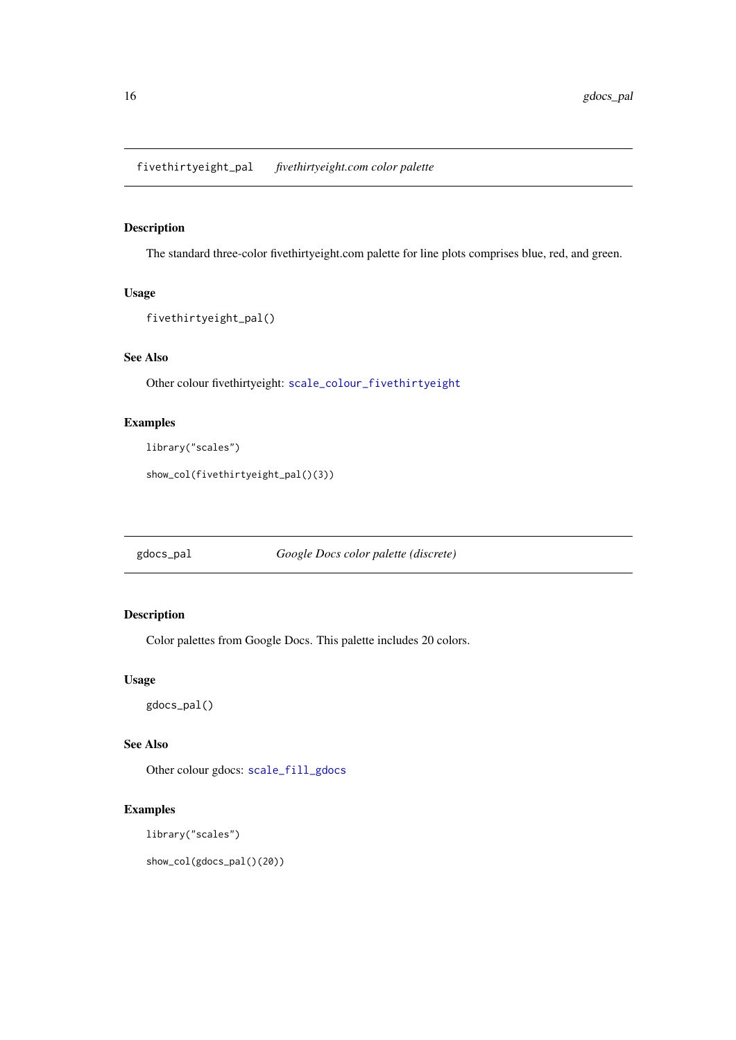## fivethirtyeight_pal — *fivethirtyeight.com color palette*

### Description

The standard three-color fivethirtyeight.com palette for line plots comprises blue, red, and green.

### Usage

```
fivethirtyeight_pal()
```

### See Also

Other colour fivethirtyeight: scale_colour_fivethirtyeight

### Examples

```
library("scales")

show_col(fivethirtyeight_pal()(3))
```

## gdocs_pal — *Google Docs color palette (discrete)*

### Description

Color palettes from Google Docs. This palette includes 20 colors.

### Usage

```
gdocs_pal()
```

### See Also

Other colour gdocs: scale_fill_gdocs

### Examples

```
library("scales")

show_col(gdocs_pal()(20))
```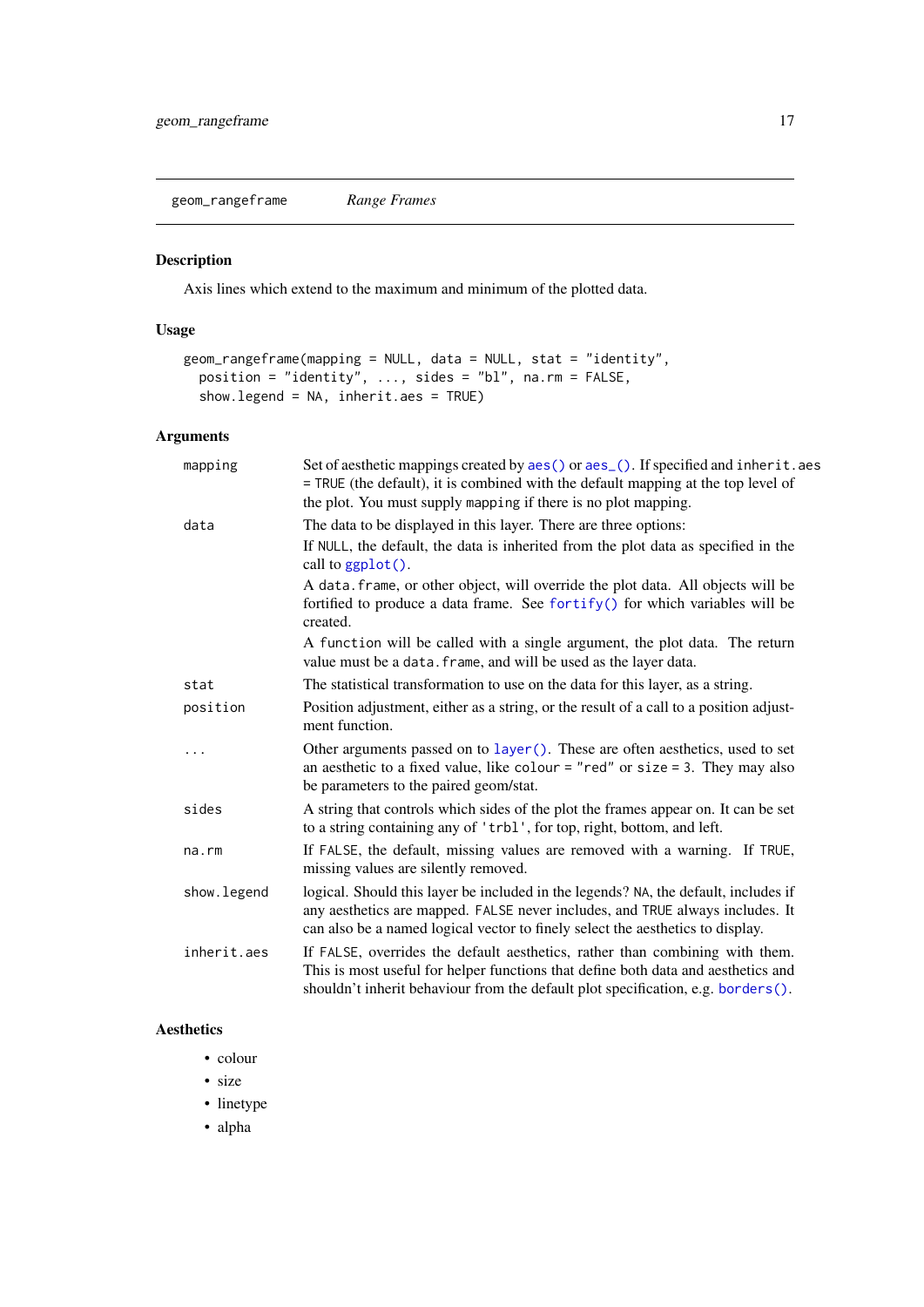## geom_rangeframe — *Range Frames*

### Description

Axis lines which extend to the maximum and minimum of the plotted data.

### Usage

```
geom_rangeframe(mapping = NULL, data = NULL, stat = "identity",
  position = "identity", ..., sides = "bl", na.rm = FALSE,
  show.legend = NA, inherit.aes = TRUE)
```

### Arguments

- `mapping` — Set of aesthetic mappings created by `aes()` or `aes_()`. If specified and `inherit.aes = TRUE` (the default), it is combined with the default mapping at the top level of the plot. You must supply `mapping` if there is no plot mapping.
- `data` — The data to be displayed in this layer. There are three options:

  If `NULL`, the default, the data is inherited from the plot data as specified in the call to `ggplot()`.

  A `data.frame`, or other object, will override the plot data. All objects will be fortified to produce a data frame. See `fortify()` for which variables will be created.

  A `function` will be called with a single argument, the plot data. The return value must be a `data.frame`, and will be used as the layer data.
- `stat` — The statistical transformation to use on the data for this layer, as a string.
- `position` — Position adjustment, either as a string, or the result of a call to a position adjustment function.
- `...` — Other arguments passed on to `layer()`. These are often aesthetics, used to set an aesthetic to a fixed value, like `colour = "red"` or `size = 3`. They may also be parameters to the paired geom/stat.
- `sides` — A string that controls which sides of the plot the frames appear on. It can be set to a string containing any of `'trbl'`, for top, right, bottom, and left.
- `na.rm` — If `FALSE`, the default, missing values are removed with a warning. If `TRUE`, missing values are silently removed.
- `show.legend` — logical. Should this layer be included in the legends? `NA`, the default, includes if any aesthetics are mapped. `FALSE` never includes, and `TRUE` always includes. It can also be a named logical vector to finely select the aesthetics to display.
- `inherit.aes` — If `FALSE`, overrides the default aesthetics, rather than combining with them. This is most useful for helper functions that define both data and aesthetics and shouldn't inherit behaviour from the default plot specification, e.g. `borders()`.

### Aesthetics

- colour
- size
- linetype
- alpha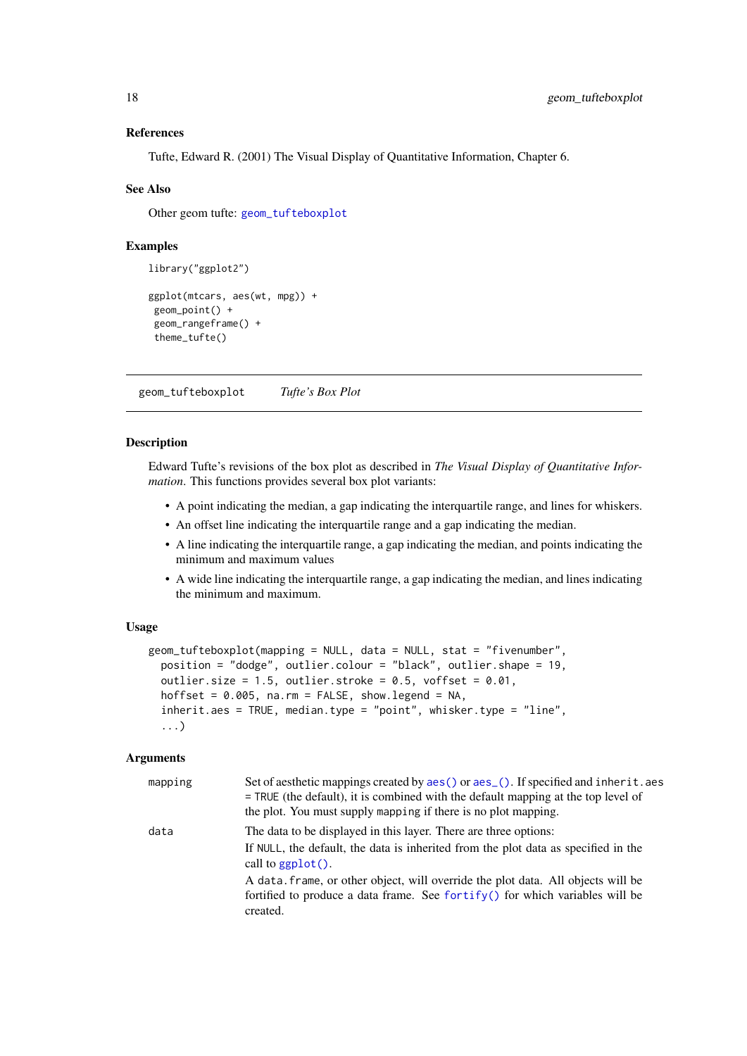### References

Tufte, Edward R. (2001) The Visual Display of Quantitative Information, Chapter 6.

### See Also

Other geom tufte: geom_tufteboxplot

### Examples

```
library("ggplot2")

ggplot(mtcars, aes(wt, mpg)) +
 geom_point() +
 geom_rangeframe() +
 theme_tufte()
```

---

## geom_tufteboxplot    *Tufte's Box Plot*

---

### Description

Edward Tufte's revisions of the box plot as described in *The Visual Display of Quantitative Information*. This functions provides several box plot variants:

- A point indicating the median, a gap indicating the interquartile range, and lines for whiskers.
- An offset line indicating the interquartile range and a gap indicating the median.
- A line indicating the interquartile range, a gap indicating the median, and points indicating the minimum and maximum values
- A wide line indicating the interquartile range, a gap indicating the median, and lines indicating the minimum and maximum.

### Usage

```
geom_tufteboxplot(mapping = NULL, data = NULL, stat = "fivenumber",
  position = "dodge", outlier.colour = "black", outlier.shape = 19,
  outlier.size = 1.5, outlier.stroke = 0.5, voffset = 0.01,
  hoffset = 0.005, na.rm = FALSE, show.legend = NA,
  inherit.aes = TRUE, median.type = "point", whisker.type = "line",
  ...)
```

### Arguments

| | |
|---|---|
| mapping | Set of aesthetic mappings created by aes() or aes_(). If specified and inherit.aes = TRUE (the default), it is combined with the default mapping at the top level of the plot. You must supply mapping if there is no plot mapping. |
| data | The data to be displayed in this layer. There are three options:<br>If NULL, the default, the data is inherited from the plot data as specified in the call to ggplot().<br>A data.frame, or other object, will override the plot data. All objects will be fortified to produce a data frame. See fortify() for which variables will be created. |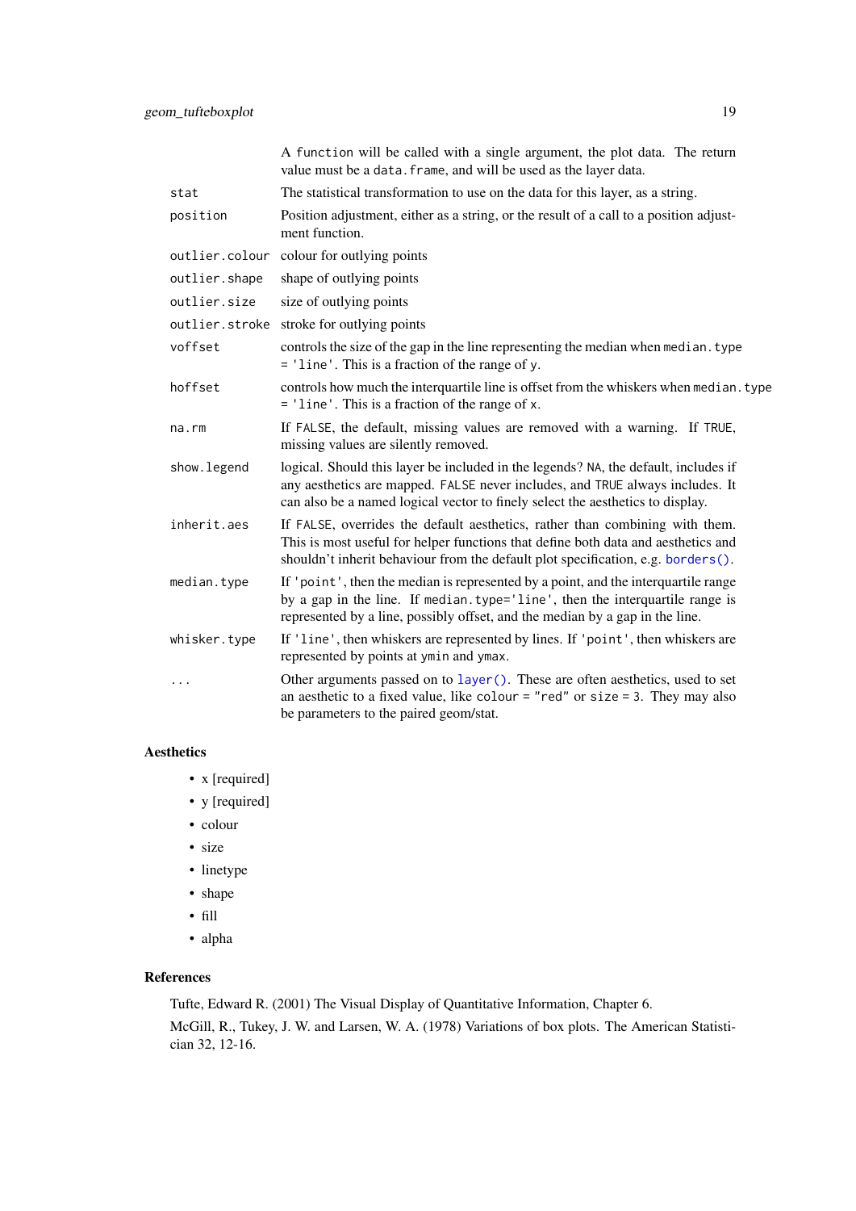| | |
|---|---|
| | A `function` will be called with a single argument, the plot data. The return value must be a `data.frame`, and will be used as the layer data. |
| `stat` | The statistical transformation to use on the data for this layer, as a string. |
| `position` | Position adjustment, either as a string, or the result of a call to a position adjustment function. |
| `outlier.colour` | colour for outlying points |
| `outlier.shape` | shape of outlying points |
| `outlier.size` | size of outlying points |
| `outlier.stroke` | stroke for outlying points |
| `voffset` | controls the size of the gap in the line representing the median when `median.type = 'line'`. This is a fraction of the range of `y`. |
| `hoffset` | controls how much the interquartile line is offset from the whiskers when `median.type = 'line'`. This is a fraction of the range of `x`. |
| `na.rm` | If `FALSE`, the default, missing values are removed with a warning. If `TRUE`, missing values are silently removed. |
| `show.legend` | logical. Should this layer be included in the legends? `NA`, the default, includes if any aesthetics are mapped. `FALSE` never includes, and `TRUE` always includes. It can also be a named logical vector to finely select the aesthetics to display. |
| `inherit.aes` | If `FALSE`, overrides the default aesthetics, rather than combining with them. This is most useful for helper functions that define both data and aesthetics and shouldn't inherit behaviour from the default plot specification, e.g. `borders()`. |
| `median.type` | If `'point'`, then the median is represented by a point, and the interquartile range by a gap in the line. If `median.type='line'`, then the interquartile range is represented by a line, possibly offset, and the median by a gap in the line. |
| `whisker.type` | If `'line'`, then whiskers are represented by lines. If `'point'`, then whiskers are represented by points at `ymin` and `ymax`. |
| `...` | Other arguments passed on to `layer()`. These are often aesthetics, used to set an aesthetic to a fixed value, like `colour = "red"` or `size = 3`. They may also be parameters to the paired geom/stat. |

### Aesthetics

- x [required]
- y [required]
- colour
- size
- linetype
- shape
- fill
- alpha

### References

Tufte, Edward R. (2001) The Visual Display of Quantitative Information, Chapter 6.

McGill, R., Tukey, J. W. and Larsen, W. A. (1978) Variations of box plots. The American Statistician 32, 12-16.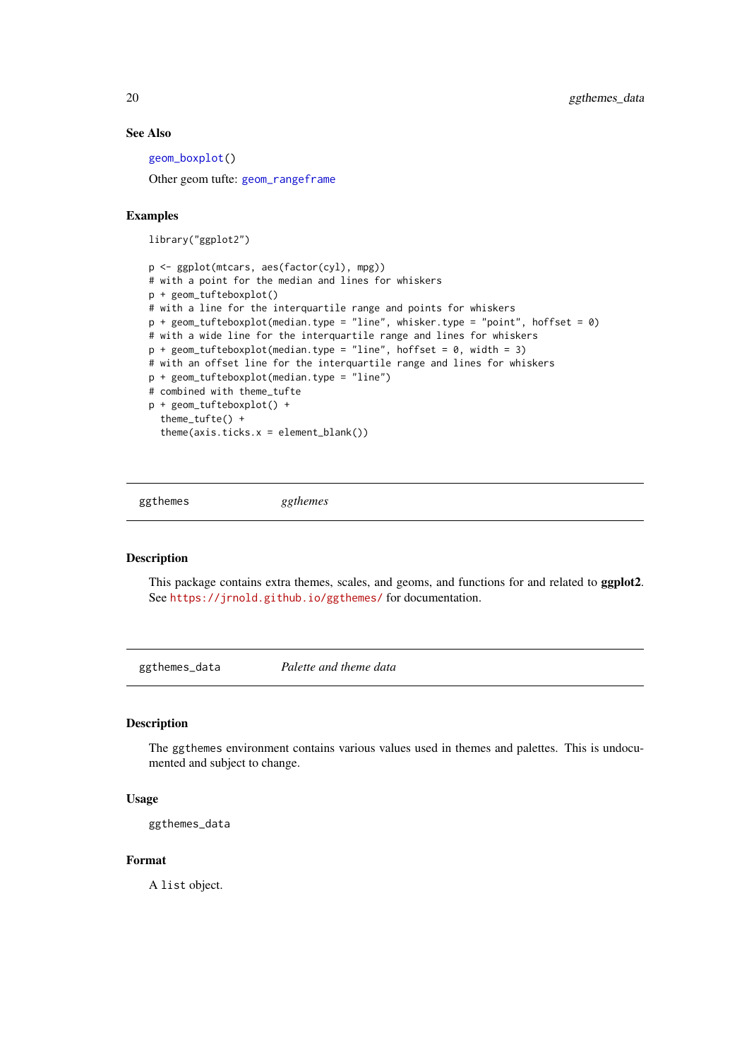### See Also

`geom_boxplot()`

Other geom tufte: `geom_rangeframe`

### Examples

```
library("ggplot2")

p <- ggplot(mtcars, aes(factor(cyl), mpg))
# with a point for the median and lines for whiskers
p + geom_tufteboxplot()
# with a line for the interquartile range and points for whiskers
p + geom_tufteboxplot(median.type = "line", whisker.type = "point", hoffset = 0)
# with a wide line for the interquartile range and lines for whiskers
p + geom_tufteboxplot(median.type = "line", hoffset = 0, width = 3)
# with an offset line for the interquartile range and lines for whiskers
p + geom_tufteboxplot(median.type = "line")
# combined with theme_tufte
p + geom_tufteboxplot() +
  theme_tufte() +
  theme(axis.ticks.x = element_blank())
```

---

## ggthemes *ggthemes*

### Description

This package contains extra themes, scales, and geoms, and functions for and related to **ggplot2**. See https://jrnold.github.io/ggthemes/ for documentation.

---

## ggthemes_data *Palette and theme data*

### Description

The ggthemes environment contains various values used in themes and palettes. This is undocumented and subject to change.

### Usage

```
ggthemes_data
```

### Format

A `list` object.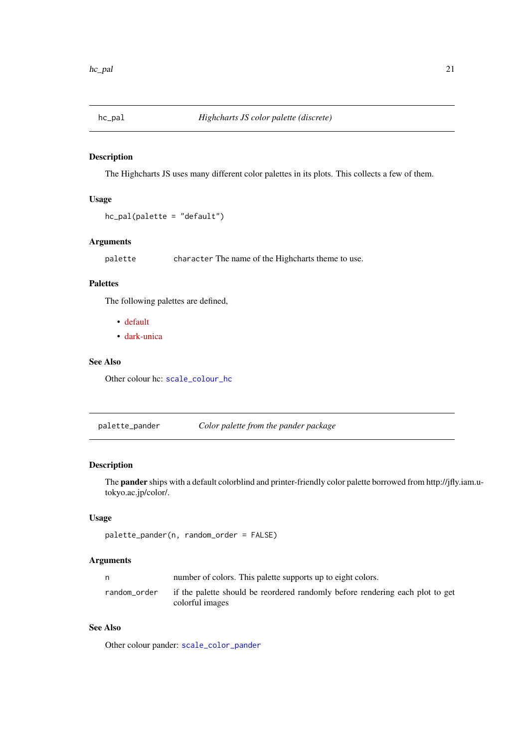## hc_pal — *Highcharts JS color palette (discrete)*

### Description

The Highcharts JS uses many different color palettes in its plots. This collects a few of them.

### Usage

```
hc_pal(palette = "default")
```

### Arguments

| | |
|---|---|
| palette | character The name of the Highcharts theme to use. |

### Palettes

The following palettes are defined,

- default
- dark-unica

### See Also

Other colour hc: scale_colour_hc

## palette_pander — *Color palette from the pander package*

### Description

The **pander** ships with a default colorblind and printer-friendly color palette borrowed from http://jfly.iam.u-tokyo.ac.jp/color/.

### Usage

```
palette_pander(n, random_order = FALSE)
```

### Arguments

| | |
|---|---|
| n | number of colors. This palette supports up to eight colors. |
| random_order | if the palette should be reordered randomly before rendering each plot to get colorful images |

### See Also

Other colour pander: scale_color_pander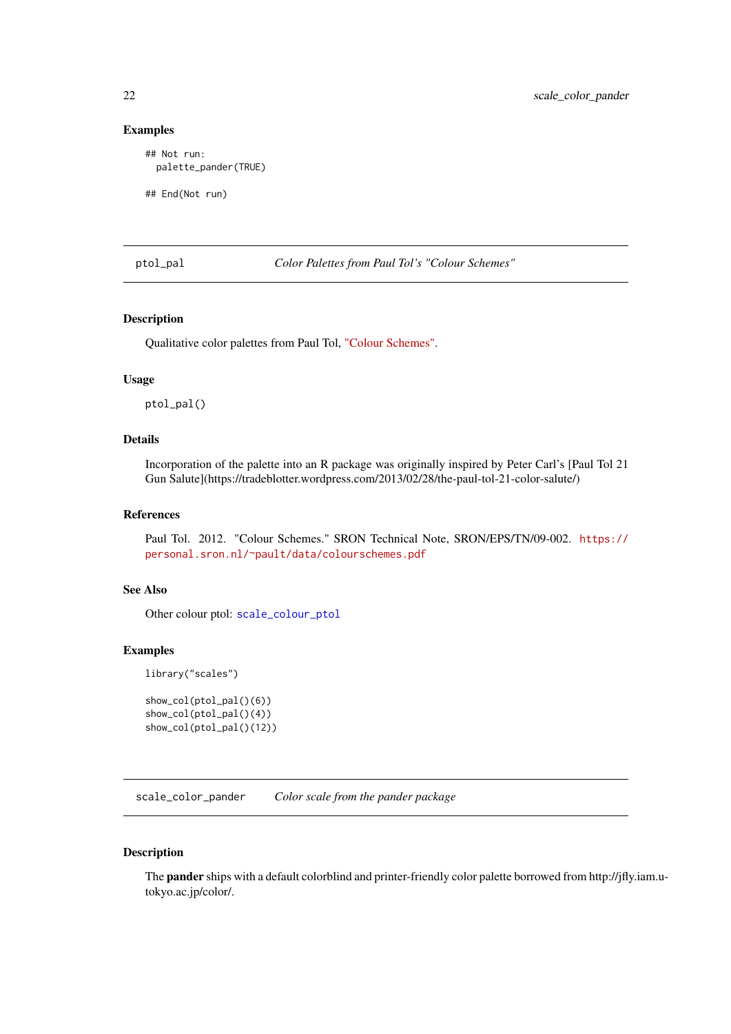### Examples

```
## Not run:
  palette_pander(TRUE)

## End(Not run)
```

---

## ptol_pal — *Color Palettes from Paul Tol's "Colour Schemes"*

### Description

Qualitative color palettes from Paul Tol, "Colour Schemes".

### Usage

```
ptol_pal()
```

### Details

Incorporation of the palette into an R package was originally inspired by Peter Carl's [Paul Tol 21 Gun Salute](https://tradeblotter.wordpress.com/2013/02/28/the-paul-tol-21-color-salute/)

### References

Paul Tol. 2012. "Colour Schemes." SRON Technical Note, SRON/EPS/TN/09-002. https://personal.sron.nl/~pault/data/colourschemes.pdf

### See Also

Other colour ptol: `scale_colour_ptol`

### Examples

```
library("scales")

show_col(ptol_pal()(6))
show_col(ptol_pal()(4))
show_col(ptol_pal()(12))
```

---

## scale_color_pander — *Color scale from the pander package*

### Description

The **pander** ships with a default colorblind and printer-friendly color palette borrowed from http://jfly.iam.u-tokyo.ac.jp/color/.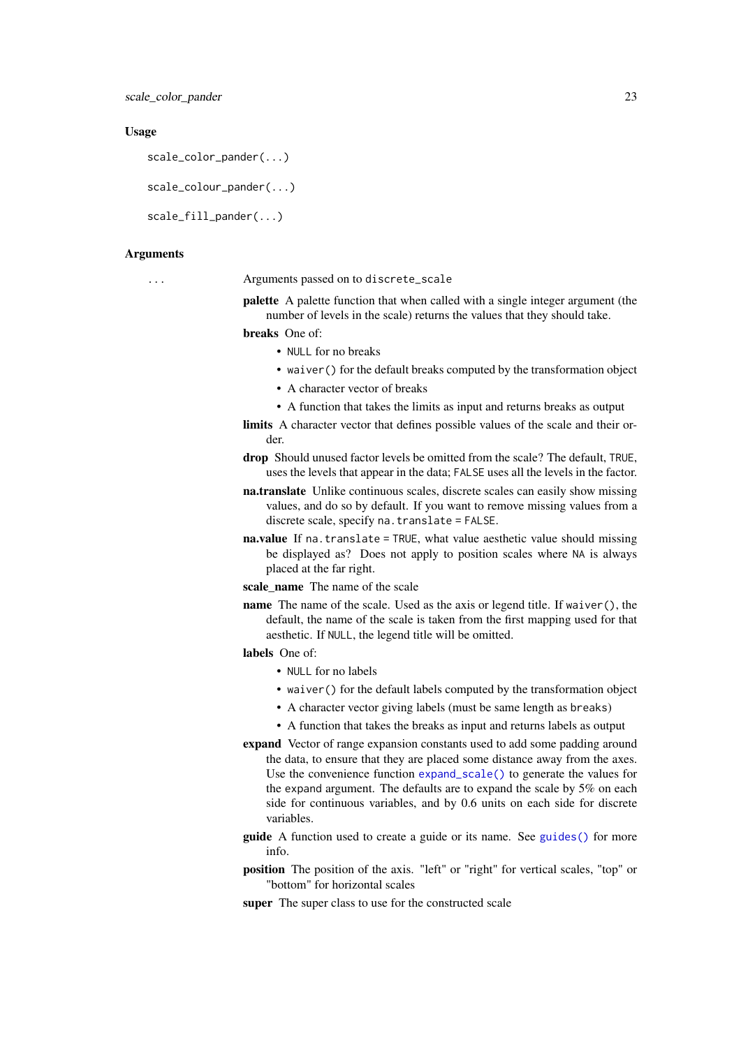### Usage

```
scale_color_pander(...)

scale_colour_pander(...)

scale_fill_pander(...)
```

### Arguments

`...` Arguments passed on to `discrete_scale`

**palette** A palette function that when called with a single integer argument (the number of levels in the scale) returns the values that they should take.

**breaks** One of:

- `NULL` for no breaks
- `waiver()` for the default breaks computed by the transformation object
- A character vector of breaks
- A function that takes the limits as input and returns breaks as output

**limits** A character vector that defines possible values of the scale and their order.

**drop** Should unused factor levels be omitted from the scale? The default, `TRUE`, uses the levels that appear in the data; `FALSE` uses all the levels in the factor.

**na.translate** Unlike continuous scales, discrete scales can easily show missing values, and do so by default. If you want to remove missing values from a discrete scale, specify `na.translate = FALSE`.

**na.value** If `na.translate = TRUE`, what value aesthetic value should missing be displayed as? Does not apply to position scales where `NA` is always placed at the far right.

**scale_name** The name of the scale

**name** The name of the scale. Used as the axis or legend title. If `waiver()`, the default, the name of the scale is taken from the first mapping used for that aesthetic. If `NULL`, the legend title will be omitted.

**labels** One of:

- `NULL` for no labels
- `waiver()` for the default labels computed by the transformation object
- A character vector giving labels (must be same length as `breaks`)
- A function that takes the breaks as input and returns labels as output

**expand** Vector of range expansion constants used to add some padding around the data, to ensure that they are placed some distance away from the axes. Use the convenience function `expand_scale()` to generate the values for the `expand` argument. The defaults are to expand the scale by 5% on each side for continuous variables, and by 0.6 units on each side for discrete variables.

**guide** A function used to create a guide or its name. See `guides()` for more info.

**position** The position of the axis. "left" or "right" for vertical scales, "top" or "bottom" for horizontal scales

**super** The super class to use for the constructed scale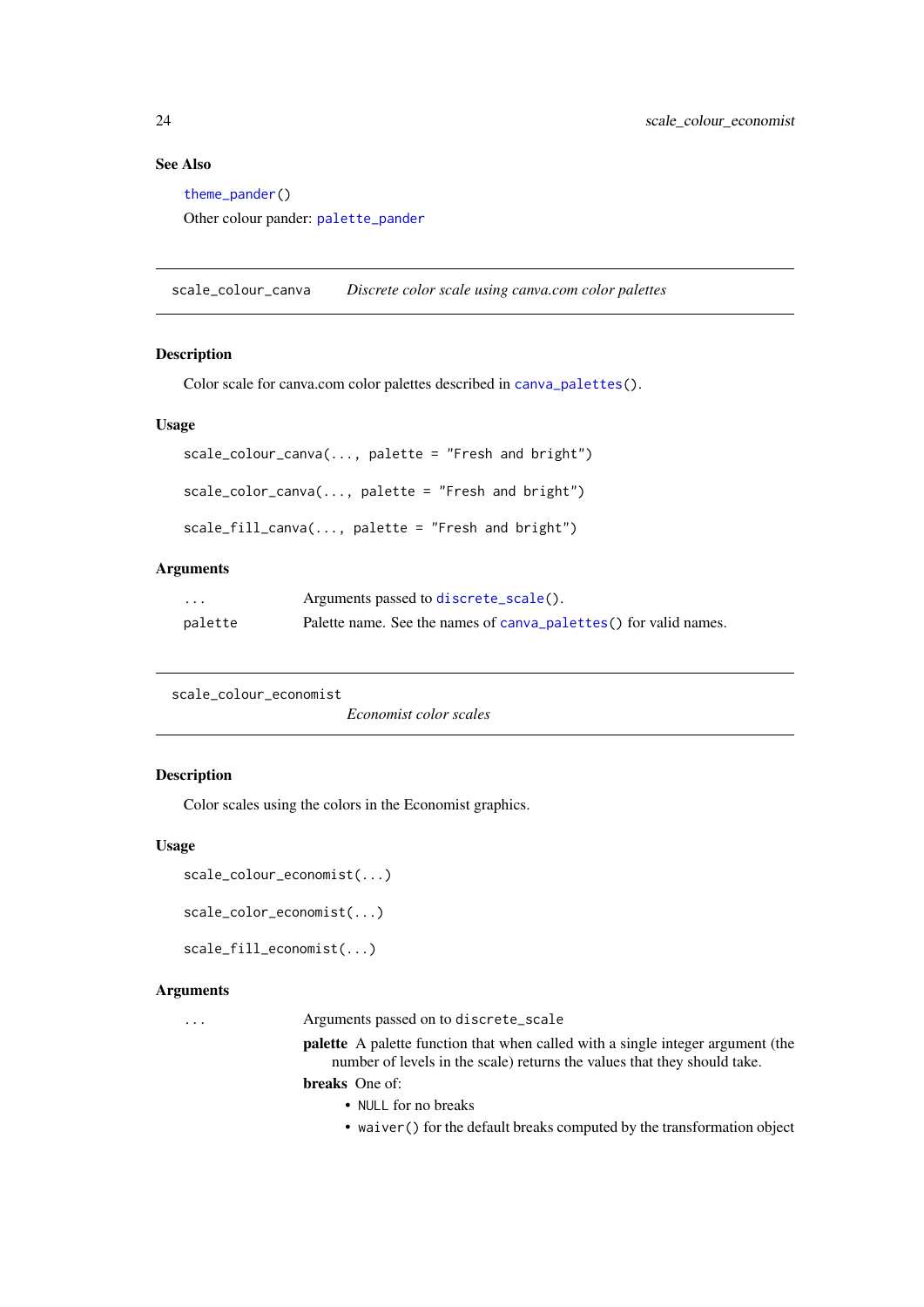### See Also

theme_pander()

Other colour pander: palette_pander

---

## scale_colour_canva — *Discrete color scale using canva.com color palettes*

### Description

Color scale for canva.com color palettes described in canva_palettes().

### Usage

```
scale_colour_canva(..., palette = "Fresh and bright")

scale_color_canva(..., palette = "Fresh and bright")

scale_fill_canva(..., palette = "Fresh and bright")
```

### Arguments

| | |
|---|---|
| ... | Arguments passed to discrete_scale(). |
| palette | Palette name. See the names of canva_palettes() for valid names. |

---

## scale_colour_economist — *Economist color scales*

### Description

Color scales using the colors in the Economist graphics.

### Usage

```
scale_colour_economist(...)

scale_color_economist(...)

scale_fill_economist(...)
```

### Arguments

`...` Arguments passed on to `discrete_scale`

**palette** A palette function that when called with a single integer argument (the number of levels in the scale) returns the values that they should take.

**breaks** One of:

- `NULL` for no breaks
- `waiver()` for the default breaks computed by the transformation object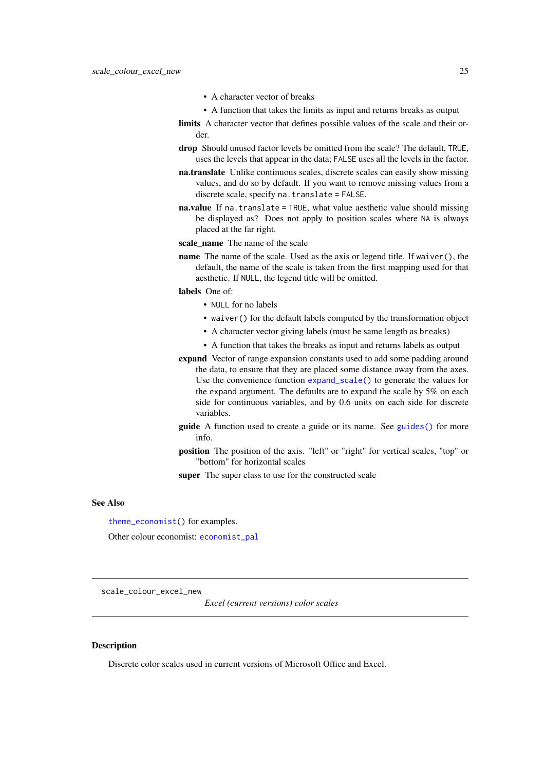- A character vector of breaks
- A function that takes the limits as input and returns breaks as output

**limits** A character vector that defines possible values of the scale and their order.

**drop** Should unused factor levels be omitted from the scale? The default, `TRUE`, uses the levels that appear in the data; `FALSE` uses all the levels in the factor.

**na.translate** Unlike continuous scales, discrete scales can easily show missing values, and do so by default. If you want to remove missing values from a discrete scale, specify `na.translate = FALSE`.

**na.value** If `na.translate = TRUE`, what value aesthetic value should missing be displayed as? Does not apply to position scales where `NA` is always placed at the far right.

**scale_name** The name of the scale

**name** The name of the scale. Used as the axis or legend title. If `waiver()`, the default, the name of the scale is taken from the first mapping used for that aesthetic. If `NULL`, the legend title will be omitted.

**labels** One of:

- `NULL` for no labels
- `waiver()` for the default labels computed by the transformation object
- A character vector giving labels (must be same length as `breaks`)
- A function that takes the breaks as input and returns labels as output

**expand** Vector of range expansion constants used to add some padding around the data, to ensure that they are placed some distance away from the axes. Use the convenience function `expand_scale()` to generate the values for the `expand` argument. The defaults are to expand the scale by 5% on each side for continuous variables, and by 0.6 units on each side for discrete variables.

**guide** A function used to create a guide or its name. See `guides()` for more info.

**position** The position of the axis. "left" or "right" for vertical scales, "top" or "bottom" for horizontal scales

**super** The super class to use for the constructed scale

### See Also

`theme_economist()` for examples.

Other colour economist: `economist_pal`

---

## scale_colour_excel_new

*Excel (current versions) color scales*

---

### Description

Discrete color scales used in current versions of Microsoft Office and Excel.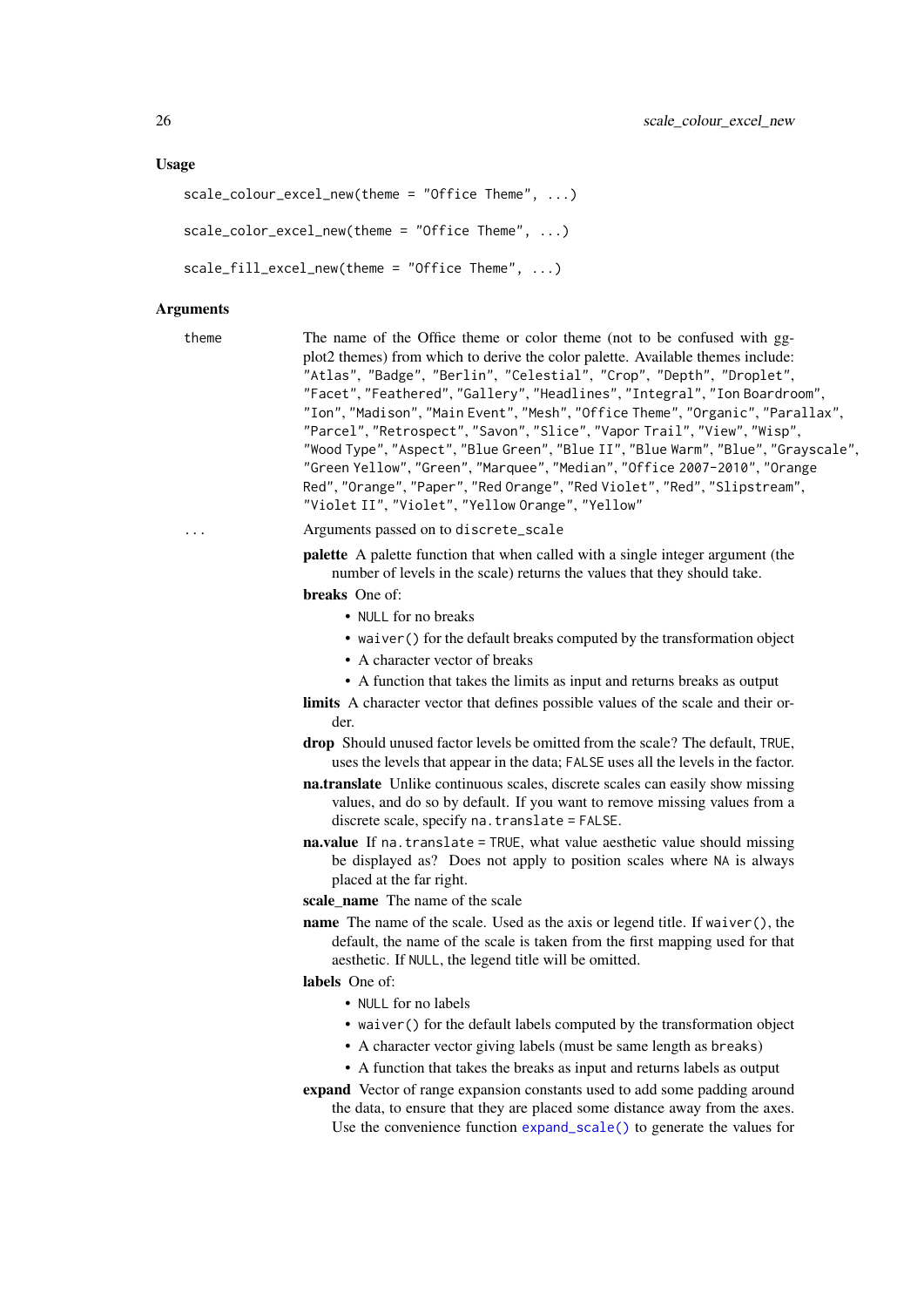### Usage

```
scale_colour_excel_new(theme = "Office Theme", ...)

scale_color_excel_new(theme = "Office Theme", ...)

scale_fill_excel_new(theme = "Office Theme", ...)
```

### Arguments

`theme` The name of the Office theme or color theme (not to be confused with ggplot2 themes) from which to derive the color palette. Available themes include: "Atlas", "Badge", "Berlin", "Celestial", "Crop", "Depth", "Droplet", "Facet", "Feathered", "Gallery", "Headlines", "Integral", "Ion Boardroom", "Ion", "Madison", "Main Event", "Mesh", "Office Theme", "Organic", "Parallax", "Parcel", "Retrospect", "Savon", "Slice", "Vapor Trail", "View", "Wisp", "Wood Type", "Aspect", "Blue Green", "Blue II", "Blue Warm", "Blue", "Grayscale", "Green Yellow", "Green", "Marquee", "Median", "Office 2007-2010", "Orange Red", "Orange", "Paper", "Red Orange", "Red Violet", "Red", "Slipstream", "Violet II", "Violet", "Yellow Orange", "Yellow"

`...` Arguments passed on to `discrete_scale`

**palette** A palette function that when called with a single integer argument (the number of levels in the scale) returns the values that they should take.

**breaks** One of:
- `NULL` for no breaks
- `waiver()` for the default breaks computed by the transformation object
- A character vector of breaks
- A function that takes the limits as input and returns breaks as output

**limits** A character vector that defines possible values of the scale and their order.

**drop** Should unused factor levels be omitted from the scale? The default, `TRUE`, uses the levels that appear in the data; `FALSE` uses all the levels in the factor.

**na.translate** Unlike continuous scales, discrete scales can easily show missing values, and do so by default. If you want to remove missing values from a discrete scale, specify `na.translate = FALSE`.

**na.value** If `na.translate = TRUE`, what value aesthetic value should missing be displayed as? Does not apply to position scales where `NA` is always placed at the far right.

**scale_name** The name of the scale

**name** The name of the scale. Used as the axis or legend title. If `waiver()`, the default, the name of the scale is taken from the first mapping used for that aesthetic. If `NULL`, the legend title will be omitted.

**labels** One of:
- `NULL` for no labels
- `waiver()` for the default labels computed by the transformation object
- A character vector giving labels (must be same length as `breaks`)
- A function that takes the breaks as input and returns labels as output

**expand** Vector of range expansion constants used to add some padding around the data, to ensure that they are placed some distance away from the axes. Use the convenience function `expand_scale()` to generate the values for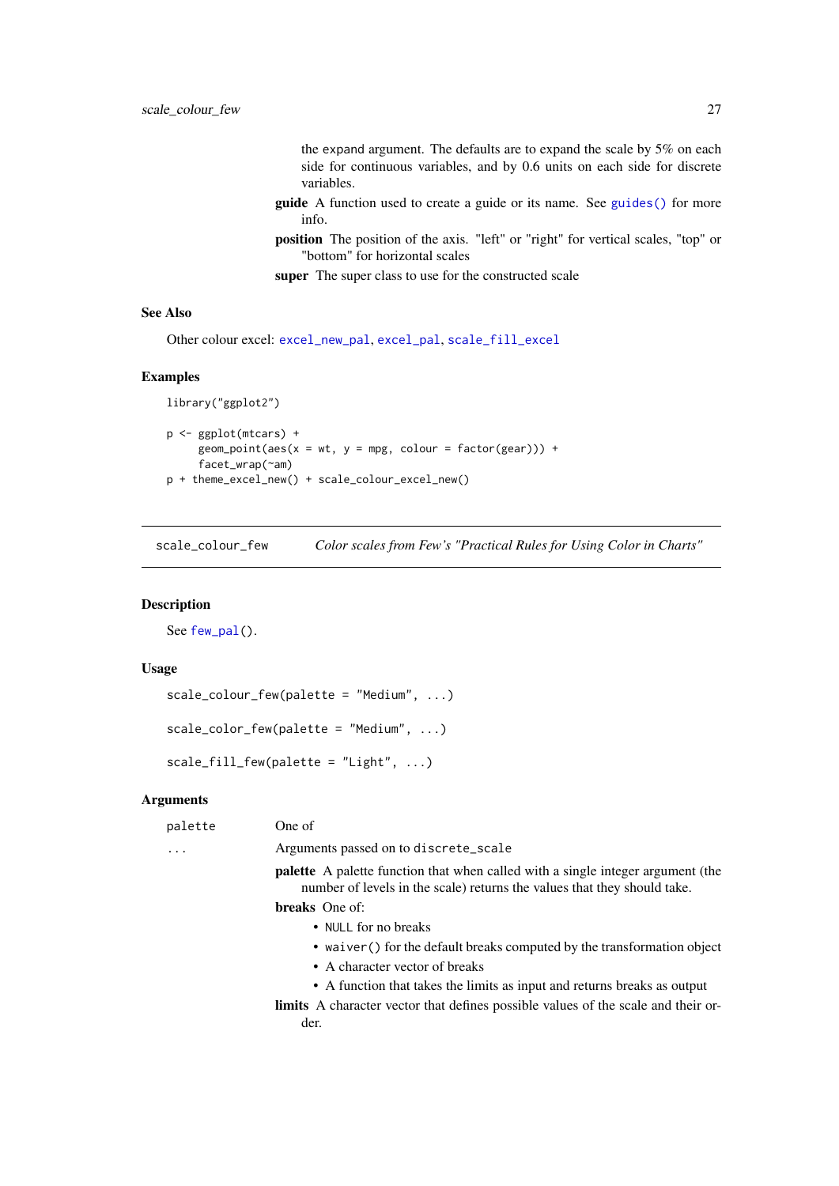the expand argument. The defaults are to expand the scale by 5% on each side for continuous variables, and by 0.6 units on each side for discrete variables.

**guide** A function used to create a guide or its name. See `guides()` for more info.

**position** The position of the axis. "left" or "right" for vertical scales, "top" or "bottom" for horizontal scales

**super** The super class to use for the constructed scale

### See Also

Other colour excel: `excel_new_pal`, `excel_pal`, `scale_fill_excel`

### Examples

```
library("ggplot2")

p <- ggplot(mtcars) +
     geom_point(aes(x = wt, y = mpg, colour = factor(gear))) +
     facet_wrap(~am)
p + theme_excel_new() + scale_colour_excel_new()
```

---

## scale_colour_few — *Color scales from Few's "Practical Rules for Using Color in Charts"*

### Description

See `few_pal()`.

### Usage

```
scale_colour_few(palette = "Medium", ...)

scale_color_few(palette = "Medium", ...)

scale_fill_few(palette = "Light", ...)
```

### Arguments

`palette` One of

`...` Arguments passed on to `discrete_scale`

**palette** A palette function that when called with a single integer argument (the number of levels in the scale) returns the values that they should take.

**breaks** One of:

- `NULL` for no breaks
- `waiver()` for the default breaks computed by the transformation object
- A character vector of breaks
- A function that takes the limits as input and returns breaks as output

**limits** A character vector that defines possible values of the scale and their order.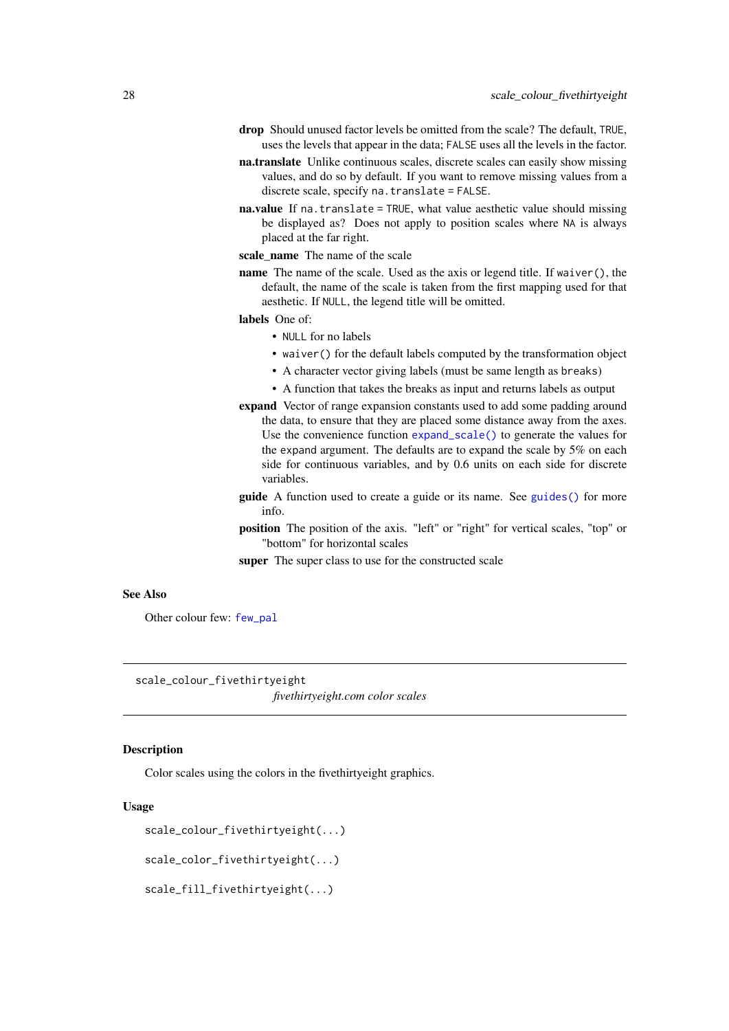**drop** Should unused factor levels be omitted from the scale? The default, `TRUE`, uses the levels that appear in the data; `FALSE` uses all the levels in the factor.

**na.translate** Unlike continuous scales, discrete scales can easily show missing values, and do so by default. If you want to remove missing values from a discrete scale, specify `na.translate = FALSE`.

**na.value** If `na.translate = TRUE`, what value aesthetic value should missing be displayed as? Does not apply to position scales where `NA` is always placed at the far right.

**scale_name** The name of the scale

**name** The name of the scale. Used as the axis or legend title. If `waiver()`, the default, the name of the scale is taken from the first mapping used for that aesthetic. If `NULL`, the legend title will be omitted.

**labels** One of:

- `NULL` for no labels
- `waiver()` for the default labels computed by the transformation object
- A character vector giving labels (must be same length as `breaks`)
- A function that takes the breaks as input and returns labels as output

**expand** Vector of range expansion constants used to add some padding around the data, to ensure that they are placed some distance away from the axes. Use the convenience function `expand_scale()` to generate the values for the `expand` argument. The defaults are to expand the scale by 5% on each side for continuous variables, and by 0.6 units on each side for discrete variables.

**guide** A function used to create a guide or its name. See `guides()` for more info.

**position** The position of the axis. "left" or "right" for vertical scales, "top" or "bottom" for horizontal scales

**super** The super class to use for the constructed scale

## See Also

Other colour few: `few_pal`

---

`scale_colour_fivethirtyeight` *fivethirtyeight.com color scales*

---

## Description

Color scales using the colors in the fivethirtyeight graphics.

## Usage

```
scale_colour_fivethirtyeight(...)

scale_color_fivethirtyeight(...)

scale_fill_fivethirtyeight(...)
```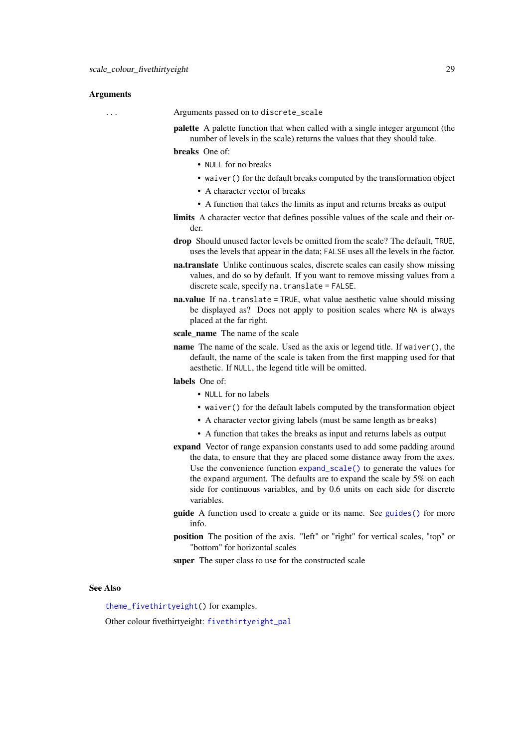### Arguments

`...` Arguments passed on to `discrete_scale`

**palette** A palette function that when called with a single integer argument (the number of levels in the scale) returns the values that they should take.

**breaks** One of:

- `NULL` for no breaks
- `waiver()` for the default breaks computed by the transformation object
- A character vector of breaks
- A function that takes the limits as input and returns breaks as output

**limits** A character vector that defines possible values of the scale and their order.

**drop** Should unused factor levels be omitted from the scale? The default, `TRUE`, uses the levels that appear in the data; `FALSE` uses all the levels in the factor.

**na.translate** Unlike continuous scales, discrete scales can easily show missing values, and do so by default. If you want to remove missing values from a discrete scale, specify `na.translate = FALSE`.

**na.value** If `na.translate = TRUE`, what value aesthetic value should missing be displayed as? Does not apply to position scales where `NA` is always placed at the far right.

**scale_name** The name of the scale

**name** The name of the scale. Used as the axis or legend title. If `waiver()`, the default, the name of the scale is taken from the first mapping used for that aesthetic. If `NULL`, the legend title will be omitted.

**labels** One of:

- `NULL` for no labels
- `waiver()` for the default labels computed by the transformation object
- A character vector giving labels (must be same length as `breaks`)
- A function that takes the breaks as input and returns labels as output

**expand** Vector of range expansion constants used to add some padding around the data, to ensure that they are placed some distance away from the axes. Use the convenience function `expand_scale()` to generate the values for the `expand` argument. The defaults are to expand the scale by 5% on each side for continuous variables, and by 0.6 units on each side for discrete variables.

**guide** A function used to create a guide or its name. See `guides()` for more info.

**position** The position of the axis. "left" or "right" for vertical scales, "top" or "bottom" for horizontal scales

**super** The super class to use for the constructed scale

### See Also

`theme_fivethirtyeight()` for examples.

Other colour fivethirtyeight: `fivethirtyeight_pal`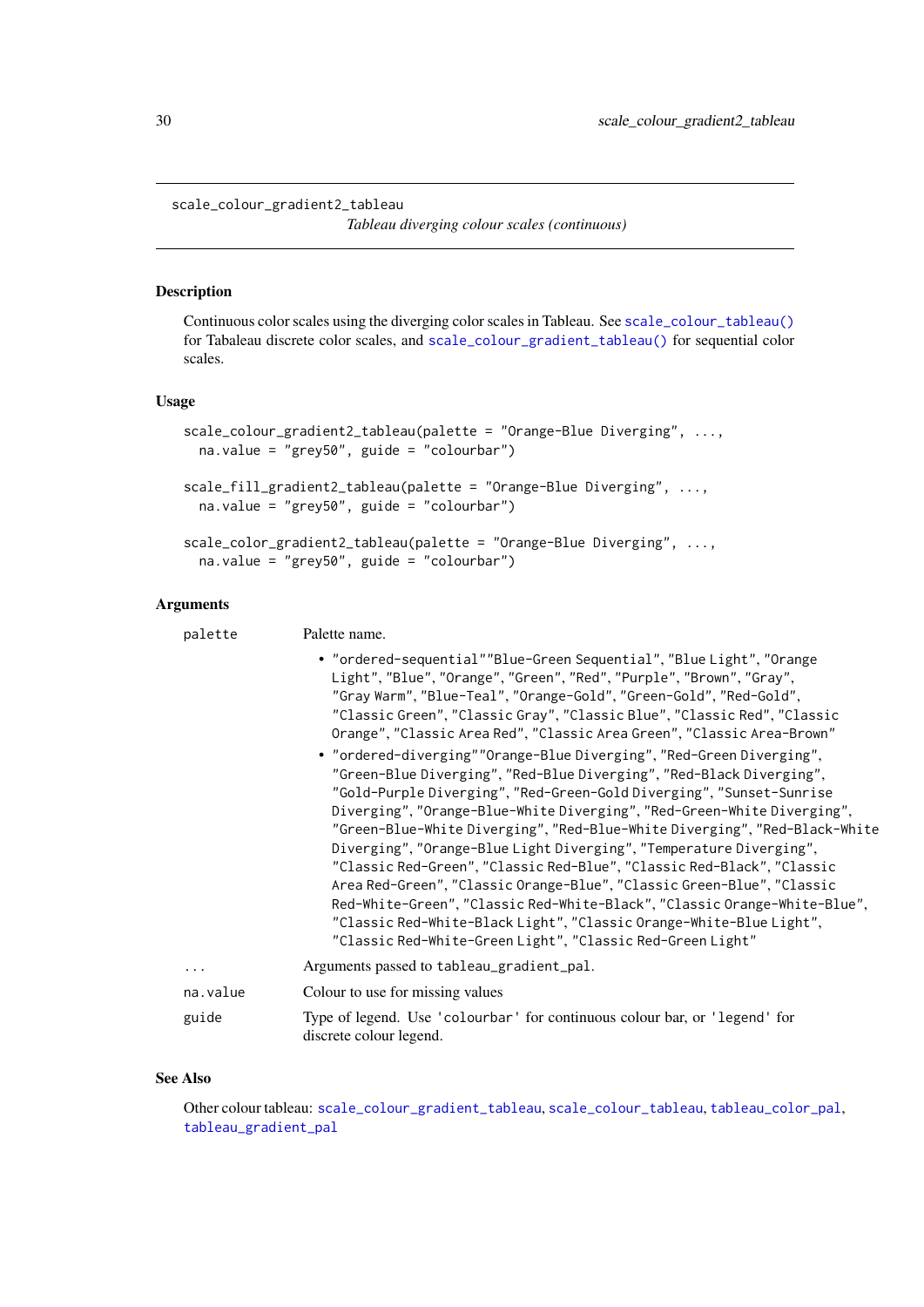scale_colour_gradient2_tableau

*Tableau diverging colour scales (continuous)*

## Description

Continuous color scales using the diverging color scales in Tableau. See `scale_colour_tableau()` for Tabaleau discrete color scales, and `scale_colour_gradient_tableau()` for sequential color scales.

## Usage

```
scale_colour_gradient2_tableau(palette = "Orange-Blue Diverging", ...,
  na.value = "grey50", guide = "colourbar")

scale_fill_gradient2_tableau(palette = "Orange-Blue Diverging", ...,
  na.value = "grey50", guide = "colourbar")

scale_color_gradient2_tableau(palette = "Orange-Blue Diverging", ...,
  na.value = "grey50", guide = "colourbar")
```

## Arguments

`palette` Palette name.

- "ordered-sequential""Blue-Green Sequential", "Blue Light", "Orange Light", "Blue", "Orange", "Green", "Red", "Purple", "Brown", "Gray", "Gray Warm", "Blue-Teal", "Orange-Gold", "Green-Gold", "Red-Gold", "Classic Green", "Classic Gray", "Classic Blue", "Classic Red", "Classic Orange", "Classic Area Red", "Classic Area Green", "Classic Area-Brown"
- "ordered-diverging""Orange-Blue Diverging", "Red-Green Diverging", "Green-Blue Diverging", "Red-Blue Diverging", "Red-Black Diverging", "Gold-Purple Diverging", "Red-Green-Gold Diverging", "Sunset-Sunrise Diverging", "Orange-Blue-White Diverging", "Red-Green-White Diverging", "Green-Blue-White Diverging", "Red-Blue-White Diverging", "Red-Black-White Diverging", "Orange-Blue Light Diverging", "Temperature Diverging", "Classic Red-Green", "Classic Red-Blue", "Classic Red-Black", "Classic Area Red-Green", "Classic Orange-Blue", "Classic Green-Blue", "Classic Red-White-Green", "Classic Red-White-Black", "Classic Orange-White-Blue", "Classic Red-White-Black Light", "Classic Orange-White-Blue Light", "Classic Red-White-Green Light", "Classic Red-Green Light"

`...` Arguments passed to `tableau_gradient_pal`.

`na.value` Colour to use for missing values

`guide` Type of legend. Use 'colourbar' for continuous colour bar, or 'legend' for discrete colour legend.

## See Also

Other colour tableau: `scale_colour_gradient_tableau`, `scale_colour_tableau`, `tableau_color_pal`, `tableau_gradient_pal`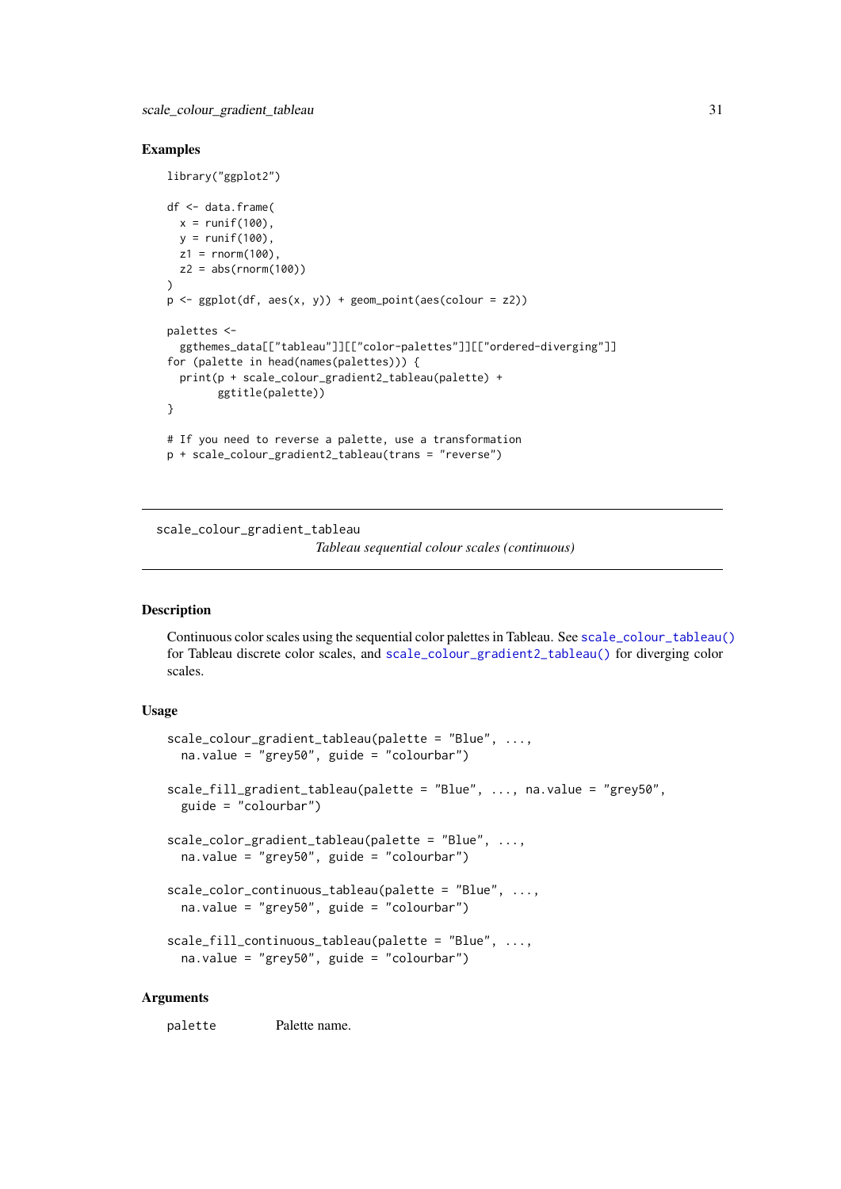### Examples

```
library("ggplot2")

df <- data.frame(
  x = runif(100),
  y = runif(100),
  z1 = rnorm(100),
  z2 = abs(rnorm(100))
)
p <- ggplot(df, aes(x, y)) + geom_point(aes(colour = z2))

palettes <-
  ggthemes_data[["tableau"]][["color-palettes"]][["ordered-diverging"]]
for (palette in head(names(palettes))) {
  print(p + scale_colour_gradient2_tableau(palette) +
        ggtitle(palette))
}

# If you need to reverse a palette, use a transformation
p + scale_colour_gradient2_tableau(trans = "reverse")
```

---

## scale_colour_gradient_tableau

*Tableau sequential colour scales (continuous)*

---

### Description

Continuous color scales using the sequential color palettes in Tableau. See `scale_colour_tableau()` for Tableau discrete color scales, and `scale_colour_gradient2_tableau()` for diverging color scales.

### Usage

```
scale_colour_gradient_tableau(palette = "Blue", ...,
  na.value = "grey50", guide = "colourbar")

scale_fill_gradient_tableau(palette = "Blue", ..., na.value = "grey50",
  guide = "colourbar")

scale_color_gradient_tableau(palette = "Blue", ...,
  na.value = "grey50", guide = "colourbar")

scale_color_continuous_tableau(palette = "Blue", ...,
  na.value = "grey50", guide = "colourbar")

scale_fill_continuous_tableau(palette = "Blue", ...,
  na.value = "grey50", guide = "colourbar")
```

### Arguments

| | |
|---|---|
| `palette` | Palette name. |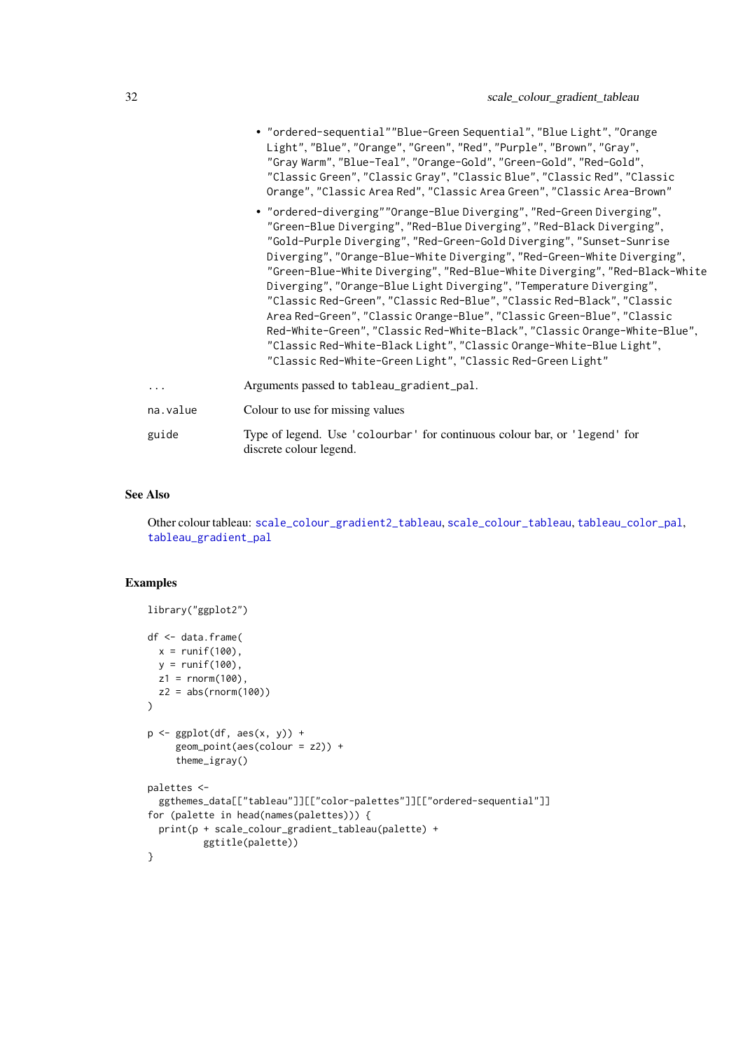- "ordered-sequential""Blue-Green Sequential", "Blue Light", "Orange Light", "Blue", "Orange", "Green", "Red", "Purple", "Brown", "Gray", "Gray Warm", "Blue-Teal", "Orange-Gold", "Green-Gold", "Red-Gold", "Classic Green", "Classic Gray", "Classic Blue", "Classic Red", "Classic Orange", "Classic Area Red", "Classic Area Green", "Classic Area-Brown"
- "ordered-diverging""Orange-Blue Diverging", "Red-Green Diverging", "Green-Blue Diverging", "Red-Blue Diverging", "Red-Black Diverging", "Gold-Purple Diverging", "Red-Green-Gold Diverging", "Sunset-Sunrise Diverging", "Orange-Blue-White Diverging", "Red-Green-White Diverging", "Green-Blue-White Diverging", "Red-Blue-White Diverging", "Red-Black-White Diverging", "Orange-Blue Light Diverging", "Temperature Diverging", "Classic Red-Green", "Classic Red-Blue", "Classic Red-Black", "Classic Area Red-Green", "Classic Orange-Blue", "Classic Green-Blue", "Classic Red-White-Green", "Classic Red-White-Black", "Classic Orange-White-Blue", "Classic Red-White-Black Light", "Classic Orange-White-Blue Light", "Classic Red-White-Green Light", "Classic Red-Green Light"

| | |
|---|---|
| `...` | Arguments passed to `tableau_gradient_pal`. |
| `na.value` | Colour to use for missing values |
| `guide` | Type of legend. Use 'colourbar' for continuous colour bar, or 'legend' for discrete colour legend. |

## See Also

Other colour tableau: `scale_colour_gradient2_tableau`, `scale_colour_tableau`, `tableau_color_pal`, `tableau_gradient_pal`

## Examples

```
library("ggplot2")

df <- data.frame(
  x = runif(100),
  y = runif(100),
  z1 = rnorm(100),
  z2 = abs(rnorm(100))
)

p <- ggplot(df, aes(x, y)) +
     geom_point(aes(colour = z2)) +
     theme_igray()

palettes <-
  ggthemes_data[["tableau"]][["color-palettes"]][["ordered-sequential"]]
for (palette in head(names(palettes))) {
  print(p + scale_colour_gradient_tableau(palette) +
          ggtitle(palette))
}
```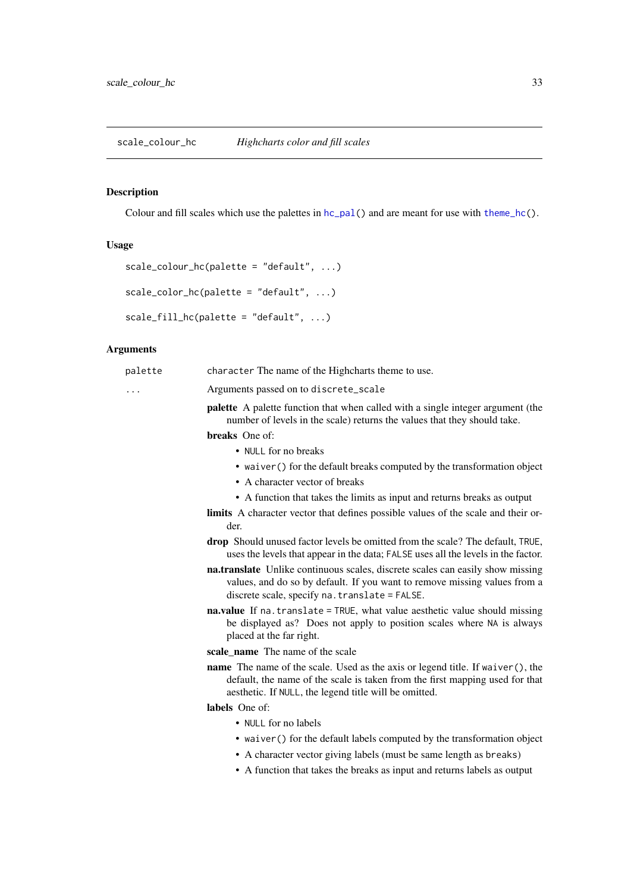## scale_colour_hc — *Highcharts color and fill scales*

### Description

Colour and fill scales which use the palettes in `hc_pal()` and are meant for use with `theme_hc()`.

### Usage

```
scale_colour_hc(palette = "default", ...)

scale_color_hc(palette = "default", ...)

scale_fill_hc(palette = "default", ...)
```

### Arguments

`palette` — `character` The name of the Highcharts theme to use.

`...` — Arguments passed on to `discrete_scale`

- **palette** A palette function that when called with a single integer argument (the number of levels in the scale) returns the values that they should take.
- **breaks** One of:
  - `NULL` for no breaks
  - `waiver()` for the default breaks computed by the transformation object
  - A character vector of breaks
  - A function that takes the limits as input and returns breaks as output
- **limits** A character vector that defines possible values of the scale and their order.
- **drop** Should unused factor levels be omitted from the scale? The default, `TRUE`, uses the levels that appear in the data; `FALSE` uses all the levels in the factor.
- **na.translate** Unlike continuous scales, discrete scales can easily show missing values, and do so by default. If you want to remove missing values from a discrete scale, specify `na.translate = FALSE`.
- **na.value** If `na.translate = TRUE`, what value aesthetic value should missing be displayed as? Does not apply to position scales where `NA` is always placed at the far right.
- **scale_name** The name of the scale
- **name** The name of the scale. Used as the axis or legend title. If `waiver()`, the default, the name of the scale is taken from the first mapping used for that aesthetic. If `NULL`, the legend title will be omitted.
- **labels** One of:
  - `NULL` for no labels
  - `waiver()` for the default labels computed by the transformation object
  - A character vector giving labels (must be same length as `breaks`)
  - A function that takes the breaks as input and returns labels as output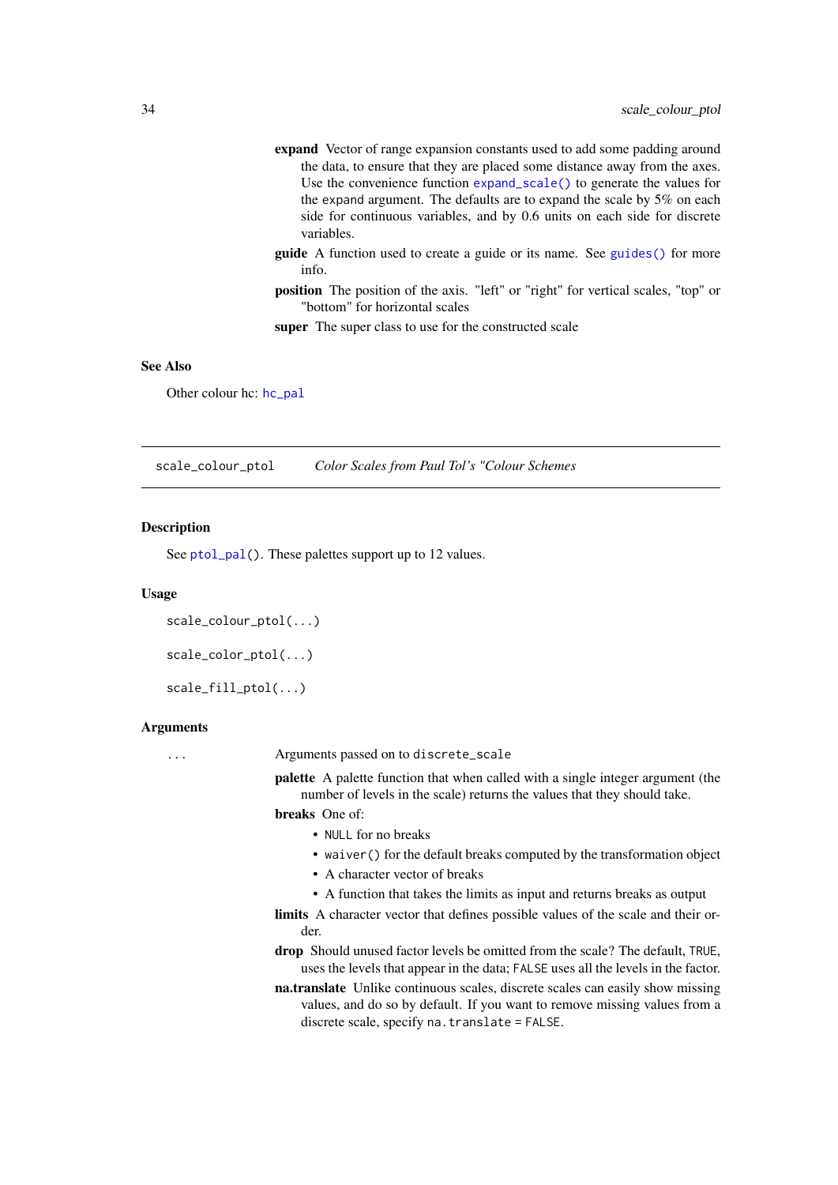**expand** Vector of range expansion constants used to add some padding around the data, to ensure that they are placed some distance away from the axes. Use the convenience function `expand_scale()` to generate the values for the expand argument. The defaults are to expand the scale by 5% on each side for continuous variables, and by 0.6 units on each side for discrete variables.

**guide** A function used to create a guide or its name. See `guides()` for more info.

**position** The position of the axis. "left" or "right" for vertical scales, "top" or "bottom" for horizontal scales

**super** The super class to use for the constructed scale

### See Also

Other colour hc: `hc_pal`

---

## scale_colour_ptol — *Color Scales from Paul Tol's "Colour Schemes*

### Description

See `ptol_pal()`. These palettes support up to 12 values.

### Usage

```
scale_colour_ptol(...)

scale_color_ptol(...)

scale_fill_ptol(...)
```

### Arguments

`...` Arguments passed on to `discrete_scale`

**palette** A palette function that when called with a single integer argument (the number of levels in the scale) returns the values that they should take.

**breaks** One of:

- `NULL` for no breaks
- `waiver()` for the default breaks computed by the transformation object
- A character vector of breaks
- A function that takes the limits as input and returns breaks as output

**limits** A character vector that defines possible values of the scale and their order.

**drop** Should unused factor levels be omitted from the scale? The default, `TRUE`, uses the levels that appear in the data; `FALSE` uses all the levels in the factor.

**na.translate** Unlike continuous scales, discrete scales can easily show missing values, and do so by default. If you want to remove missing values from a discrete scale, specify `na.translate = FALSE`.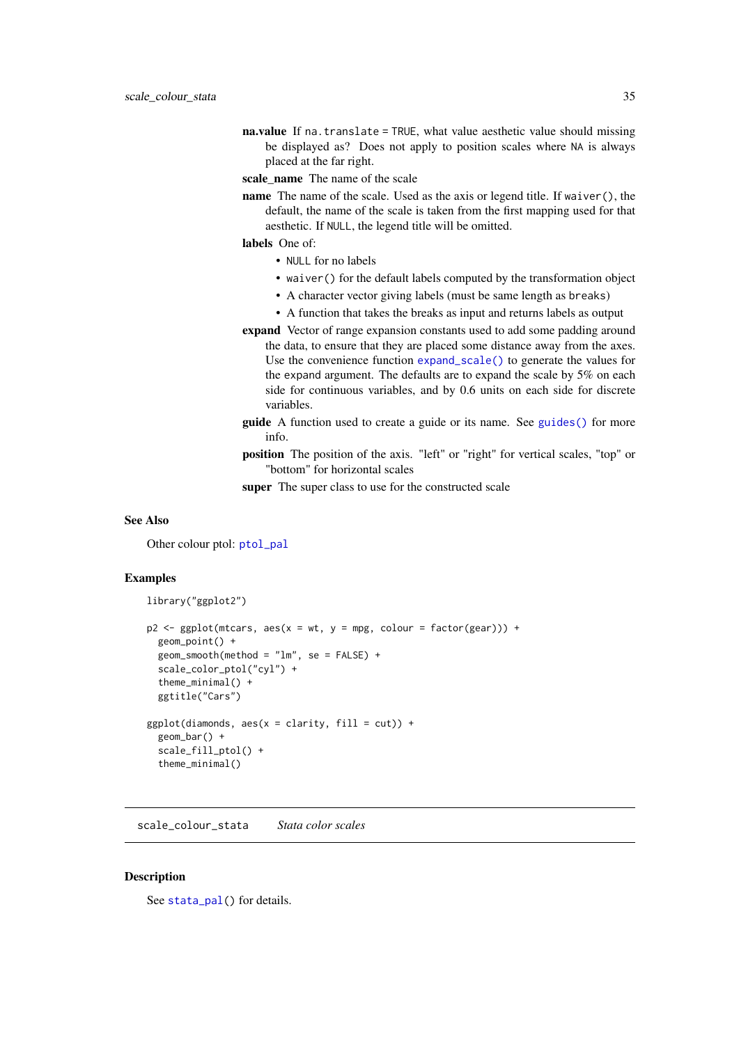**na.value** If `na.translate = TRUE`, what value aesthetic value should missing be displayed as? Does not apply to position scales where `NA` is always placed at the far right.

**scale_name** The name of the scale

**name** The name of the scale. Used as the axis or legend title. If `waiver()`, the default, the name of the scale is taken from the first mapping used for that aesthetic. If `NULL`, the legend title will be omitted.

**labels** One of:

- `NULL` for no labels
- `waiver()` for the default labels computed by the transformation object
- A character vector giving labels (must be same length as `breaks`)
- A function that takes the breaks as input and returns labels as output

**expand** Vector of range expansion constants used to add some padding around the data, to ensure that they are placed some distance away from the axes. Use the convenience function `expand_scale()` to generate the values for the `expand` argument. The defaults are to expand the scale by 5% on each side for continuous variables, and by 0.6 units on each side for discrete variables.

**guide** A function used to create a guide or its name. See `guides()` for more info.

**position** The position of the axis. "left" or "right" for vertical scales, "top" or "bottom" for horizontal scales

**super** The super class to use for the constructed scale

### See Also

Other colour ptol: `ptol_pal`

### Examples

```
library("ggplot2")

p2 <- ggplot(mtcars, aes(x = wt, y = mpg, colour = factor(gear))) +
  geom_point() +
  geom_smooth(method = "lm", se = FALSE) +
  scale_color_ptol("cyl") +
  theme_minimal() +
  ggtitle("Cars")

ggplot(diamonds, aes(x = clarity, fill = cut)) +
  geom_bar() +
  scale_fill_ptol() +
  theme_minimal()
```

---

## `scale_colour_stata` *Stata color scales*

### Description

See `stata_pal()` for details.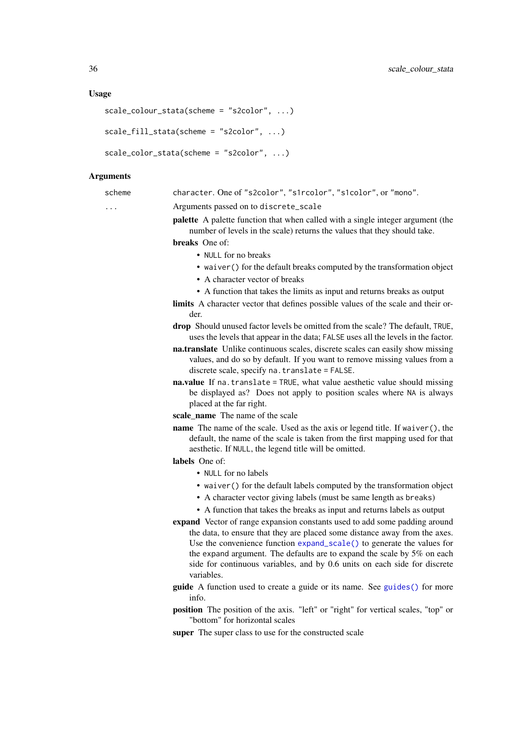### Usage

```
scale_colour_stata(scheme = "s2color", ...)

scale_fill_stata(scheme = "s2color", ...)

scale_color_stata(scheme = "s2color", ...)
```

### Arguments

`scheme` character. One of "s2color", "s1rcolor", "s1color", or "mono".

`...` Arguments passed on to `discrete_scale`

**palette** A palette function that when called with a single integer argument (the number of levels in the scale) returns the values that they should take.

**breaks** One of:

- `NULL` for no breaks
- `waiver()` for the default breaks computed by the transformation object
- A character vector of breaks
- A function that takes the limits as input and returns breaks as output

**limits** A character vector that defines possible values of the scale and their order.

**drop** Should unused factor levels be omitted from the scale? The default, `TRUE`, uses the levels that appear in the data; `FALSE` uses all the levels in the factor.

**na.translate** Unlike continuous scales, discrete scales can easily show missing values, and do so by default. If you want to remove missing values from a discrete scale, specify `na.translate = FALSE`.

**na.value** If `na.translate = TRUE`, what value aesthetic value should missing be displayed as? Does not apply to position scales where `NA` is always placed at the far right.

**scale_name** The name of the scale

**name** The name of the scale. Used as the axis or legend title. If `waiver()`, the default, the name of the scale is taken from the first mapping used for that aesthetic. If `NULL`, the legend title will be omitted.

**labels** One of:

- `NULL` for no labels
- `waiver()` for the default labels computed by the transformation object
- A character vector giving labels (must be same length as `breaks`)
- A function that takes the breaks as input and returns labels as output

**expand** Vector of range expansion constants used to add some padding around the data, to ensure that they are placed some distance away from the axes. Use the convenience function `expand_scale()` to generate the values for the `expand` argument. The defaults are to expand the scale by 5% on each side for continuous variables, and by 0.6 units on each side for discrete variables.

**guide** A function used to create a guide or its name. See `guides()` for more info.

**position** The position of the axis. "left" or "right" for vertical scales, "top" or "bottom" for horizontal scales

**super** The super class to use for the constructed scale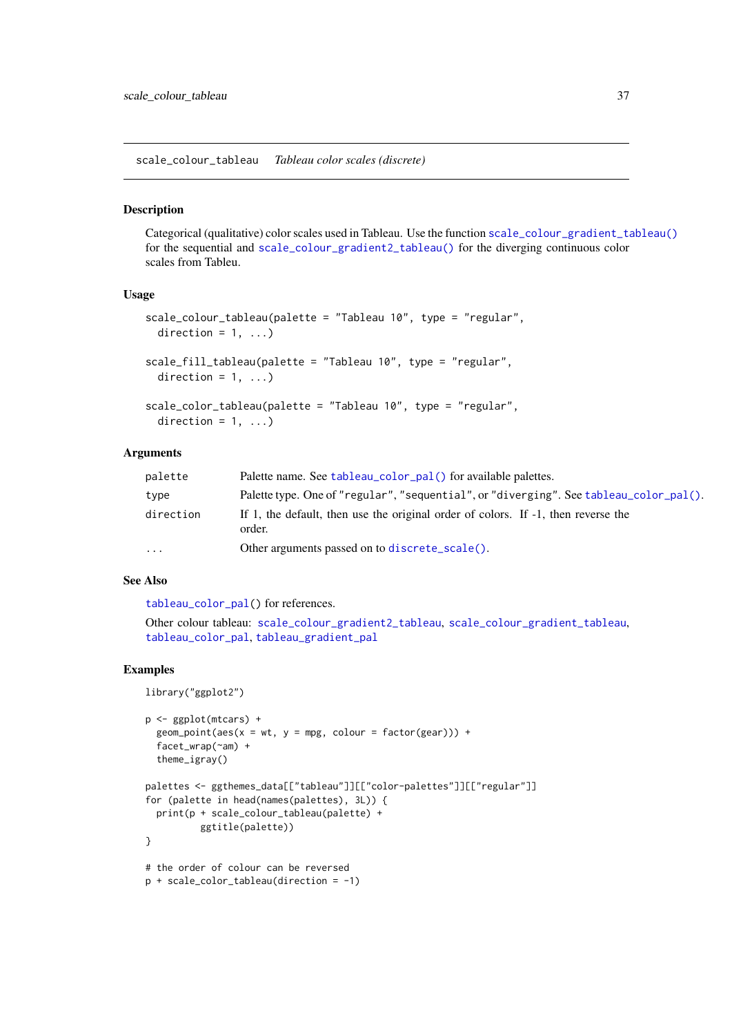scale_colour_tableau    *Tableau color scales (discrete)*

### Description

Categorical (qualitative) color scales used in Tableau. Use the function `scale_colour_gradient_tableau()` for the sequential and `scale_colour_gradient2_tableau()` for the diverging continuous color scales from Tableu.

### Usage

```
scale_colour_tableau(palette = "Tableau 10", type = "regular",
  direction = 1, ...)

scale_fill_tableau(palette = "Tableau 10", type = "regular",
  direction = 1, ...)

scale_color_tableau(palette = "Tableau 10", type = "regular",
  direction = 1, ...)
```

### Arguments

| | |
|---|---|
| palette | Palette name. See `tableau_color_pal()` for available palettes. |
| type | Palette type. One of "regular", "sequential", or "diverging". See `tableau_color_pal()`. |
| direction | If 1, the default, then use the original order of colors. If -1, then reverse the order. |
| ... | Other arguments passed on to `discrete_scale()`. |

### See Also

`tableau_color_pal()` for references.

Other colour tableau: `scale_colour_gradient2_tableau`, `scale_colour_gradient_tableau`, `tableau_color_pal`, `tableau_gradient_pal`

### Examples

```
library("ggplot2")

p <- ggplot(mtcars) +
  geom_point(aes(x = wt, y = mpg, colour = factor(gear))) +
  facet_wrap(~am) +
  theme_igray()

palettes <- ggthemes_data[["tableau"]][["color-palettes"]][["regular"]]
for (palette in head(names(palettes), 3L)) {
  print(p + scale_colour_tableau(palette) +
        ggtitle(palette))
}

# the order of colour can be reversed
p + scale_color_tableau(direction = -1)
```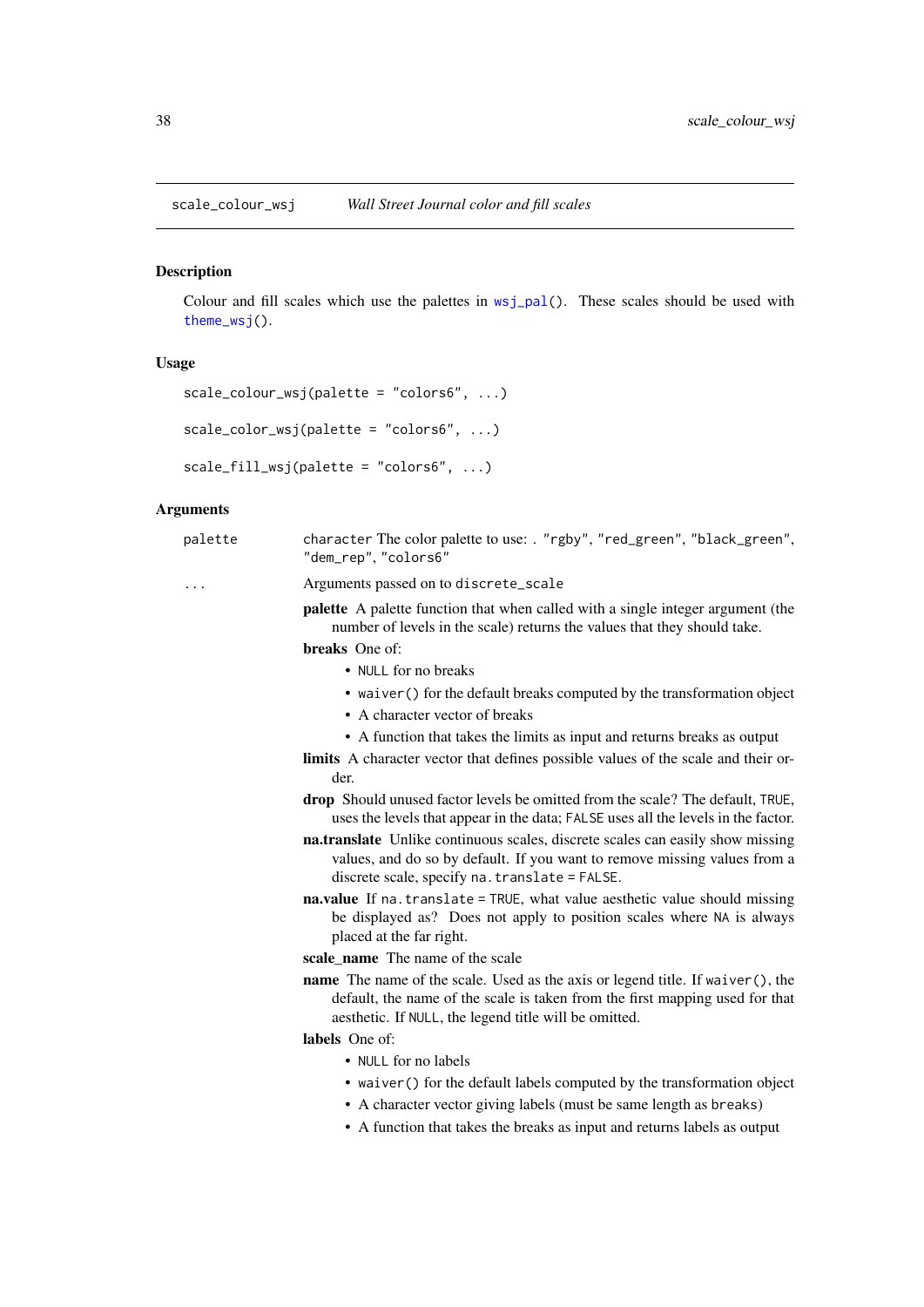scale_colour_wsj — *Wall Street Journal color and fill scales*

## Description

Colour and fill scales which use the palettes in `wsj_pal()`. These scales should be used with `theme_wsj()`.

## Usage

```
scale_colour_wsj(palette = "colors6", ...)

scale_color_wsj(palette = "colors6", ...)

scale_fill_wsj(palette = "colors6", ...)
```

## Arguments

`palette` — `character` The color palette to use: . `"rgby"`, `"red_green"`, `"black_green"`, `"dem_rep"`, `"colors6"`

`...` — Arguments passed on to `discrete_scale`

- **palette** A palette function that when called with a single integer argument (the number of levels in the scale) returns the values that they should take.
- **breaks** One of:
  - `NULL` for no breaks
  - `waiver()` for the default breaks computed by the transformation object
  - A character vector of breaks
  - A function that takes the limits as input and returns breaks as output
- **limits** A character vector that defines possible values of the scale and their order.
- **drop** Should unused factor levels be omitted from the scale? The default, `TRUE`, uses the levels that appear in the data; `FALSE` uses all the levels in the factor.
- **na.translate** Unlike continuous scales, discrete scales can easily show missing values, and do so by default. If you want to remove missing values from a discrete scale, specify `na.translate = FALSE`.
- **na.value** If `na.translate = TRUE`, what value aesthetic value should missing be displayed as? Does not apply to position scales where `NA` is always placed at the far right.
- **scale_name** The name of the scale
- **name** The name of the scale. Used as the axis or legend title. If `waiver()`, the default, the name of the scale is taken from the first mapping used for that aesthetic. If `NULL`, the legend title will be omitted.
- **labels** One of:
  - `NULL` for no labels
  - `waiver()` for the default labels computed by the transformation object
  - A character vector giving labels (must be same length as `breaks`)
  - A function that takes the breaks as input and returns labels as output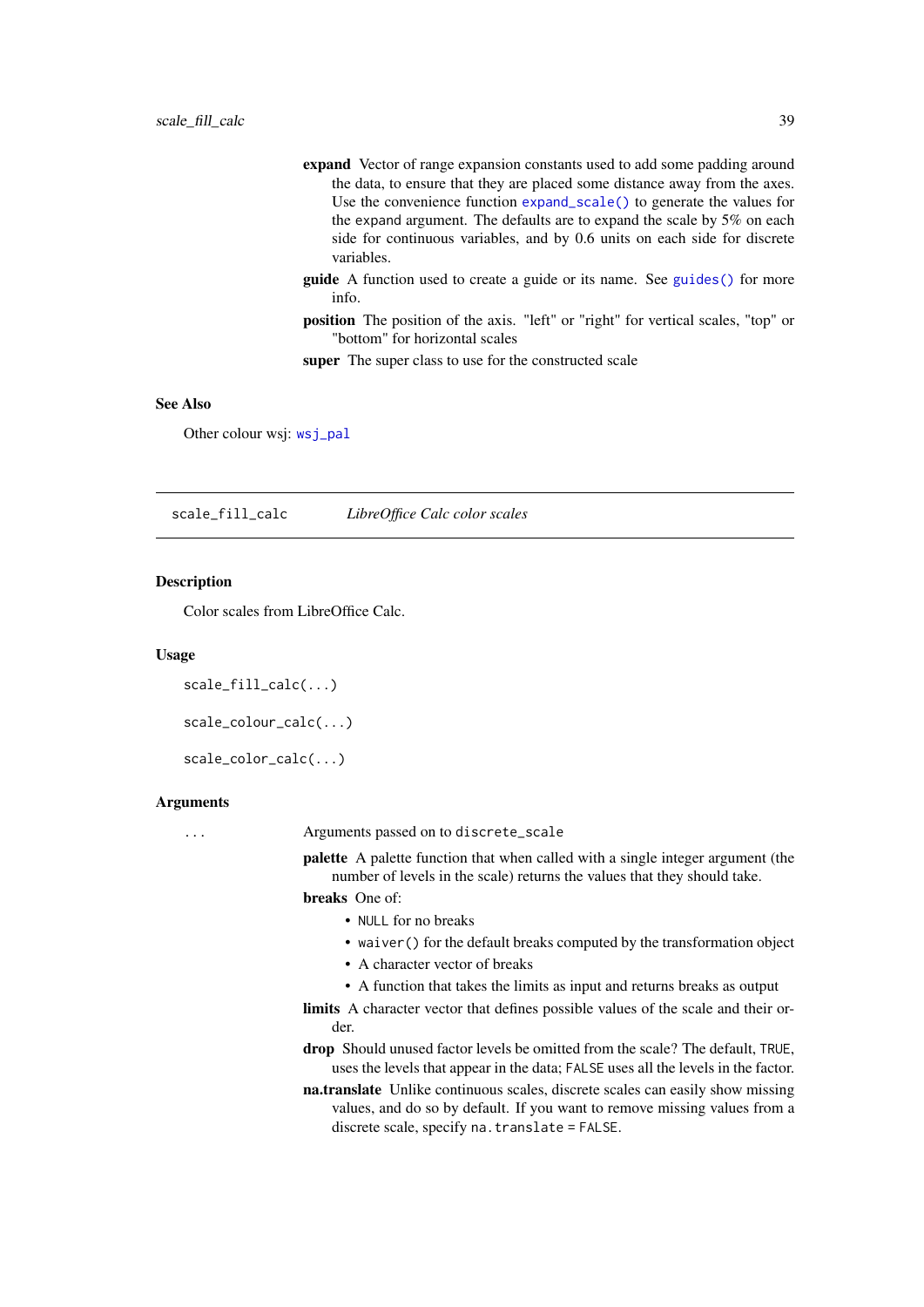**expand** Vector of range expansion constants used to add some padding around the data, to ensure that they are placed some distance away from the axes. Use the convenience function `expand_scale()` to generate the values for the `expand` argument. The defaults are to expand the scale by 5% on each side for continuous variables, and by 0.6 units on each side for discrete variables.

**guide** A function used to create a guide or its name. See `guides()` for more info.

**position** The position of the axis. "left" or "right" for vertical scales, "top" or "bottom" for horizontal scales

**super** The super class to use for the constructed scale

### See Also

Other colour wsj: `wsj_pal`

---

## scale_fill_calc — *LibreOffice Calc color scales*

### Description

Color scales from LibreOffice Calc.

### Usage

```
scale_fill_calc(...)

scale_colour_calc(...)

scale_color_calc(...)
```

### Arguments

`...` Arguments passed on to `discrete_scale`

**palette** A palette function that when called with a single integer argument (the number of levels in the scale) returns the values that they should take.

**breaks** One of:

- `NULL` for no breaks
- `waiver()` for the default breaks computed by the transformation object
- A character vector of breaks
- A function that takes the limits as input and returns breaks as output

**limits** A character vector that defines possible values of the scale and their order.

**drop** Should unused factor levels be omitted from the scale? The default, `TRUE`, uses the levels that appear in the data; `FALSE` uses all the levels in the factor.

**na.translate** Unlike continuous scales, discrete scales can easily show missing values, and do so by default. If you want to remove missing values from a discrete scale, specify `na.translate = FALSE`.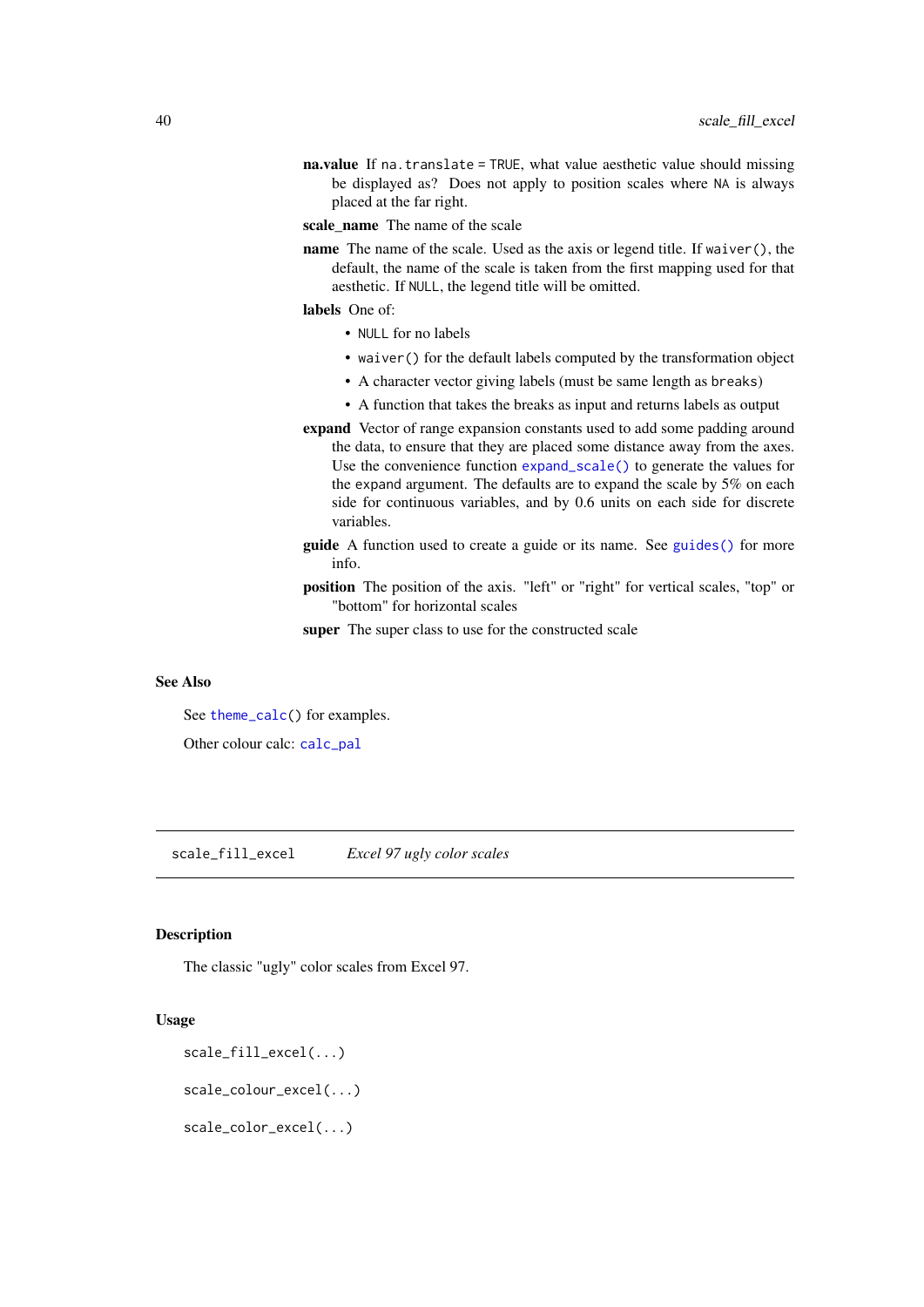**na.value** If `na.translate = TRUE`, what value aesthetic value should missing be displayed as? Does not apply to position scales where `NA` is always placed at the far right.

**scale_name** The name of the scale

**name** The name of the scale. Used as the axis or legend title. If `waiver()`, the default, the name of the scale is taken from the first mapping used for that aesthetic. If `NULL`, the legend title will be omitted.

**labels** One of:

- `NULL` for no labels
- `waiver()` for the default labels computed by the transformation object
- A character vector giving labels (must be same length as `breaks`)
- A function that takes the breaks as input and returns labels as output

**expand** Vector of range expansion constants used to add some padding around the data, to ensure that they are placed some distance away from the axes. Use the convenience function `expand_scale()` to generate the values for the `expand` argument. The defaults are to expand the scale by 5% on each side for continuous variables, and by 0.6 units on each side for discrete variables.

**guide** A function used to create a guide or its name. See `guides()` for more info.

**position** The position of the axis. "left" or "right" for vertical scales, "top" or "bottom" for horizontal scales

**super** The super class to use for the constructed scale

### See Also

See `theme_calc()` for examples.

Other colour calc: `calc_pal`

---

## scale_fill_excel — *Excel 97 ugly color scales*

---

### Description

The classic "ugly" color scales from Excel 97.

### Usage

```
scale_fill_excel(...)

scale_colour_excel(...)

scale_color_excel(...)
```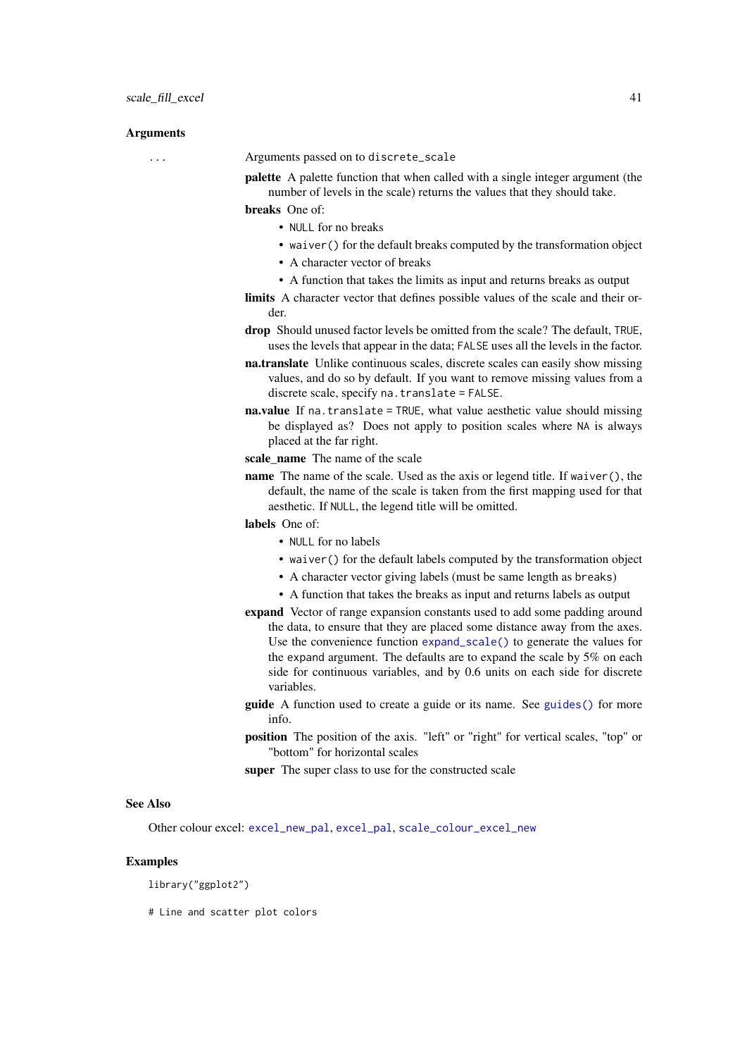## Arguments

`...` Arguments passed on to `discrete_scale`

**palette** A palette function that when called with a single integer argument (the number of levels in the scale) returns the values that they should take.

**breaks** One of:

- `NULL` for no breaks
- `waiver()` for the default breaks computed by the transformation object
- A character vector of breaks
- A function that takes the limits as input and returns breaks as output

**limits** A character vector that defines possible values of the scale and their order.

**drop** Should unused factor levels be omitted from the scale? The default, `TRUE`, uses the levels that appear in the data; `FALSE` uses all the levels in the factor.

**na.translate** Unlike continuous scales, discrete scales can easily show missing values, and do so by default. If you want to remove missing values from a discrete scale, specify `na.translate = FALSE`.

**na.value** If `na.translate = TRUE`, what value aesthetic value should missing be displayed as? Does not apply to position scales where `NA` is always placed at the far right.

**scale_name** The name of the scale

**name** The name of the scale. Used as the axis or legend title. If `waiver()`, the default, the name of the scale is taken from the first mapping used for that aesthetic. If `NULL`, the legend title will be omitted.

**labels** One of:

- `NULL` for no labels
- `waiver()` for the default labels computed by the transformation object
- A character vector giving labels (must be same length as `breaks`)
- A function that takes the breaks as input and returns labels as output

**expand** Vector of range expansion constants used to add some padding around the data, to ensure that they are placed some distance away from the axes. Use the convenience function `expand_scale()` to generate the values for the `expand` argument. The defaults are to expand the scale by 5% on each side for continuous variables, and by 0.6 units on each side for discrete variables.

**guide** A function used to create a guide or its name. See `guides()` for more info.

**position** The position of the axis. "left" or "right" for vertical scales, "top" or "bottom" for horizontal scales

**super** The super class to use for the constructed scale

## See Also

Other colour excel: `excel_new_pal`, `excel_pal`, `scale_colour_excel_new`

## Examples

```
library("ggplot2")

# Line and scatter plot colors
```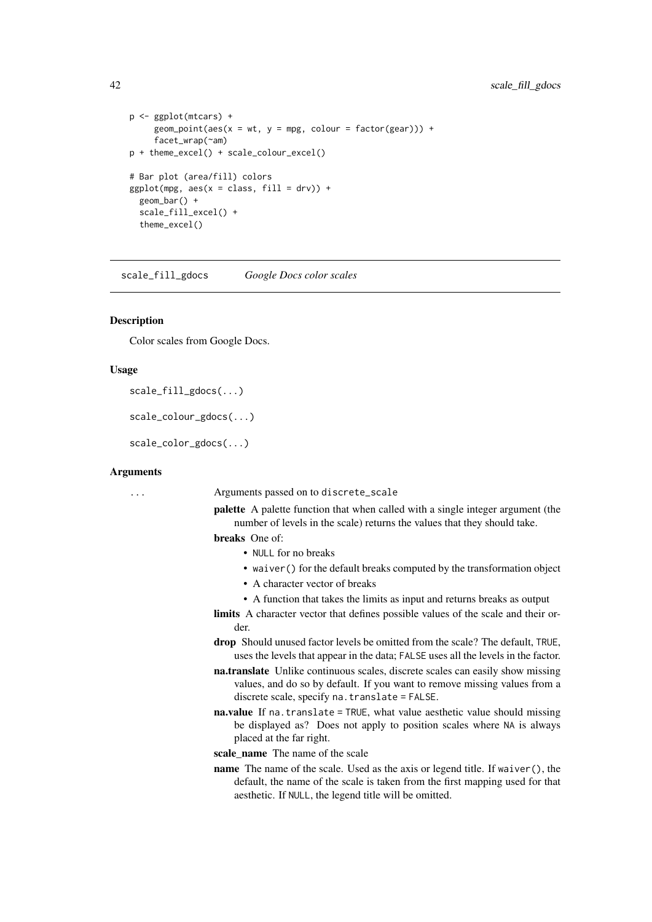```
p <- ggplot(mtcars) +
     geom_point(aes(x = wt, y = mpg, colour = factor(gear))) +
     facet_wrap(~am)
p + theme_excel() + scale_colour_excel()

# Bar plot (area/fill) colors
ggplot(mpg, aes(x = class, fill = drv)) +
  geom_bar() +
  scale_fill_excel() +
  theme_excel()
```

## scale_fill_gdocs *Google Docs color scales*

### Description

Color scales from Google Docs.

### Usage

```
scale_fill_gdocs(...)

scale_colour_gdocs(...)

scale_color_gdocs(...)
```

### Arguments

`...` Arguments passed on to `discrete_scale`

**palette** A palette function that when called with a single integer argument (the number of levels in the scale) returns the values that they should take.

**breaks** One of:

- `NULL` for no breaks
- `waiver()` for the default breaks computed by the transformation object
- A character vector of breaks
- A function that takes the limits as input and returns breaks as output

**limits** A character vector that defines possible values of the scale and their order.

**drop** Should unused factor levels be omitted from the scale? The default, `TRUE`, uses the levels that appear in the data; `FALSE` uses all the levels in the factor.

**na.translate** Unlike continuous scales, discrete scales can easily show missing values, and do so by default. If you want to remove missing values from a discrete scale, specify `na.translate = FALSE`.

**na.value** If `na.translate = TRUE`, what value aesthetic value should missing be displayed as? Does not apply to position scales where `NA` is always placed at the far right.

**scale_name** The name of the scale

**name** The name of the scale. Used as the axis or legend title. If `waiver()`, the default, the name of the scale is taken from the first mapping used for that aesthetic. If `NULL`, the legend title will be omitted.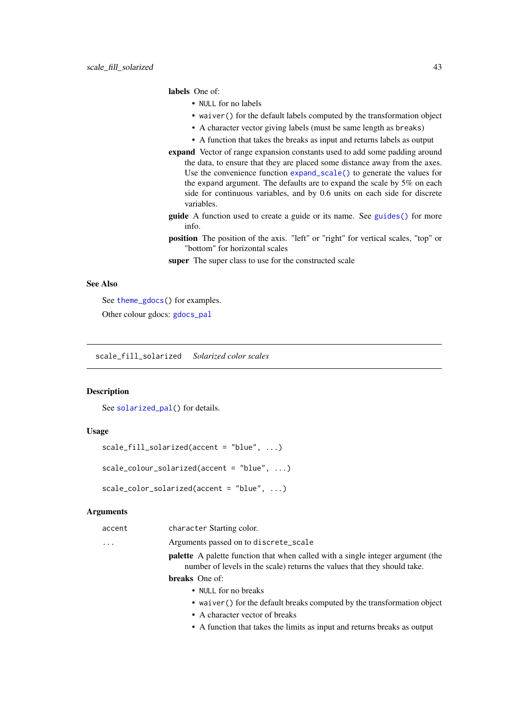**labels** One of:

- `NULL` for no labels
- `waiver()` for the default labels computed by the transformation object
- A character vector giving labels (must be same length as `breaks`)
- A function that takes the breaks as input and returns labels as output

**expand** Vector of range expansion constants used to add some padding around the data, to ensure that they are placed some distance away from the axes. Use the convenience function `expand_scale()` to generate the values for the `expand` argument. The defaults are to expand the scale by 5% on each side for continuous variables, and by 0.6 units on each side for discrete variables.

**guide** A function used to create a guide or its name. See `guides()` for more info.

**position** The position of the axis. "left" or "right" for vertical scales, "top" or "bottom" for horizontal scales

**super** The super class to use for the constructed scale

### See Also

See `theme_gdocs()` for examples.

Other colour gdocs: `gdocs_pal`

---

## scale_fill_solarized *Solarized color scales*

### Description

See `solarized_pal()` for details.

### Usage

```
scale_fill_solarized(accent = "blue", ...)

scale_colour_solarized(accent = "blue", ...)

scale_color_solarized(accent = "blue", ...)
```

### Arguments

`accent` `character` Starting color.

`...` Arguments passed on to `discrete_scale`

**palette** A palette function that when called with a single integer argument (the number of levels in the scale) returns the values that they should take.

**breaks** One of:

- `NULL` for no breaks
- `waiver()` for the default breaks computed by the transformation object
- A character vector of breaks
- A function that takes the limits as input and returns breaks as output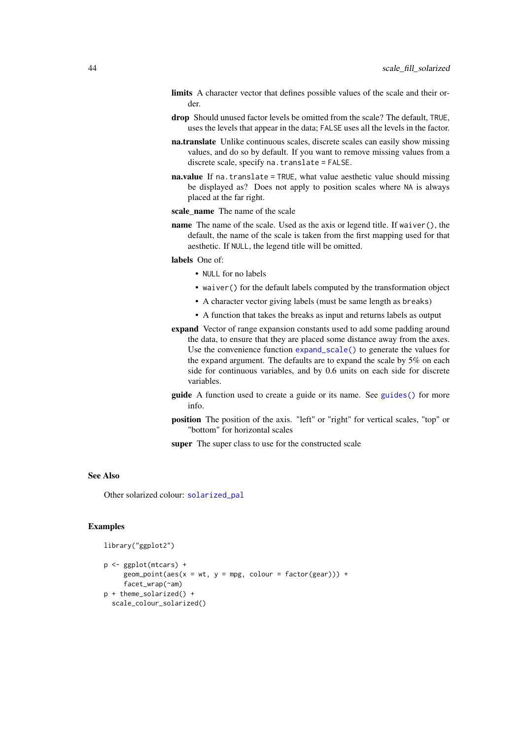**limits** A character vector that defines possible values of the scale and their order.

**drop** Should unused factor levels be omitted from the scale? The default, `TRUE`, uses the levels that appear in the data; `FALSE` uses all the levels in the factor.

**na.translate** Unlike continuous scales, discrete scales can easily show missing values, and do so by default. If you want to remove missing values from a discrete scale, specify `na.translate = FALSE`.

**na.value** If `na.translate = TRUE`, what value aesthetic value should missing be displayed as? Does not apply to position scales where `NA` is always placed at the far right.

**scale_name** The name of the scale

**name** The name of the scale. Used as the axis or legend title. If `waiver()`, the default, the name of the scale is taken from the first mapping used for that aesthetic. If `NULL`, the legend title will be omitted.

**labels** One of:

- `NULL` for no labels
- `waiver()` for the default labels computed by the transformation object
- A character vector giving labels (must be same length as `breaks`)
- A function that takes the breaks as input and returns labels as output

**expand** Vector of range expansion constants used to add some padding around the data, to ensure that they are placed some distance away from the axes. Use the convenience function `expand_scale()` to generate the values for the `expand` argument. The defaults are to expand the scale by 5% on each side for continuous variables, and by 0.6 units on each side for discrete variables.

**guide** A function used to create a guide or its name. See `guides()` for more info.

**position** The position of the axis. "left" or "right" for vertical scales, "top" or "bottom" for horizontal scales

**super** The super class to use for the constructed scale

## See Also

Other solarized colour: `solarized_pal`

## Examples

```
library("ggplot2")

p <- ggplot(mtcars) +
     geom_point(aes(x = wt, y = mpg, colour = factor(gear))) +
     facet_wrap(~am)
p + theme_solarized() +
  scale_colour_solarized()
```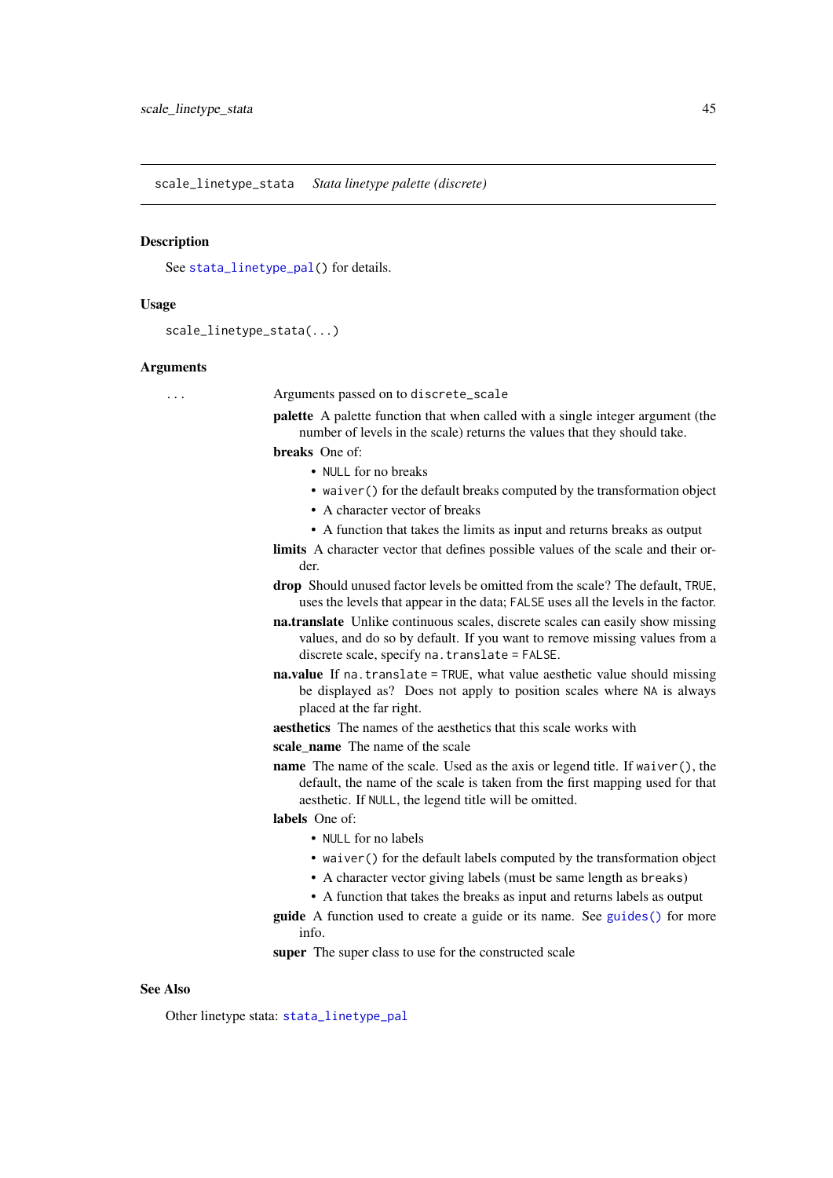## scale_linetype_stata    *Stata linetype palette (discrete)*

### Description

See `stata_linetype_pal()` for details.

### Usage

```
scale_linetype_stata(...)
```

### Arguments

`...` Arguments passed on to `discrete_scale`

**palette** A palette function that when called with a single integer argument (the number of levels in the scale) returns the values that they should take.

**breaks** One of:

- `NULL` for no breaks
- `waiver()` for the default breaks computed by the transformation object
- A character vector of breaks
- A function that takes the limits as input and returns breaks as output

**limits** A character vector that defines possible values of the scale and their order.

**drop** Should unused factor levels be omitted from the scale? The default, `TRUE`, uses the levels that appear in the data; `FALSE` uses all the levels in the factor.

**na.translate** Unlike continuous scales, discrete scales can easily show missing values, and do so by default. If you want to remove missing values from a discrete scale, specify `na.translate = FALSE`.

**na.value** If `na.translate = TRUE`, what value aesthetic value should missing be displayed as? Does not apply to position scales where `NA` is always placed at the far right.

**aesthetics** The names of the aesthetics that this scale works with

**scale_name** The name of the scale

**name** The name of the scale. Used as the axis or legend title. If `waiver()`, the default, the name of the scale is taken from the first mapping used for that aesthetic. If `NULL`, the legend title will be omitted.

**labels** One of:

- `NULL` for no labels
- `waiver()` for the default labels computed by the transformation object
- A character vector giving labels (must be same length as `breaks`)
- A function that takes the breaks as input and returns labels as output

**guide** A function used to create a guide or its name. See `guides()` for more info.

**super** The super class to use for the constructed scale

### See Also

Other linetype stata: `stata_linetype_pal`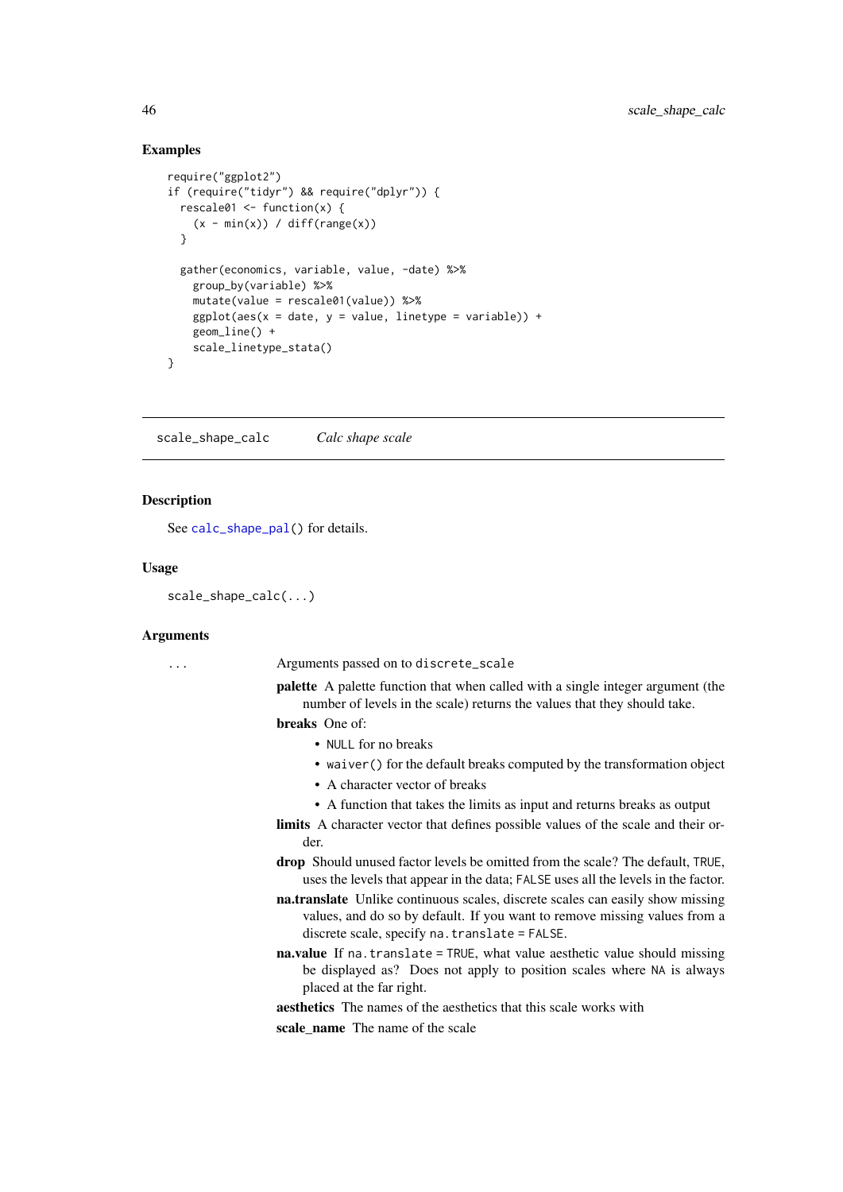## Examples

```
require("ggplot2")
if (require("tidyr") && require("dplyr")) {
  rescale01 <- function(x) {
    (x - min(x)) / diff(range(x))
  }

  gather(economics, variable, value, -date) %>%
    group_by(variable) %>%
    mutate(value = rescale01(value)) %>%
    ggplot(aes(x = date, y = value, linetype = variable)) +
    geom_line() +
    scale_linetype_stata()
}
```

---

`scale_shape_calc` &nbsp;&nbsp;&nbsp;&nbsp; *Calc shape scale*

---

## Description

See `calc_shape_pal()` for details.

## Usage

```
scale_shape_calc(...)
```

## Arguments

`...` Arguments passed on to `discrete_scale`

**palette** A palette function that when called with a single integer argument (the number of levels in the scale) returns the values that they should take.

**breaks** One of:

- `NULL` for no breaks
- `waiver()` for the default breaks computed by the transformation object
- A character vector of breaks
- A function that takes the limits as input and returns breaks as output

**limits** A character vector that defines possible values of the scale and their order.

**drop** Should unused factor levels be omitted from the scale? The default, `TRUE`, uses the levels that appear in the data; `FALSE` uses all the levels in the factor.

**na.translate** Unlike continuous scales, discrete scales can easily show missing values, and do so by default. If you want to remove missing values from a discrete scale, specify `na.translate = FALSE`.

**na.value** If `na.translate = TRUE`, what value aesthetic value should missing be displayed as? Does not apply to position scales where `NA` is always placed at the far right.

**aesthetics** The names of the aesthetics that this scale works with

**scale_name** The name of the scale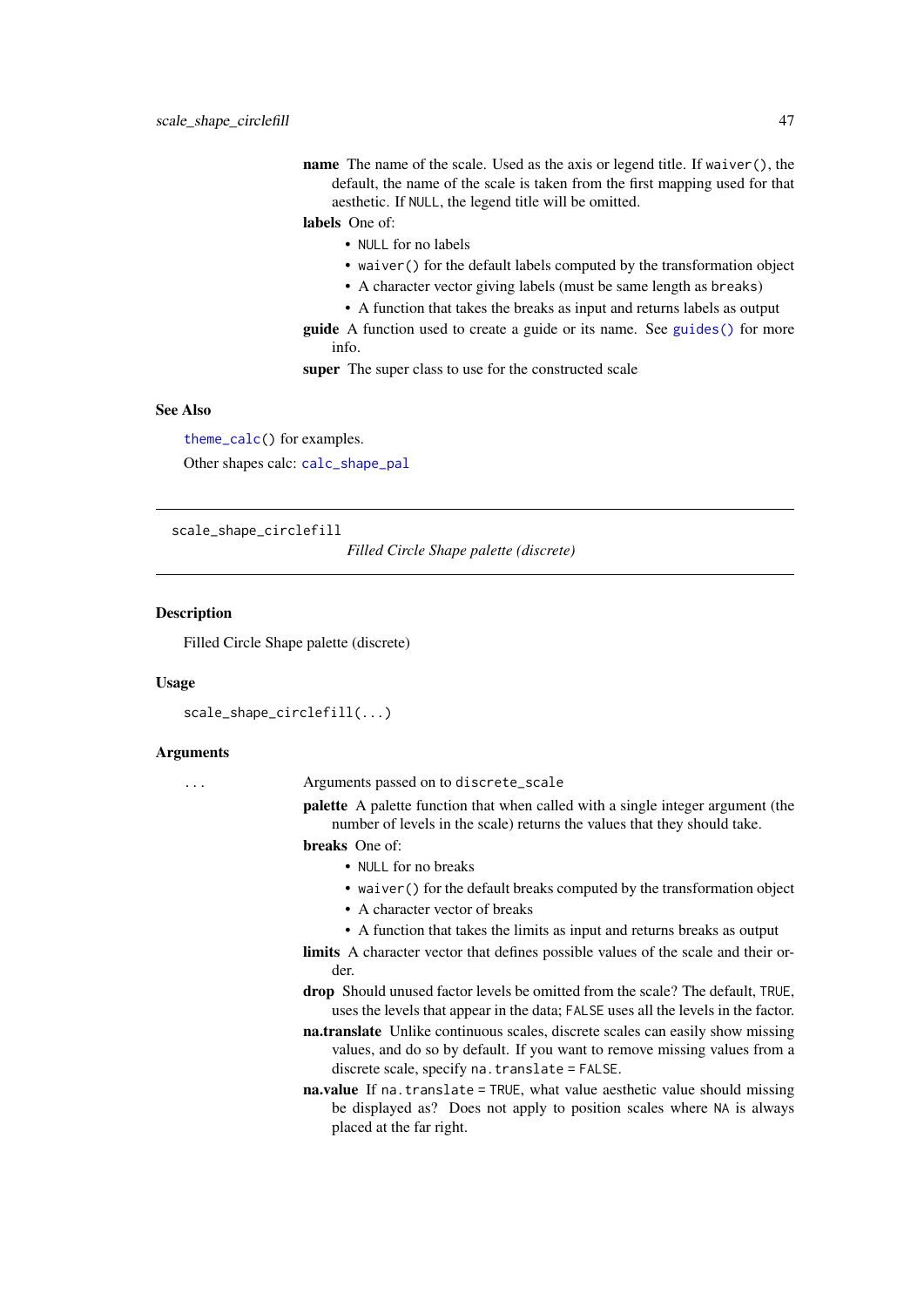**name** The name of the scale. Used as the axis or legend title. If `waiver()`, the default, the name of the scale is taken from the first mapping used for that aesthetic. If `NULL`, the legend title will be omitted.

**labels** One of:

- `NULL` for no labels
- `waiver()` for the default labels computed by the transformation object
- A character vector giving labels (must be same length as `breaks`)
- A function that takes the breaks as input and returns labels as output

**guide** A function used to create a guide or its name. See `guides()` for more info.

**super** The super class to use for the constructed scale

### See Also

`theme_calc()` for examples.

Other shapes calc: `calc_shape_pal`

---

## scale_shape_circlefill

*Filled Circle Shape palette (discrete)*

---

### Description

Filled Circle Shape palette (discrete)

### Usage

```
scale_shape_circlefill(...)
```

### Arguments

`...` Arguments passed on to `discrete_scale`

**palette** A palette function that when called with a single integer argument (the number of levels in the scale) returns the values that they should take.

**breaks** One of:

- `NULL` for no breaks
- `waiver()` for the default breaks computed by the transformation object
- A character vector of breaks
- A function that takes the limits as input and returns breaks as output

**limits** A character vector that defines possible values of the scale and their order.

**drop** Should unused factor levels be omitted from the scale? The default, `TRUE`, uses the levels that appear in the data; `FALSE` uses all the levels in the factor.

**na.translate** Unlike continuous scales, discrete scales can easily show missing values, and do so by default. If you want to remove missing values from a discrete scale, specify `na.translate = FALSE`.

**na.value** If `na.translate = TRUE`, what value aesthetic value should missing be displayed as? Does not apply to position scales where `NA` is always placed at the far right.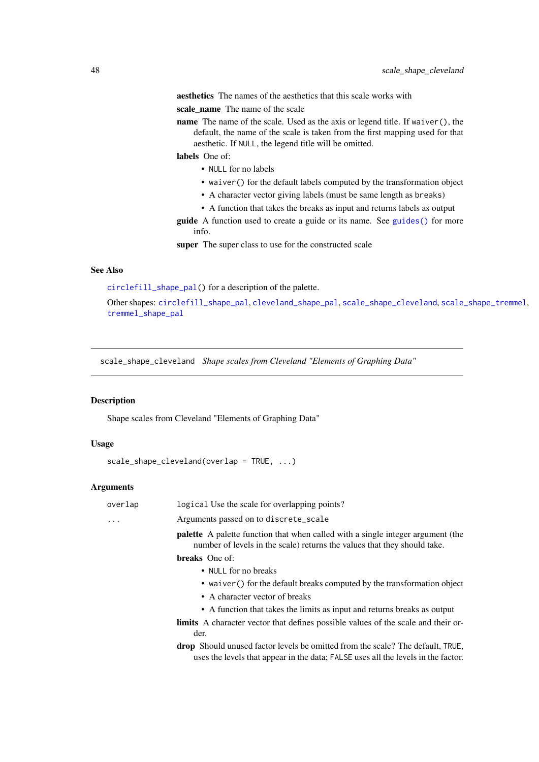**aesthetics** The names of the aesthetics that this scale works with

**scale_name** The name of the scale

**name** The name of the scale. Used as the axis or legend title. If `waiver()`, the default, the name of the scale is taken from the first mapping used for that aesthetic. If `NULL`, the legend title will be omitted.

**labels** One of:

- `NULL` for no labels
- `waiver()` for the default labels computed by the transformation object
- A character vector giving labels (must be same length as `breaks`)
- A function that takes the breaks as input and returns labels as output

**guide** A function used to create a guide or its name. See `guides()` for more info.

**super** The super class to use for the constructed scale

### See Also

`circlefill_shape_pal()` for a description of the palette.

Other shapes: `circlefill_shape_pal`, `cleveland_shape_pal`, `scale_shape_cleveland`, `scale_shape_tremmel`, `tremmel_shape_pal`

---

## scale_shape_cleveland *Shape scales from Cleveland "Elements of Graphing Data"*

### Description

Shape scales from Cleveland "Elements of Graphing Data"

### Usage

```
scale_shape_cleveland(overlap = TRUE, ...)
```

### Arguments

| | |
|---|---|
| `overlap` | `logical` Use the scale for overlapping points? |
| `...` | Arguments passed on to `discrete_scale` |

**palette** A palette function that when called with a single integer argument (the number of levels in the scale) returns the values that they should take.

**breaks** One of:

- `NULL` for no breaks
- `waiver()` for the default breaks computed by the transformation object
- A character vector of breaks
- A function that takes the limits as input and returns breaks as output

**limits** A character vector that defines possible values of the scale and their order.

**drop** Should unused factor levels be omitted from the scale? The default, `TRUE`, uses the levels that appear in the data; `FALSE` uses all the levels in the factor.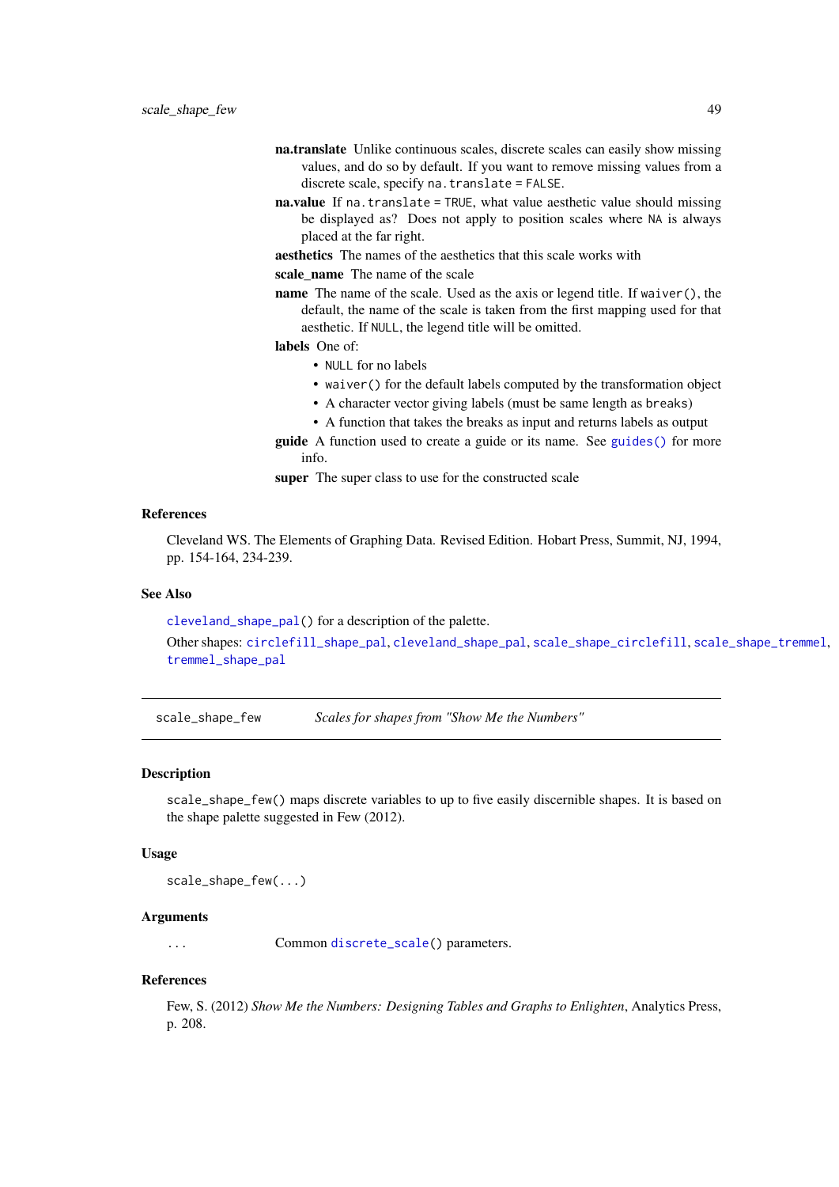**na.translate** Unlike continuous scales, discrete scales can easily show missing values, and do so by default. If you want to remove missing values from a discrete scale, specify `na.translate = FALSE`.

**na.value** If `na.translate = TRUE`, what value aesthetic value should missing be displayed as? Does not apply to position scales where `NA` is always placed at the far right.

**aesthetics** The names of the aesthetics that this scale works with

**scale_name** The name of the scale

**name** The name of the scale. Used as the axis or legend title. If `waiver()`, the default, the name of the scale is taken from the first mapping used for that aesthetic. If `NULL`, the legend title will be omitted.

**labels** One of:

- `NULL` for no labels
- `waiver()` for the default labels computed by the transformation object
- A character vector giving labels (must be same length as `breaks`)
- A function that takes the breaks as input and returns labels as output

**guide** A function used to create a guide or its name. See `guides()` for more info.

**super** The super class to use for the constructed scale

### References

Cleveland WS. The Elements of Graphing Data. Revised Edition. Hobart Press, Summit, NJ, 1994, pp. 154-164, 234-239.

### See Also

`cleveland_shape_pal()` for a description of the palette.

Other shapes: `circlefill_shape_pal`, `cleveland_shape_pal`, `scale_shape_circlefill`, `scale_shape_tremmel`, `tremmel_shape_pal`

---

## scale_shape_few — *Scales for shapes from "Show Me the Numbers"*

### Description

`scale_shape_few()` maps discrete variables to up to five easily discernible shapes. It is based on the shape palette suggested in Few (2012).

### Usage

```
scale_shape_few(...)
```

### Arguments

| | |
|---|---|
| `...` | Common `discrete_scale()` parameters. |

### References

Few, S. (2012) *Show Me the Numbers: Designing Tables and Graphs to Enlighten*, Analytics Press, p. 208.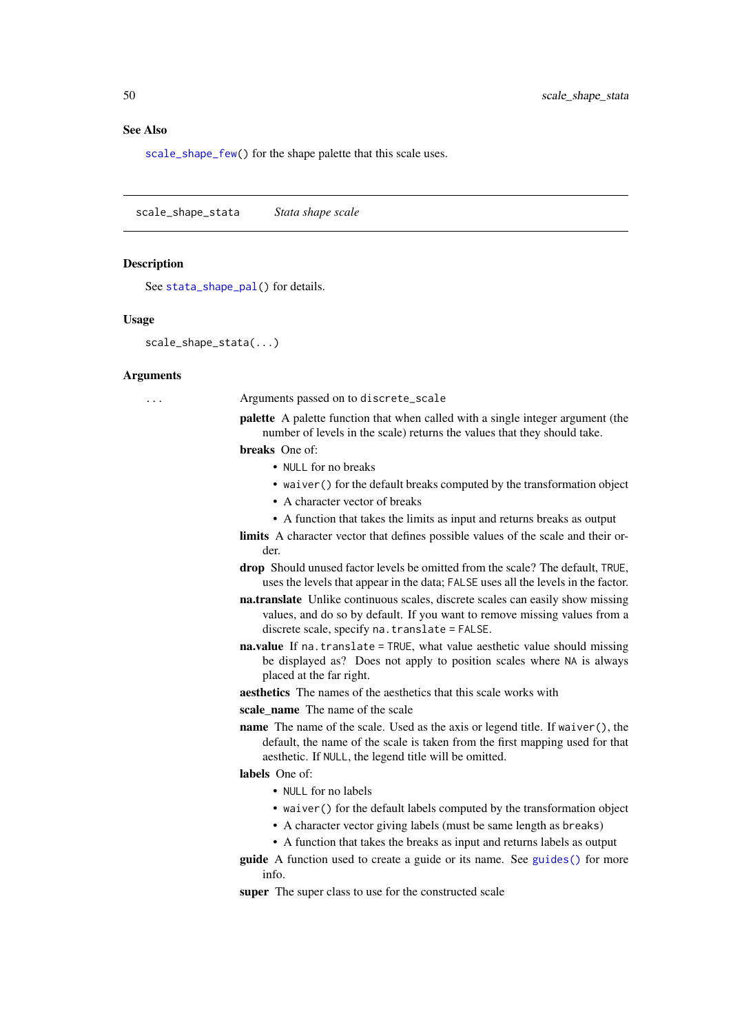### See Also

`scale_shape_few()` for the shape palette that this scale uses.

---

## scale_shape_stata — *Stata shape scale*

### Description

See `stata_shape_pal()` for details.

### Usage

```
scale_shape_stata(...)
```

### Arguments

`...` Arguments passed on to `discrete_scale`

**palette** A palette function that when called with a single integer argument (the number of levels in the scale) returns the values that they should take.

**breaks** One of:

- `NULL` for no breaks
- `waiver()` for the default breaks computed by the transformation object
- A character vector of breaks
- A function that takes the limits as input and returns breaks as output

**limits** A character vector that defines possible values of the scale and their order.

**drop** Should unused factor levels be omitted from the scale? The default, `TRUE`, uses the levels that appear in the data; `FALSE` uses all the levels in the factor.

**na.translate** Unlike continuous scales, discrete scales can easily show missing values, and do so by default. If you want to remove missing values from a discrete scale, specify `na.translate = FALSE`.

**na.value** If `na.translate = TRUE`, what value aesthetic value should missing be displayed as? Does not apply to position scales where `NA` is always placed at the far right.

**aesthetics** The names of the aesthetics that this scale works with

**scale_name** The name of the scale

**name** The name of the scale. Used as the axis or legend title. If `waiver()`, the default, the name of the scale is taken from the first mapping used for that aesthetic. If `NULL`, the legend title will be omitted.

**labels** One of:

- `NULL` for no labels
- `waiver()` for the default labels computed by the transformation object
- A character vector giving labels (must be same length as `breaks`)
- A function that takes the breaks as input and returns labels as output

**guide** A function used to create a guide or its name. See `guides()` for more info.

**super** The super class to use for the constructed scale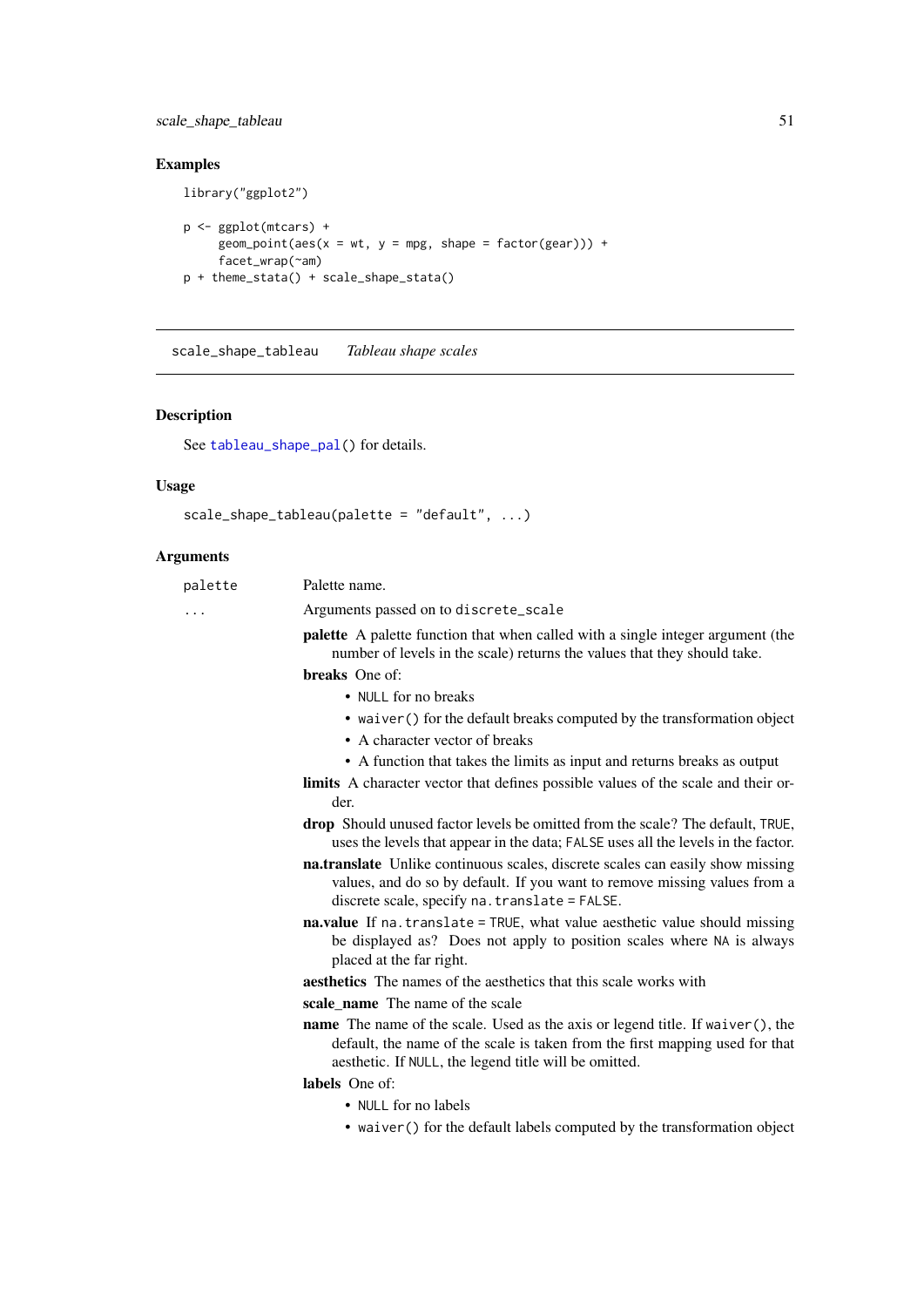### Examples

```
library("ggplot2")

p <- ggplot(mtcars) +
     geom_point(aes(x = wt, y = mpg, shape = factor(gear))) +
     facet_wrap(~am)
p + theme_stata() + scale_shape_stata()
```

---

## scale_shape_tableau    *Tableau shape scales*

### Description

See tableau_shape_pal() for details.

### Usage

```
scale_shape_tableau(palette = "default", ...)
```

### Arguments

| | |
|---|---|
| palette | Palette name. |
| ... | Arguments passed on to discrete_scale |

**palette** A palette function that when called with a single integer argument (the number of levels in the scale) returns the values that they should take.

**breaks** One of:

- NULL for no breaks
- waiver() for the default breaks computed by the transformation object
- A character vector of breaks
- A function that takes the limits as input and returns breaks as output

**limits** A character vector that defines possible values of the scale and their order.

**drop** Should unused factor levels be omitted from the scale? The default, TRUE, uses the levels that appear in the data; FALSE uses all the levels in the factor.

**na.translate** Unlike continuous scales, discrete scales can easily show missing values, and do so by default. If you want to remove missing values from a discrete scale, specify na.translate = FALSE.

**na.value** If na.translate = TRUE, what value aesthetic value should missing be displayed as? Does not apply to position scales where NA is always placed at the far right.

**aesthetics** The names of the aesthetics that this scale works with

**scale_name** The name of the scale

**name** The name of the scale. Used as the axis or legend title. If waiver(), the default, the name of the scale is taken from the first mapping used for that aesthetic. If NULL, the legend title will be omitted.

**labels** One of:

- NULL for no labels
- waiver() for the default labels computed by the transformation object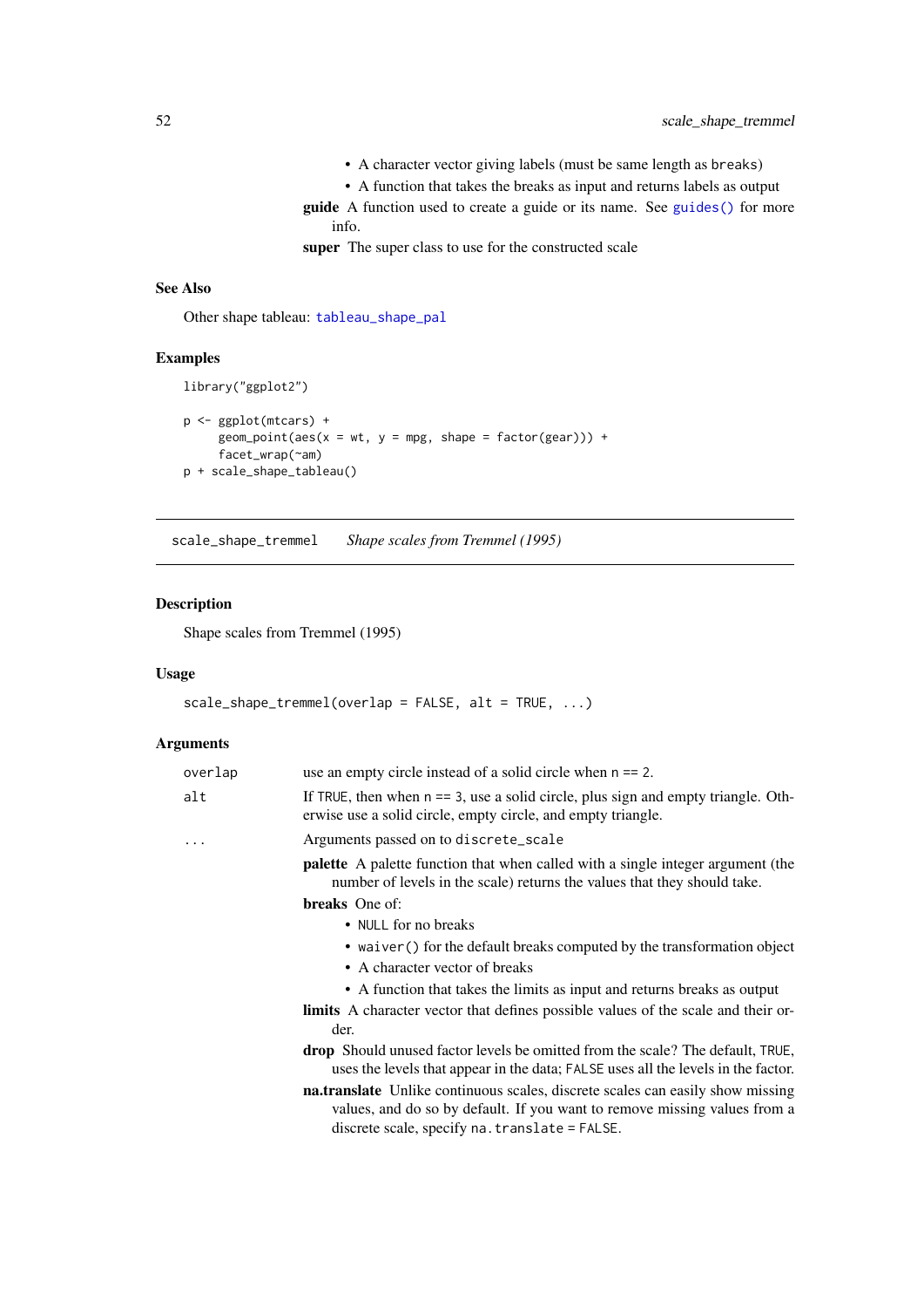- A character vector giving labels (must be same length as `breaks`)
- A function that takes the breaks as input and returns labels as output

**guide** A function used to create a guide or its name. See `guides()` for more info.

**super** The super class to use for the constructed scale

### See Also

Other shape tableau: `tableau_shape_pal`

### Examples

```
library("ggplot2")

p <- ggplot(mtcars) +
     geom_point(aes(x = wt, y = mpg, shape = factor(gear))) +
     facet_wrap(~am)
p + scale_shape_tableau()
```

---

## scale_shape_tremmel    *Shape scales from Tremmel (1995)*

---

### Description

Shape scales from Tremmel (1995)

### Usage

```
scale_shape_tremmel(overlap = FALSE, alt = TRUE, ...)
```

### Arguments

| | |
|---|---|
| `overlap` | use an empty circle instead of a solid circle when `n == 2`. |
| `alt` | If `TRUE`, then when `n == 3`, use a solid circle, plus sign and empty triangle. Otherwise use a solid circle, empty circle, and empty triangle. |
| `...` | Arguments passed on to `discrete_scale` |

**palette** A palette function that when called with a single integer argument (the number of levels in the scale) returns the values that they should take.

**breaks** One of:

- `NULL` for no breaks
- `waiver()` for the default breaks computed by the transformation object
- A character vector of breaks
- A function that takes the limits as input and returns breaks as output

**limits** A character vector that defines possible values of the scale and their order.

**drop** Should unused factor levels be omitted from the scale? The default, `TRUE`, uses the levels that appear in the data; `FALSE` uses all the levels in the factor.

**na.translate** Unlike continuous scales, discrete scales can easily show missing values, and do so by default. If you want to remove missing values from a discrete scale, specify `na.translate = FALSE`.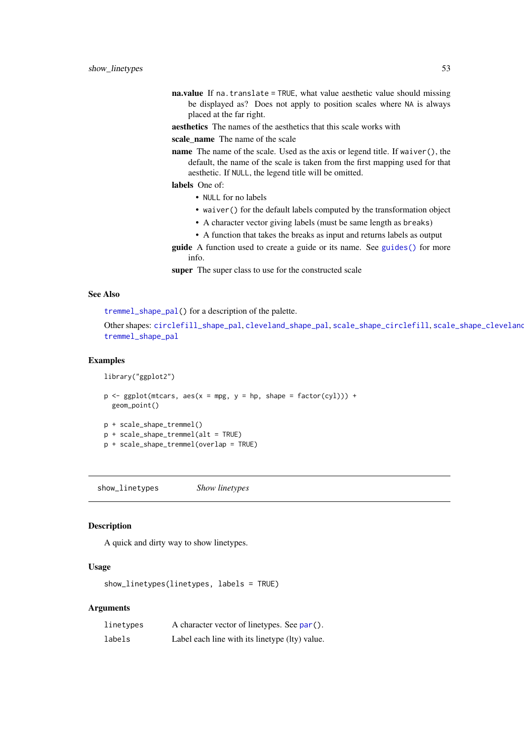**na.value** If `na.translate = TRUE`, what value aesthetic value should missing be displayed as? Does not apply to position scales where `NA` is always placed at the far right.

**aesthetics** The names of the aesthetics that this scale works with

**scale_name** The name of the scale

**name** The name of the scale. Used as the axis or legend title. If `waiver()`, the default, the name of the scale is taken from the first mapping used for that aesthetic. If `NULL`, the legend title will be omitted.

**labels** One of:

- `NULL` for no labels
- `waiver()` for the default labels computed by the transformation object
- A character vector giving labels (must be same length as `breaks`)
- A function that takes the breaks as input and returns labels as output

**guide** A function used to create a guide or its name. See `guides()` for more info.

**super** The super class to use for the constructed scale

### See Also

`tremmel_shape_pal()` for a description of the palette.

Other shapes: `circlefill_shape_pal`, `cleveland_shape_pal`, `scale_shape_circlefill`, `scale_shape_cleveland`, `tremmel_shape_pal`

### Examples

```
library("ggplot2")

p <- ggplot(mtcars, aes(x = mpg, y = hp, shape = factor(cyl))) +
  geom_point()

p + scale_shape_tremmel()
p + scale_shape_tremmel(alt = TRUE)
p + scale_shape_tremmel(overlap = TRUE)
```

---

## show_linetypes    *Show linetypes*

### Description

A quick and dirty way to show linetypes.

### Usage

```
show_linetypes(linetypes, labels = TRUE)
```

### Arguments

| | |
|---|---|
| `linetypes` | A character vector of linetypes. See `par()`. |
| `labels` | Label each line with its linetype (lty) value. |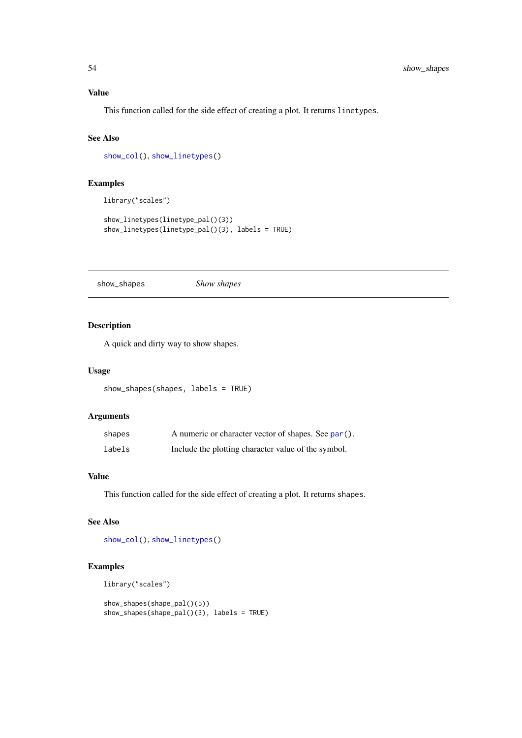### Value

This function called for the side effect of creating a plot. It returns `linetypes`.

### See Also

`show_col()`, `show_linetypes()`

### Examples

```
library("scales")

show_linetypes(linetype_pal()(3))
show_linetypes(linetype_pal()(3), labels = TRUE)
```

---

## show_shapes *Show shapes*

---

### Description

A quick and dirty way to show shapes.

### Usage

```
show_shapes(shapes, labels = TRUE)
```

### Arguments

| | |
|---|---|
| `shapes` | A numeric or character vector of shapes. See `par()`. |
| `labels` | Include the plotting character value of the symbol. |

### Value

This function called for the side effect of creating a plot. It returns `shapes`.

### See Also

`show_col()`, `show_linetypes()`

### Examples

```
library("scales")

show_shapes(shape_pal()(5))
show_shapes(shape_pal()(3), labels = TRUE)
```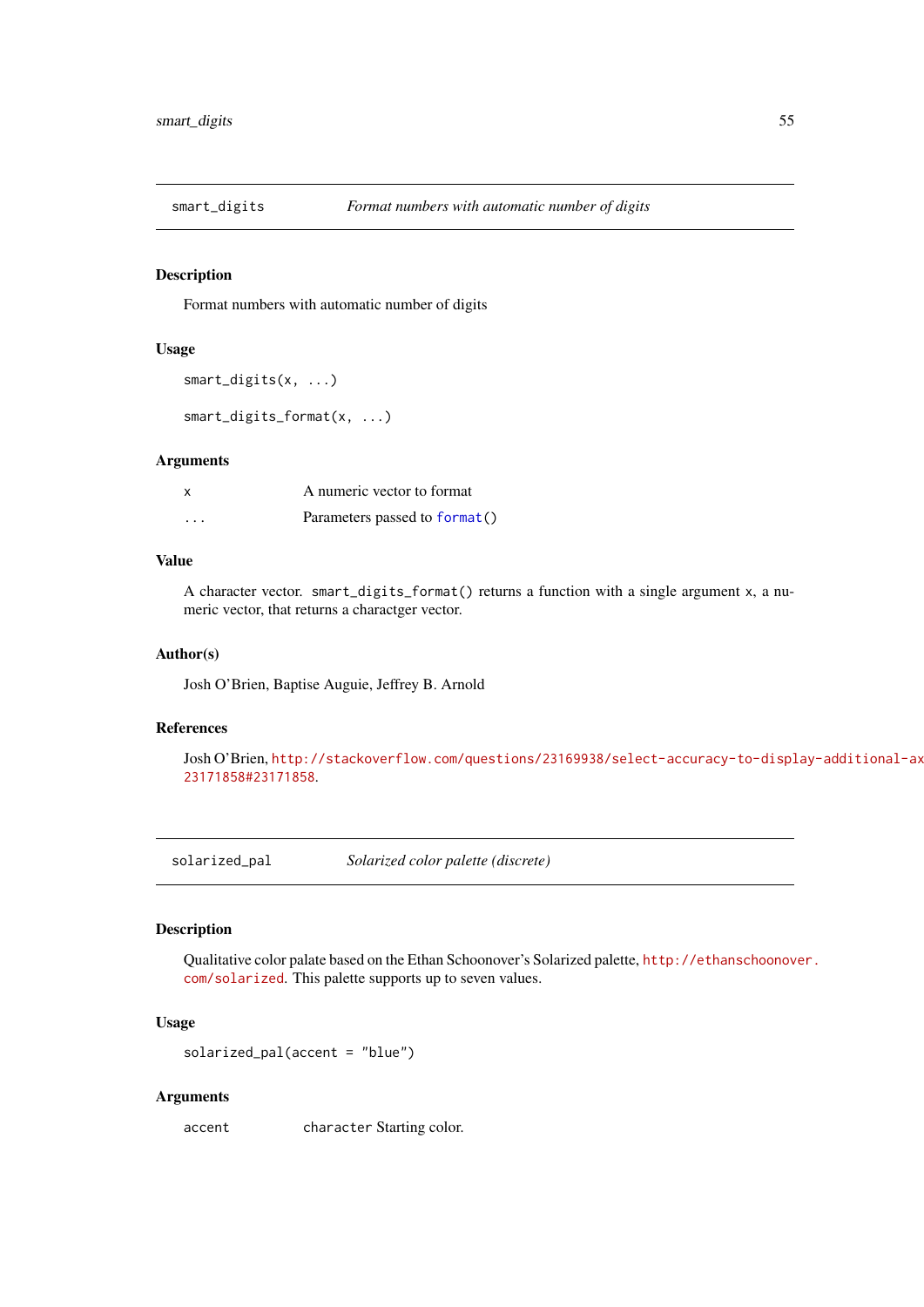## smart_digits — *Format numbers with automatic number of digits*

### Description

Format numbers with automatic number of digits

### Usage

```
smart_digits(x, ...)

smart_digits_format(x, ...)
```

### Arguments

| | |
|---|---|
| x | A numeric vector to format |
| ... | Parameters passed to format() |

### Value

A character vector. smart_digits_format() returns a function with a single argument x, a numeric vector, that returns a charactger vector.

### Author(s)

Josh O'Brien, Baptise Auguie, Jeffrey B. Arnold

### References

Josh O'Brien, http://stackoverflow.com/questions/23169938/select-accuracy-to-display-additional-ax 23171858#23171858.

## solarized_pal — *Solarized color palette (discrete)*

### Description

Qualitative color palate based on the Ethan Schoonover's Solarized palette, http://ethanschoonover.com/solarized. This palette supports up to seven values.

### Usage

```
solarized_pal(accent = "blue")
```

### Arguments

| | |
|---|---|
| accent | character Starting color. |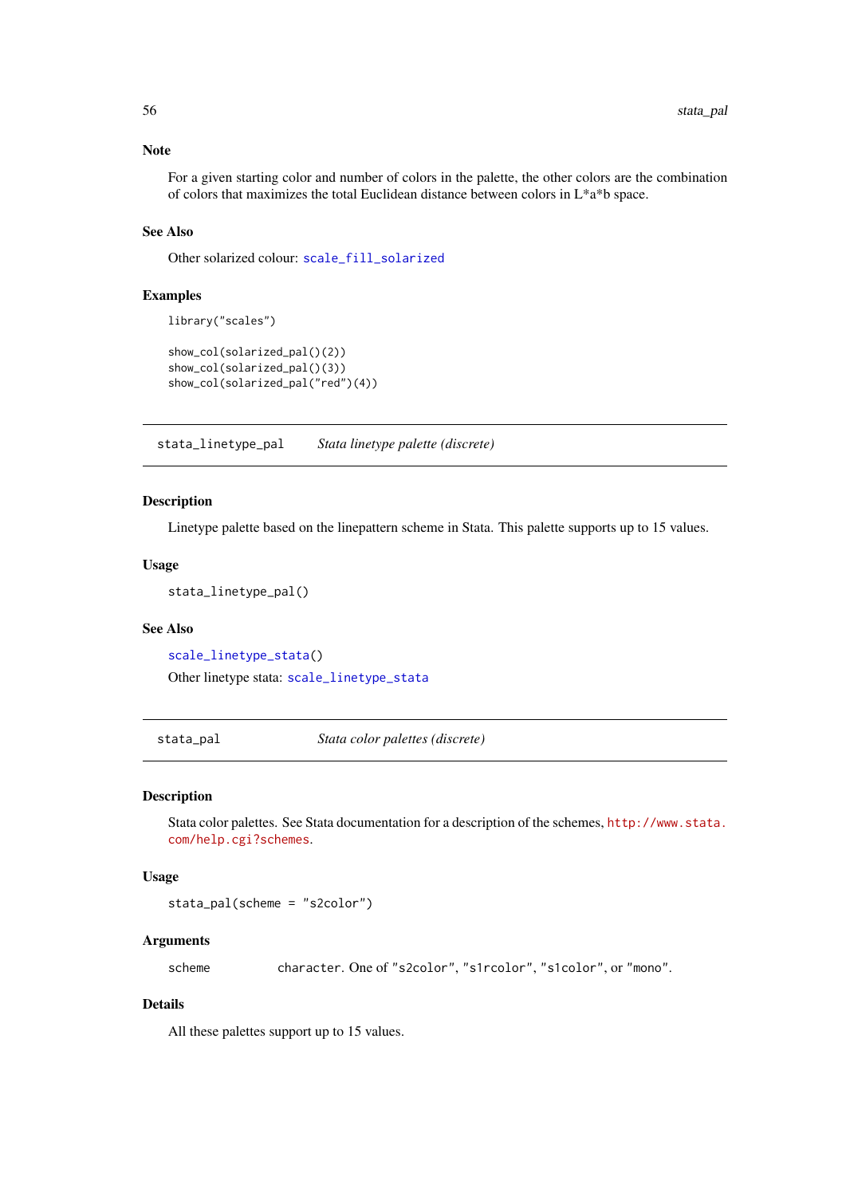### Note

For a given starting color and number of colors in the palette, the other colors are the combination of colors that maximizes the total Euclidean distance between colors in L*a*b space.

### See Also

Other solarized colour: scale_fill_solarized

### Examples

```
library("scales")

show_col(solarized_pal()(2))
show_col(solarized_pal()(3))
show_col(solarized_pal("red")(4))
```

---

## stata_linetype_pal — *Stata linetype palette (discrete)*

### Description

Linetype palette based on the linepattern scheme in Stata. This palette supports up to 15 values.

### Usage

```
stata_linetype_pal()
```

### See Also

scale_linetype_stata()

Other linetype stata: scale_linetype_stata

---

## stata_pal — *Stata color palettes (discrete)*

### Description

Stata color palettes. See Stata documentation for a description of the schemes, http://www.stata.com/help.cgi?schemes.

### Usage

```
stata_pal(scheme = "s2color")
```

### Arguments

| | |
|---|---|
| scheme | character. One of "s2color", "s1rcolor", "s1color", or "mono". |

### Details

All these palettes support up to 15 values.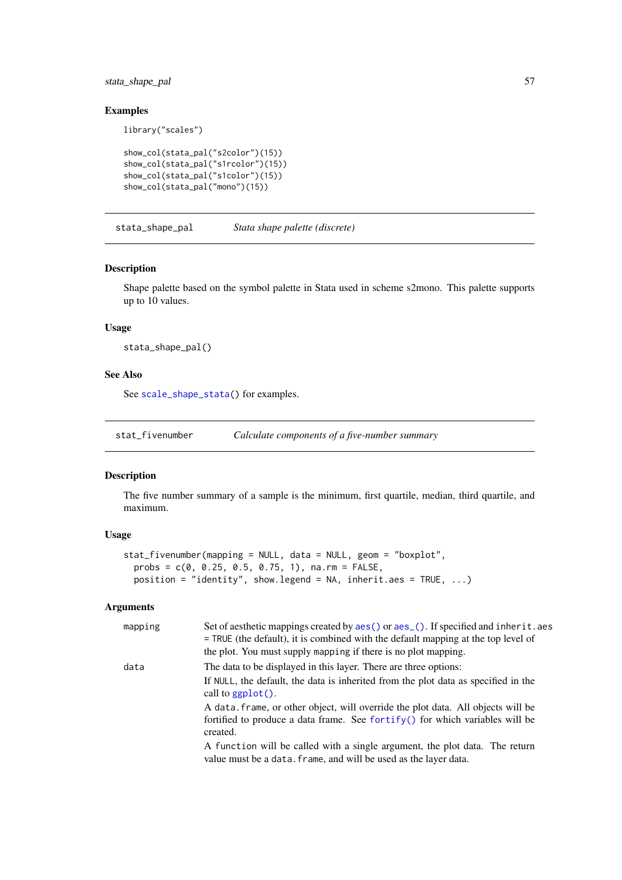### Examples

```
library("scales")

show_col(stata_pal("s2color")(15))
show_col(stata_pal("s1rcolor")(15))
show_col(stata_pal("s1color")(15))
show_col(stata_pal("mono")(15))
```

---

## stata_shape_pal — *Stata shape palette (discrete)*

### Description

Shape palette based on the symbol palette in Stata used in scheme s2mono. This palette supports up to 10 values.

### Usage

```
stata_shape_pal()
```

### See Also

See `scale_shape_stata()` for examples.

---

## stat_fivenumber — *Calculate components of a five-number summary*

### Description

The five number summary of a sample is the minimum, first quartile, median, third quartile, and maximum.

### Usage

```
stat_fivenumber(mapping = NULL, data = NULL, geom = "boxplot",
  probs = c(0, 0.25, 0.5, 0.75, 1), na.rm = FALSE,
  position = "identity", show.legend = NA, inherit.aes = TRUE, ...)
```

### Arguments

| | |
|---|---|
| mapping | Set of aesthetic mappings created by `aes()` or `aes_()`. If specified and `inherit.aes = TRUE` (the default), it is combined with the default mapping at the top level of the plot. You must supply `mapping` if there is no plot mapping. |
| data | The data to be displayed in this layer. There are three options:<br>If `NULL`, the default, the data is inherited from the plot data as specified in the call to `ggplot()`.<br>A `data.frame`, or other object, will override the plot data. All objects will be fortified to produce a data frame. See `fortify()` for which variables will be created.<br>A `function` will be called with a single argument, the plot data. The return value must be a `data.frame`, and will be used as the layer data. |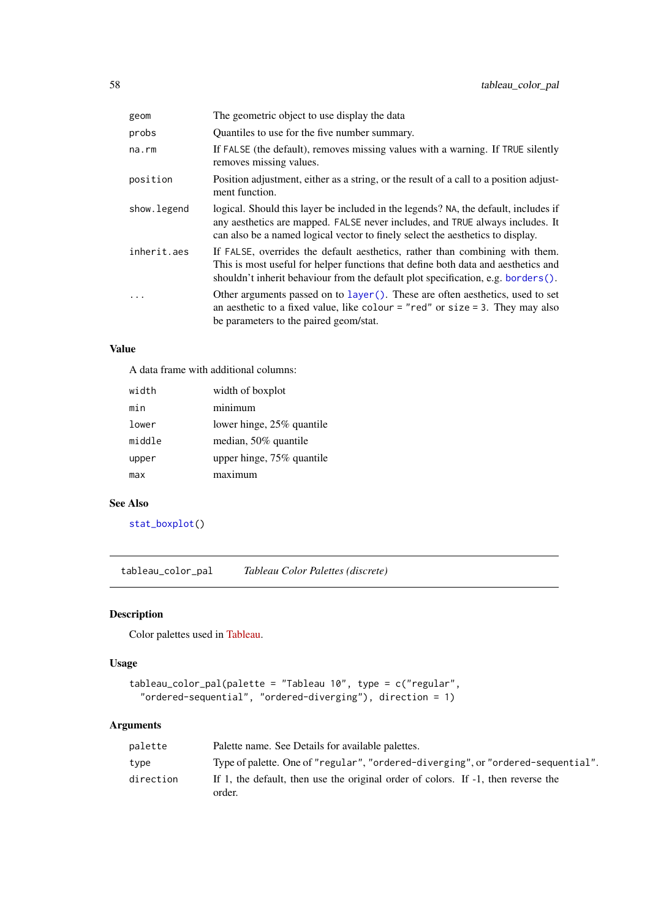| | |
|---|---|
| geom | The geometric object to use display the data |
| probs | Quantiles to use for the five number summary. |
| na.rm | If FALSE (the default), removes missing values with a warning. If TRUE silently removes missing values. |
| position | Position adjustment, either as a string, or the result of a call to a position adjustment function. |
| show.legend | logical. Should this layer be included in the legends? NA, the default, includes if any aesthetics are mapped. FALSE never includes, and TRUE always includes. It can also be a named logical vector to finely select the aesthetics to display. |
| inherit.aes | If FALSE, overrides the default aesthetics, rather than combining with them. This is most useful for helper functions that define both data and aesthetics and shouldn't inherit behaviour from the default plot specification, e.g. borders(). |
| ... | Other arguments passed on to layer(). These are often aesthetics, used to set an aesthetic to a fixed value, like colour = "red" or size = 3. They may also be parameters to the paired geom/stat. |

## Value

A data frame with additional columns:

| | |
|---|---|
| width | width of boxplot |
| min | minimum |
| lower | lower hinge, 25% quantile |
| middle | median, 50% quantile |
| upper | upper hinge, 75% quantile |
| max | maximum |

## See Also

stat_boxplot()

---

# tableau_color_pal — *Tableau Color Palettes (discrete)*

## Description

Color palettes used in Tableau.

## Usage

```
tableau_color_pal(palette = "Tableau 10", type = c("regular",
  "ordered-sequential", "ordered-diverging"), direction = 1)
```

## Arguments

| | |
|---|---|
| palette | Palette name. See Details for available palettes. |
| type | Type of palette. One of "regular", "ordered-diverging", or "ordered-sequential". |
| direction | If 1, the default, then use the original order of colors. If -1, then reverse the order. |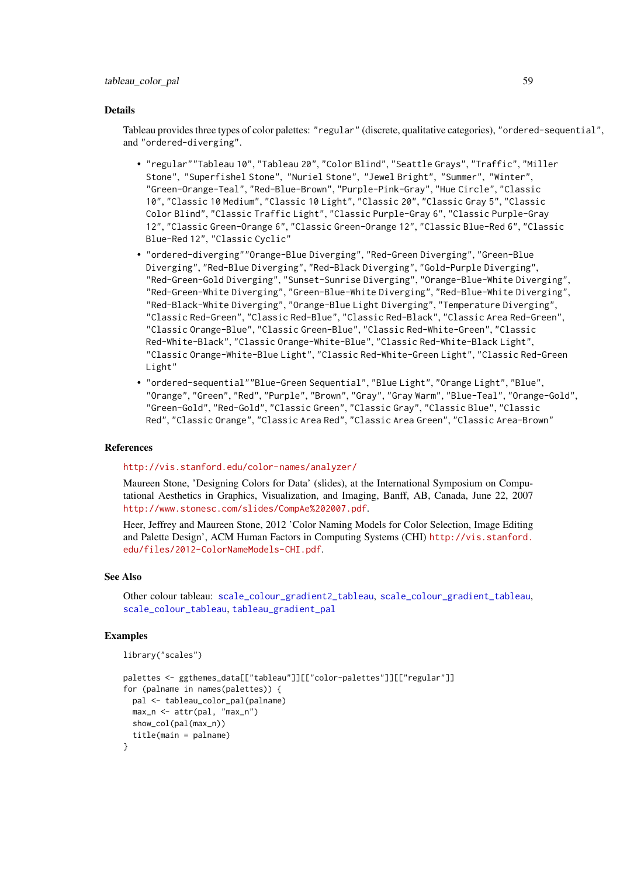## Details

Tableau provides three types of color palettes: "regular" (discrete, qualitative categories), "ordered-sequential", and "ordered-diverging".

- "regular""Tableau 10", "Tableau 20", "Color Blind", "Seattle Grays", "Traffic", "Miller Stone", "Superfishel Stone", "Nuriel Stone", "Jewel Bright", "Summer", "Winter", "Green-Orange-Teal", "Red-Blue-Brown", "Purple-Pink-Gray", "Hue Circle", "Classic 10", "Classic 10 Medium", "Classic 10 Light", "Classic 20", "Classic Gray 5", "Classic Color Blind", "Classic Traffic Light", "Classic Purple-Gray 6", "Classic Purple-Gray 12", "Classic Green-Orange 6", "Classic Green-Orange 12", "Classic Blue-Red 6", "Classic Blue-Red 12", "Classic Cyclic"
- "ordered-diverging""Orange-Blue Diverging", "Red-Green Diverging", "Green-Blue Diverging", "Red-Blue Diverging", "Red-Black Diverging", "Gold-Purple Diverging", "Red-Green-Gold Diverging", "Sunset-Sunrise Diverging", "Orange-Blue-White Diverging", "Red-Green-White Diverging", "Green-Blue-White Diverging", "Red-Blue-White Diverging", "Red-Black-White Diverging", "Orange-Blue Light Diverging", "Temperature Diverging", "Classic Red-Green", "Classic Red-Blue", "Classic Red-Black", "Classic Area Red-Green", "Classic Orange-Blue", "Classic Green-Blue", "Classic Red-White-Green", "Classic Red-White-Black", "Classic Orange-White-Blue", "Classic Red-White-Black Light", "Classic Orange-White-Blue Light", "Classic Red-White-Green Light", "Classic Red-Green Light"
- "ordered-sequential""Blue-Green Sequential", "Blue Light", "Orange Light", "Blue", "Orange", "Green", "Red", "Purple", "Brown", "Gray", "Gray Warm", "Blue-Teal", "Orange-Gold", "Green-Gold", "Red-Gold", "Classic Green", "Classic Gray", "Classic Blue", "Classic Red", "Classic Orange", "Classic Area Red", "Classic Area Green", "Classic Area-Brown"

## References

http://vis.stanford.edu/color-names/analyzer/

Maureen Stone, 'Designing Colors for Data' (slides), at the International Symposium on Computational Aesthetics in Graphics, Visualization, and Imaging, Banff, AB, Canada, June 22, 2007 http://www.stonesc.com/slides/CompAe%202007.pdf.

Heer, Jeffrey and Maureen Stone, 2012 'Color Naming Models for Color Selection, Image Editing and Palette Design', ACM Human Factors in Computing Systems (CHI) http://vis.stanford.edu/files/2012-ColorNameModels-CHI.pdf.

## See Also

Other colour tableau: scale_colour_gradient2_tableau, scale_colour_gradient_tableau, scale_colour_tableau, tableau_gradient_pal

## Examples

```
library("scales")

palettes <- ggthemes_data[["tableau"]][["color-palettes"]][["regular"]]
for (palname in names(palettes)) {
  pal <- tableau_color_pal(palname)
  max_n <- attr(pal, "max_n")
  show_col(pal(max_n))
  title(main = palname)
}
```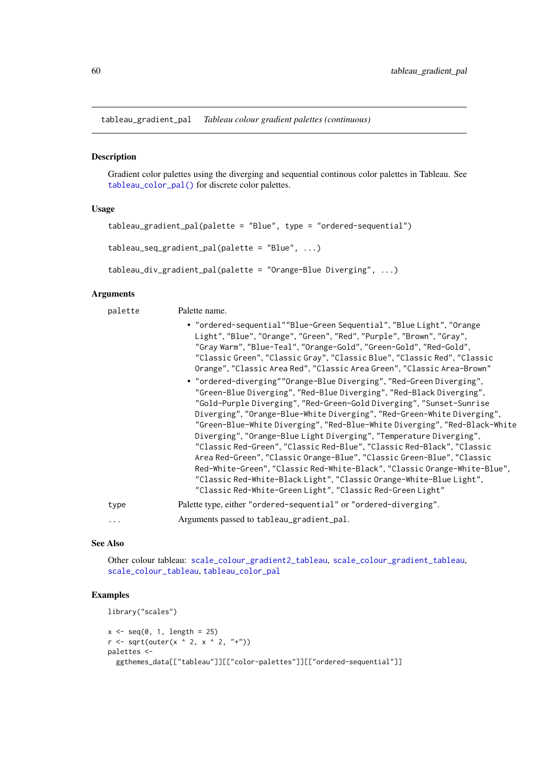tableau_gradient_pal *Tableau colour gradient palettes (continuous)*

## Description

Gradient color palettes using the diverging and sequential continous color palettes in Tableau. See `tableau_color_pal()` for discrete color palettes.

## Usage

```
tableau_gradient_pal(palette = "Blue", type = "ordered-sequential")

tableau_seq_gradient_pal(palette = "Blue", ...)

tableau_div_gradient_pal(palette = "Orange-Blue Diverging", ...)
```

## Arguments

`palette` Palette name.

- "ordered-sequential""Blue-Green Sequential", "Blue Light", "Orange Light", "Blue", "Orange", "Green", "Red", "Purple", "Brown", "Gray", "Gray Warm", "Blue-Teal", "Orange-Gold", "Green-Gold", "Red-Gold", "Classic Green", "Classic Gray", "Classic Blue", "Classic Red", "Classic Orange", "Classic Area Red", "Classic Area Green", "Classic Area-Brown"
- "ordered-diverging""Orange-Blue Diverging", "Red-Green Diverging", "Green-Blue Diverging", "Red-Blue Diverging", "Red-Black Diverging", "Gold-Purple Diverging", "Red-Green-Gold Diverging", "Sunset-Sunrise Diverging", "Orange-Blue-White Diverging", "Red-Green-White Diverging", "Green-Blue-White Diverging", "Red-Blue-White Diverging", "Red-Black-White Diverging", "Orange-Blue Light Diverging", "Temperature Diverging", "Classic Red-Green", "Classic Red-Blue", "Classic Red-Black", "Classic Area Red-Green", "Classic Orange-Blue", "Classic Green-Blue", "Classic Red-White-Green", "Classic Red-White-Black", "Classic Orange-White-Blue", "Classic Red-White-Black Light", "Classic Orange-White-Blue Light", "Classic Red-White-Green Light", "Classic Red-Green Light"

`type` Palette type, either "ordered-sequential" or "ordered-diverging".

`...` Arguments passed to `tableau_gradient_pal`.

## See Also

Other colour tableau: `scale_colour_gradient2_tableau`, `scale_colour_gradient_tableau`, `scale_colour_tableau`, `tableau_color_pal`

## Examples

```
library("scales")

x <- seq(0, 1, length = 25)
r <- sqrt(outer(x ^ 2, x ^ 2, "+"))
palettes <-
  ggthemes_data[["tableau"]][["color-palettes"]][["ordered-sequential"]]
```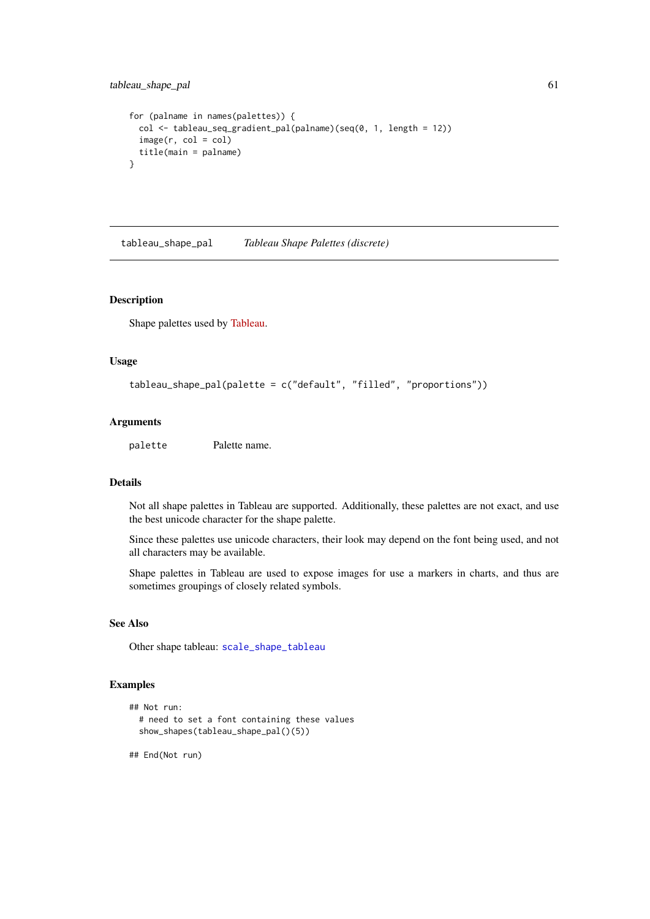```
for (palname in names(palettes)) {
  col <- tableau_seq_gradient_pal(palname)(seq(0, 1, length = 12))
  image(r, col = col)
  title(main = palname)
}
```

---

## tableau_shape_pal *Tableau Shape Palettes (discrete)*

---

### Description

Shape palettes used by Tableau.

### Usage

```
tableau_shape_pal(palette = c("default", "filled", "proportions"))
```

### Arguments

| | |
|---|---|
| palette | Palette name. |

### Details

Not all shape palettes in Tableau are supported. Additionally, these palettes are not exact, and use the best unicode character for the shape palette.

Since these palettes use unicode characters, their look may depend on the font being used, and not all characters may be available.

Shape palettes in Tableau are used to expose images for use a markers in charts, and thus are sometimes groupings of closely related symbols.

### See Also

Other shape tableau: `scale_shape_tableau`

### Examples

```
## Not run:
  # need to set a font containing these values
  show_shapes(tableau_shape_pal()(5))

## End(Not run)
```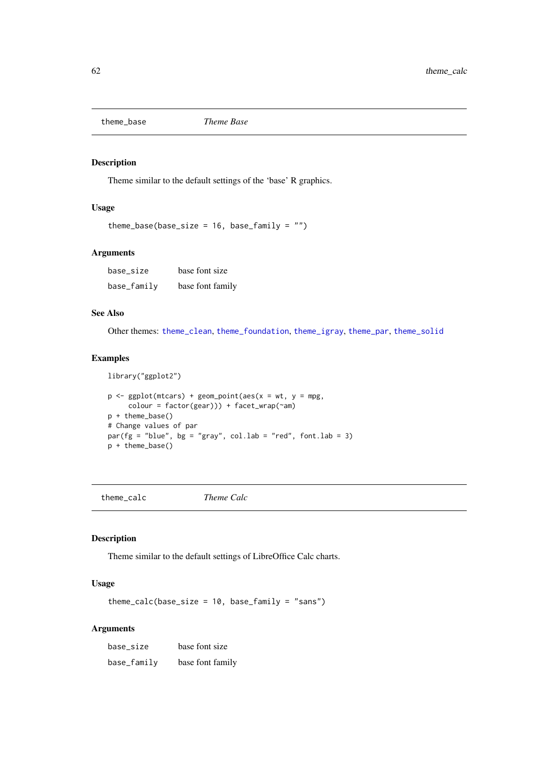## theme_base — *Theme Base*

### Description

Theme similar to the default settings of the 'base' R graphics.

### Usage

```
theme_base(base_size = 16, base_family = "")
```

### Arguments

| | |
|---|---|
| base_size | base font size |
| base_family | base font family |

### See Also

Other themes: theme_clean, theme_foundation, theme_igray, theme_par, theme_solid

### Examples

```
library("ggplot2")

p <- ggplot(mtcars) + geom_point(aes(x = wt, y = mpg,
     colour = factor(gear))) + facet_wrap(~am)
p + theme_base()
# Change values of par
par(fg = "blue", bg = "gray", col.lab = "red", font.lab = 3)
p + theme_base()
```

## theme_calc — *Theme Calc*

### Description

Theme similar to the default settings of LibreOffice Calc charts.

### Usage

```
theme_calc(base_size = 10, base_family = "sans")
```

### Arguments

| | |
|---|---|
| base_size | base font size |
| base_family | base font family |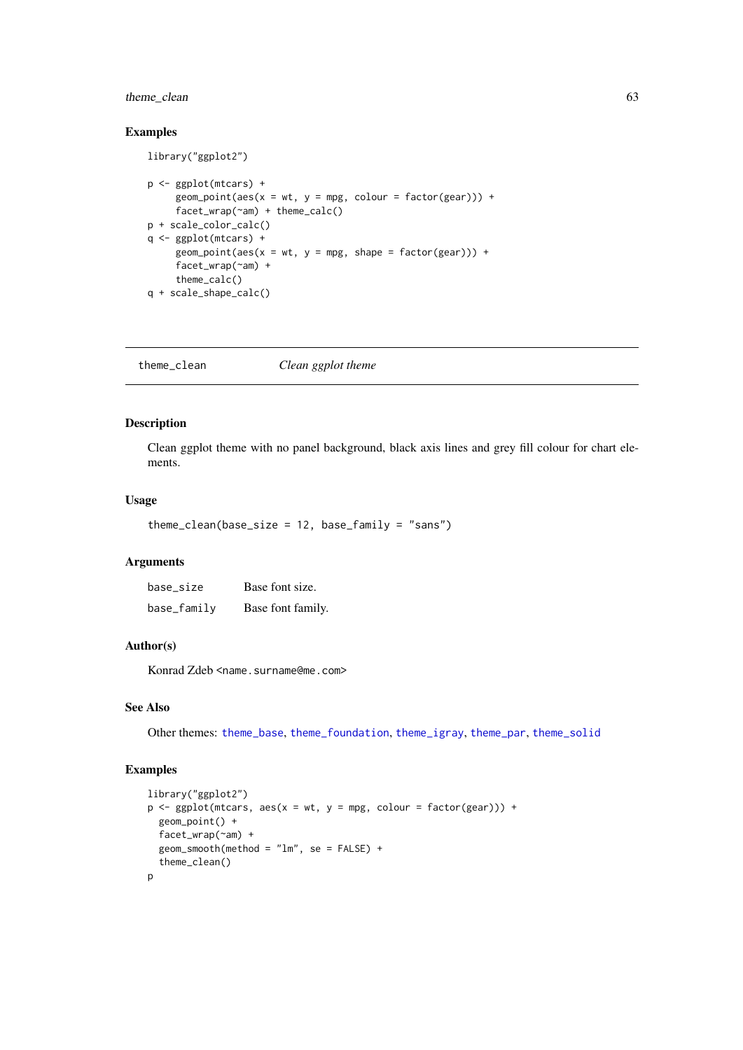### Examples

```
library("ggplot2")

p <- ggplot(mtcars) +
     geom_point(aes(x = wt, y = mpg, colour = factor(gear))) +
     facet_wrap(~am) + theme_calc()
p + scale_color_calc()
q <- ggplot(mtcars) +
     geom_point(aes(x = wt, y = mpg, shape = factor(gear))) +
     facet_wrap(~am) +
     theme_calc()
q + scale_shape_calc()
```

---

## theme_clean    *Clean ggplot theme*

---

### Description

Clean ggplot theme with no panel background, black axis lines and grey fill colour for chart elements.

### Usage

```
theme_clean(base_size = 12, base_family = "sans")
```

### Arguments

| | |
|---|---|
| base_size | Base font size. |
| base_family | Base font family. |

### Author(s)

Konrad Zdeb <name.surname@me.com>

### See Also

Other themes: theme_base, theme_foundation, theme_igray, theme_par, theme_solid

### Examples

```
library("ggplot2")
p <- ggplot(mtcars, aes(x = wt, y = mpg, colour = factor(gear))) +
  geom_point() +
  facet_wrap(~am) +
  geom_smooth(method = "lm", se = FALSE) +
  theme_clean()
p
```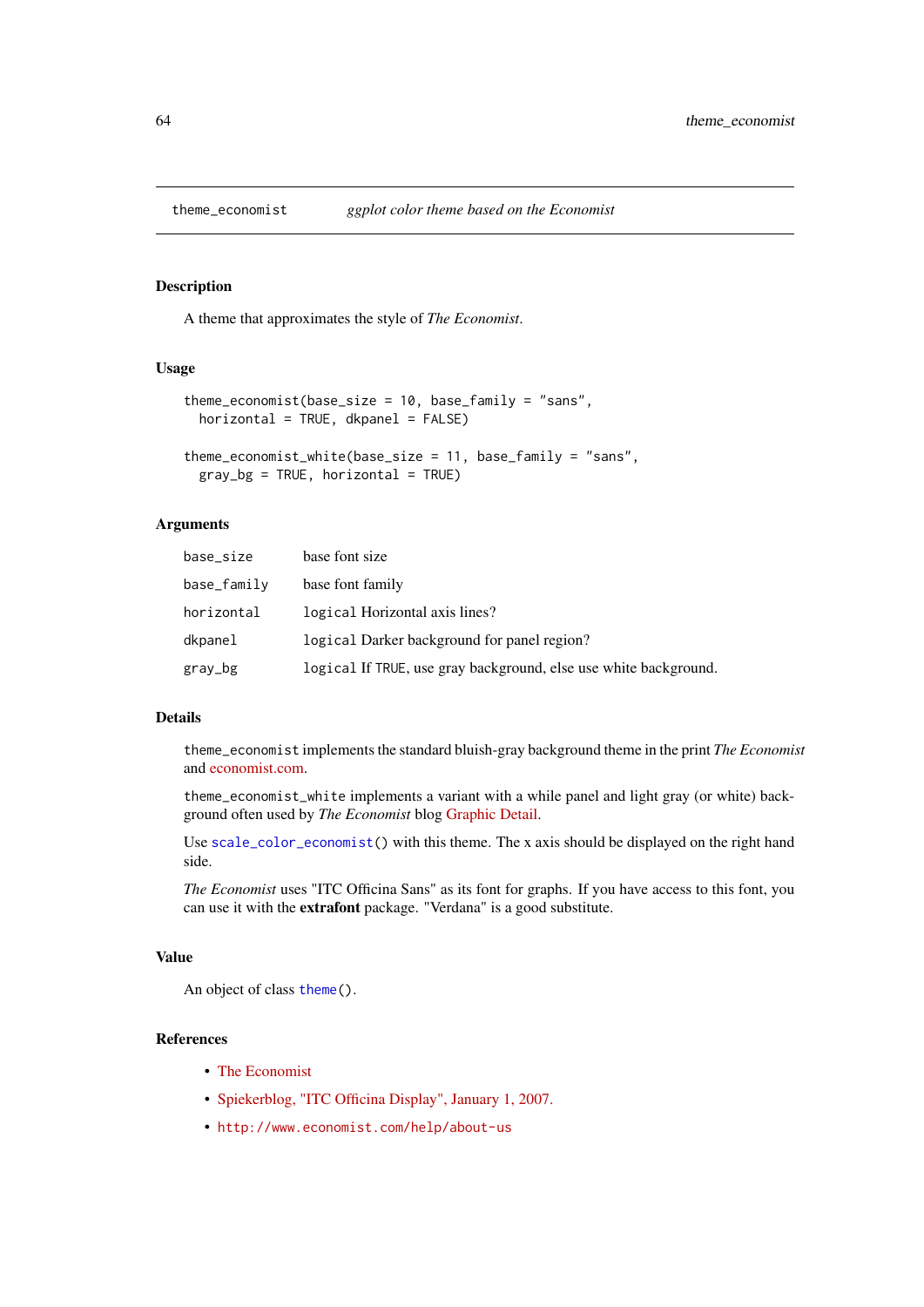theme_economist *ggplot color theme based on the Economist*

### Description

A theme that approximates the style of *The Economist*.

### Usage

```
theme_economist(base_size = 10, base_family = "sans",
  horizontal = TRUE, dkpanel = FALSE)

theme_economist_white(base_size = 11, base_family = "sans",
  gray_bg = TRUE, horizontal = TRUE)
```

### Arguments

| | |
|---|---|
| `base_size` | base font size |
| `base_family` | base font family |
| `horizontal` | `logical` Horizontal axis lines? |
| `dkpanel` | `logical` Darker background for panel region? |
| `gray_bg` | `logical` If `TRUE`, use gray background, else use white background. |

### Details

`theme_economist` implements the standard bluish-gray background theme in the print *The Economist* and economist.com.

`theme_economist_white` implements a variant with a while panel and light gray (or white) background often used by *The Economist* blog Graphic Detail.

Use `scale_color_economist()` with this theme. The x axis should be displayed on the right hand side.

*The Economist* uses "ITC Officina Sans" as its font for graphs. If you have access to this font, you can use it with the **extrafont** package. "Verdana" is a good substitute.

### Value

An object of class `theme()`.

### References

- The Economist
- Spiekerblog, "ITC Officina Display", January 1, 2007.
- `http://www.economist.com/help/about-us`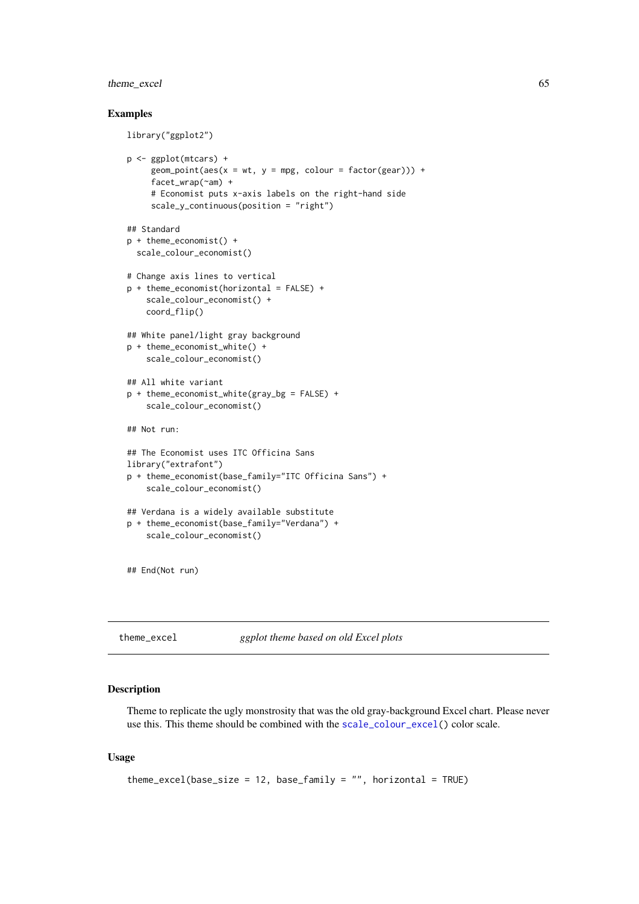### Examples

```
library("ggplot2")

p <- ggplot(mtcars) +
     geom_point(aes(x = wt, y = mpg, colour = factor(gear))) +
     facet_wrap(~am) +
     # Economist puts x-axis labels on the right-hand side
     scale_y_continuous(position = "right")

## Standard
p + theme_economist() +
  scale_colour_economist()

# Change axis lines to vertical
p + theme_economist(horizontal = FALSE) +
    scale_colour_economist() +
    coord_flip()

## White panel/light gray background
p + theme_economist_white() +
    scale_colour_economist()

## All white variant
p + theme_economist_white(gray_bg = FALSE) +
    scale_colour_economist()

## Not run:

## The Economist uses ITC Officina Sans
library("extrafont")
p + theme_economist(base_family="ITC Officina Sans") +
    scale_colour_economist()

## Verdana is a widely available substitute
p + theme_economist(base_family="Verdana") +
    scale_colour_economist()


## End(Not run)
```

---

## theme_excel — *ggplot theme based on old Excel plots*

---

### Description

Theme to replicate the ugly monstrosity that was the old gray-background Excel chart. Please never use this. This theme should be combined with the `scale_colour_excel()` color scale.

### Usage

```
theme_excel(base_size = 12, base_family = "", horizontal = TRUE)
```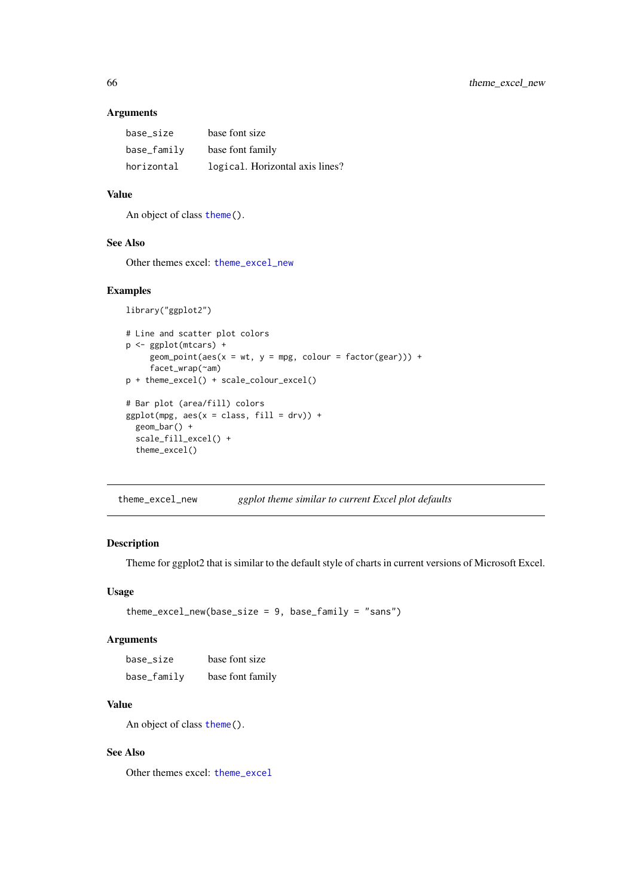### Arguments

| | |
|---|---|
| base_size | base font size |
| base_family | base font family |
| horizontal | logical. Horizontal axis lines? |

### Value

An object of class theme().

### See Also

Other themes excel: theme_excel_new

### Examples

```
library("ggplot2")

# Line and scatter plot colors
p <- ggplot(mtcars) +
     geom_point(aes(x = wt, y = mpg, colour = factor(gear))) +
     facet_wrap(~am)
p + theme_excel() + scale_colour_excel()

# Bar plot (area/fill) colors
ggplot(mpg, aes(x = class, fill = drv)) +
  geom_bar() +
  scale_fill_excel() +
  theme_excel()
```

---

## theme_excel_new — *ggplot theme similar to current Excel plot defaults*

### Description

Theme for ggplot2 that is similar to the default style of charts in current versions of Microsoft Excel.

### Usage

```
theme_excel_new(base_size = 9, base_family = "sans")
```

### Arguments

| | |
|---|---|
| base_size | base font size |
| base_family | base font family |

### Value

An object of class theme().

### See Also

Other themes excel: theme_excel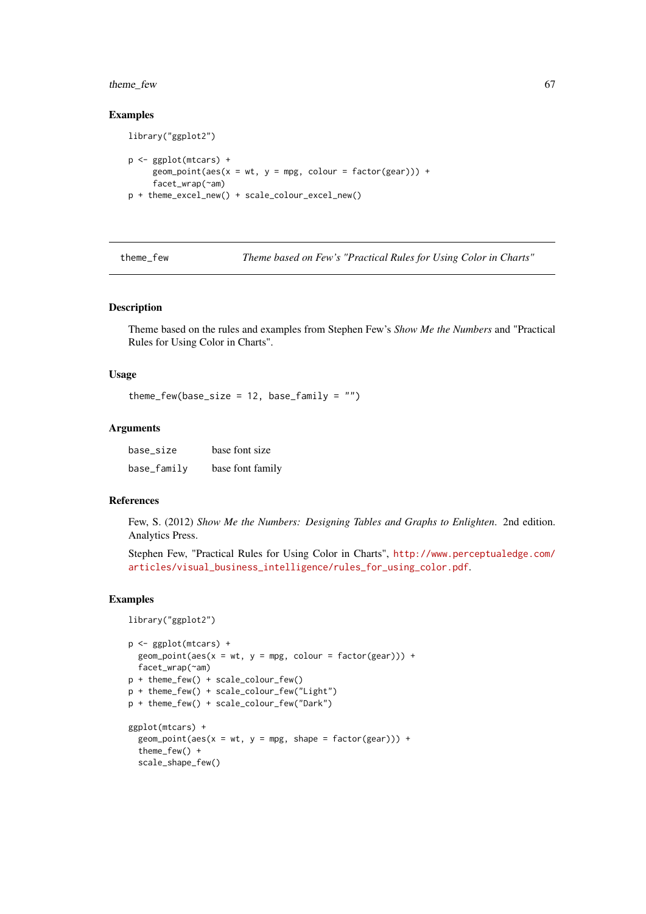## Examples

```
library("ggplot2")

p <- ggplot(mtcars) +
     geom_point(aes(x = wt, y = mpg, colour = factor(gear))) +
     facet_wrap(~am)
p + theme_excel_new() + scale_colour_excel_new()
```

---

# theme_few — *Theme based on Few's "Practical Rules for Using Color in Charts"*

## Description

Theme based on the rules and examples from Stephen Few's *Show Me the Numbers* and "Practical Rules for Using Color in Charts".

## Usage

```
theme_few(base_size = 12, base_family = "")
```

## Arguments

| | |
|---|---|
| `base_size` | base font size |
| `base_family` | base font family |

## References

Few, S. (2012) *Show Me the Numbers: Designing Tables and Graphs to Enlighten*. 2nd edition. Analytics Press.

Stephen Few, "Practical Rules for Using Color in Charts", http://www.perceptualedge.com/articles/visual_business_intelligence/rules_for_using_color.pdf.

## Examples

```
library("ggplot2")

p <- ggplot(mtcars) +
  geom_point(aes(x = wt, y = mpg, colour = factor(gear))) +
  facet_wrap(~am)
p + theme_few() + scale_colour_few()
p + theme_few() + scale_colour_few("Light")
p + theme_few() + scale_colour_few("Dark")

ggplot(mtcars) +
  geom_point(aes(x = wt, y = mpg, shape = factor(gear))) +
  theme_few() +
  scale_shape_few()
```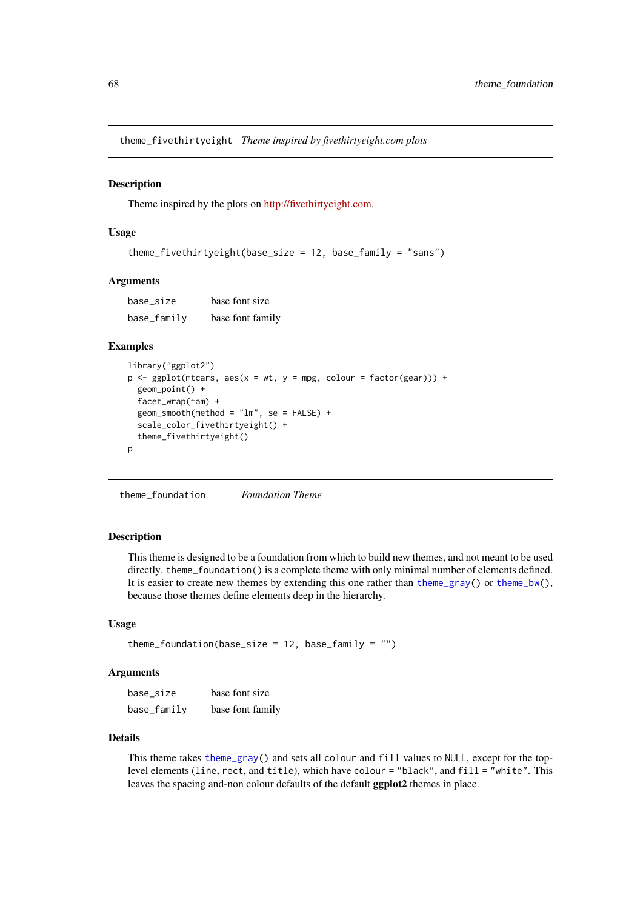## theme_fivethirtyeight — *Theme inspired by fivethirtyeight.com plots*

### Description

Theme inspired by the plots on http://fivethirtyeight.com.

### Usage

```
theme_fivethirtyeight(base_size = 12, base_family = "sans")
```

### Arguments

| | |
|---|---|
| base_size | base font size |
| base_family | base font family |

### Examples

```
library("ggplot2")
p <- ggplot(mtcars, aes(x = wt, y = mpg, colour = factor(gear))) +
  geom_point() +
  facet_wrap(~am) +
  geom_smooth(method = "lm", se = FALSE) +
  scale_color_fivethirtyeight() +
  theme_fivethirtyeight()
p
```

## theme_foundation — *Foundation Theme*

### Description

This theme is designed to be a foundation from which to build new themes, and not meant to be used directly. `theme_foundation()` is a complete theme with only minimal number of elements defined. It is easier to create new themes by extending this one rather than `theme_gray()` or `theme_bw()`, because those themes define elements deep in the hierarchy.

### Usage

```
theme_foundation(base_size = 12, base_family = "")
```

### Arguments

| | |
|---|---|
| base_size | base font size |
| base_family | base font family |

### Details

This theme takes `theme_gray()` and sets all `colour` and `fill` values to `NULL`, except for the top-level elements (`line`, `rect`, and `title`), which have `colour = "black"`, and `fill = "white"`. This leaves the spacing and-non colour defaults of the default **ggplot2** themes in place.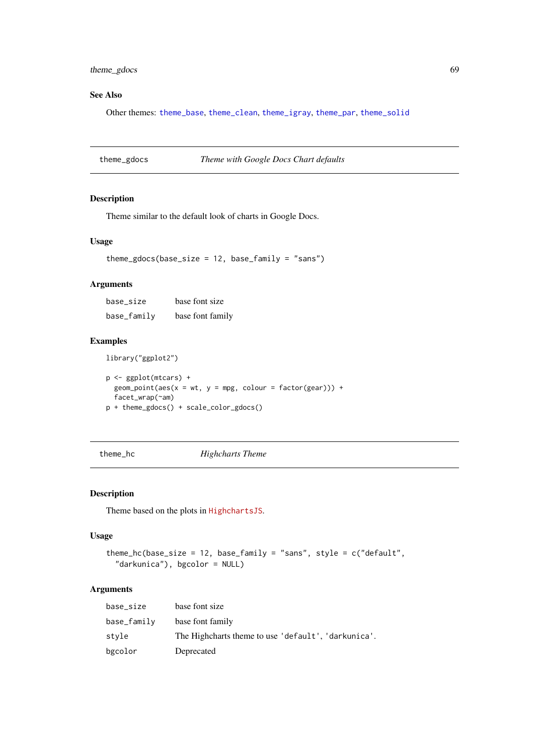### See Also

Other themes: theme_base, theme_clean, theme_igray, theme_par, theme_solid

---

## theme_gdocs — *Theme with Google Docs Chart defaults*

### Description

Theme similar to the default look of charts in Google Docs.

### Usage

```
theme_gdocs(base_size = 12, base_family = "sans")
```

### Arguments

| | |
|---|---|
| base_size | base font size |
| base_family | base font family |

### Examples

```
library("ggplot2")

p <- ggplot(mtcars) +
  geom_point(aes(x = wt, y = mpg, colour = factor(gear))) +
  facet_wrap(~am)
p + theme_gdocs() + scale_color_gdocs()
```

---

## theme_hc — *Highcharts Theme*

### Description

Theme based on the plots in HighchartsJS.

### Usage

```
theme_hc(base_size = 12, base_family = "sans", style = c("default",
  "darkunica"), bgcolor = NULL)
```

### Arguments

| | |
|---|---|
| base_size | base font size |
| base_family | base font family |
| style | The Highcharts theme to use 'default', 'darkunica'. |
| bgcolor | Deprecated |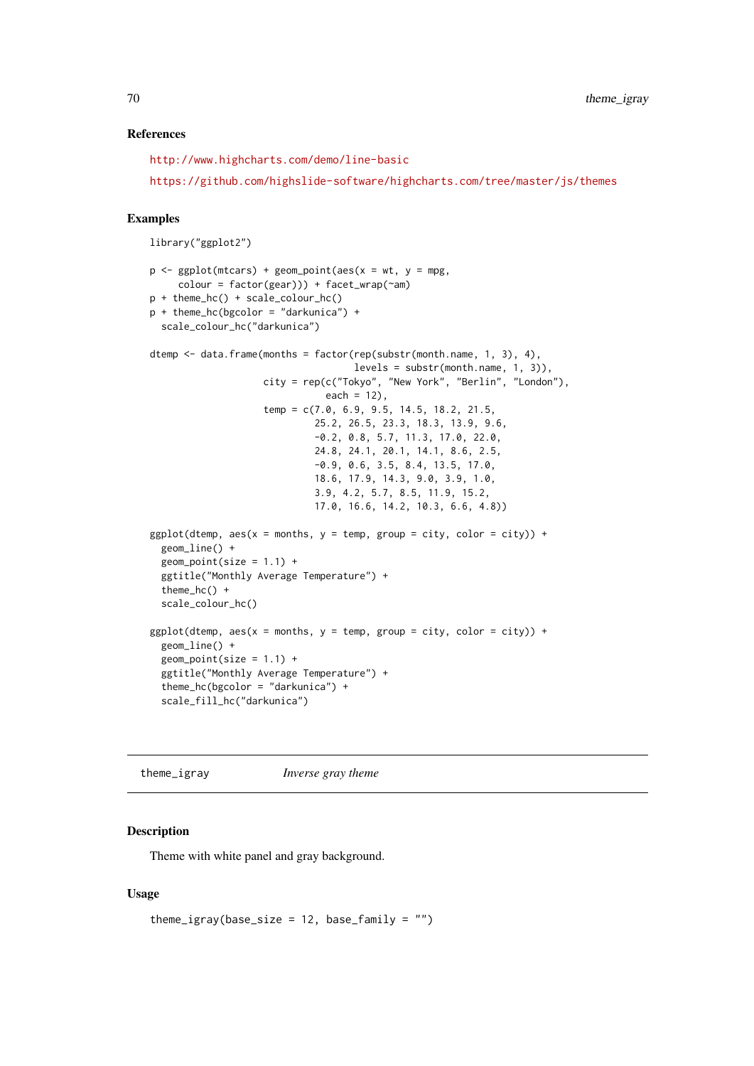### References

http://www.highcharts.com/demo/line-basic

https://github.com/highslide-software/highcharts.com/tree/master/js/themes

### Examples

```
library("ggplot2")

p <- ggplot(mtcars) + geom_point(aes(x = wt, y = mpg,
     colour = factor(gear))) + facet_wrap(~am)
p + theme_hc() + scale_colour_hc()
p + theme_hc(bgcolor = "darkunica") +
  scale_colour_hc("darkunica")

dtemp <- data.frame(months = factor(rep(substr(month.name, 1, 3), 4),
                                   levels = substr(month.name, 1, 3)),
                    city = rep(c("Tokyo", "New York", "Berlin", "London"),
                               each = 12),
                    temp = c(7.0, 6.9, 9.5, 14.5, 18.2, 21.5,
                             25.2, 26.5, 23.3, 18.3, 13.9, 9.6,
                             -0.2, 0.8, 5.7, 11.3, 17.0, 22.0,
                             24.8, 24.1, 20.1, 14.1, 8.6, 2.5,
                             -0.9, 0.6, 3.5, 8.4, 13.5, 17.0,
                             18.6, 17.9, 14.3, 9.0, 3.9, 1.0,
                             3.9, 4.2, 5.7, 8.5, 11.9, 15.2,
                             17.0, 16.6, 14.2, 10.3, 6.6, 4.8))

ggplot(dtemp, aes(x = months, y = temp, group = city, color = city)) +
  geom_line() +
  geom_point(size = 1.1) +
  ggtitle("Monthly Average Temperature") +
  theme_hc() +
  scale_colour_hc()

ggplot(dtemp, aes(x = months, y = temp, group = city, color = city)) +
  geom_line() +
  geom_point(size = 1.1) +
  ggtitle("Monthly Average Temperature") +
  theme_hc(bgcolor = "darkunica") +
  scale_fill_hc("darkunica")
```

---

## theme_igray *Inverse gray theme*

---

### Description

Theme with white panel and gray background.

### Usage

```
theme_igray(base_size = 12, base_family = "")
```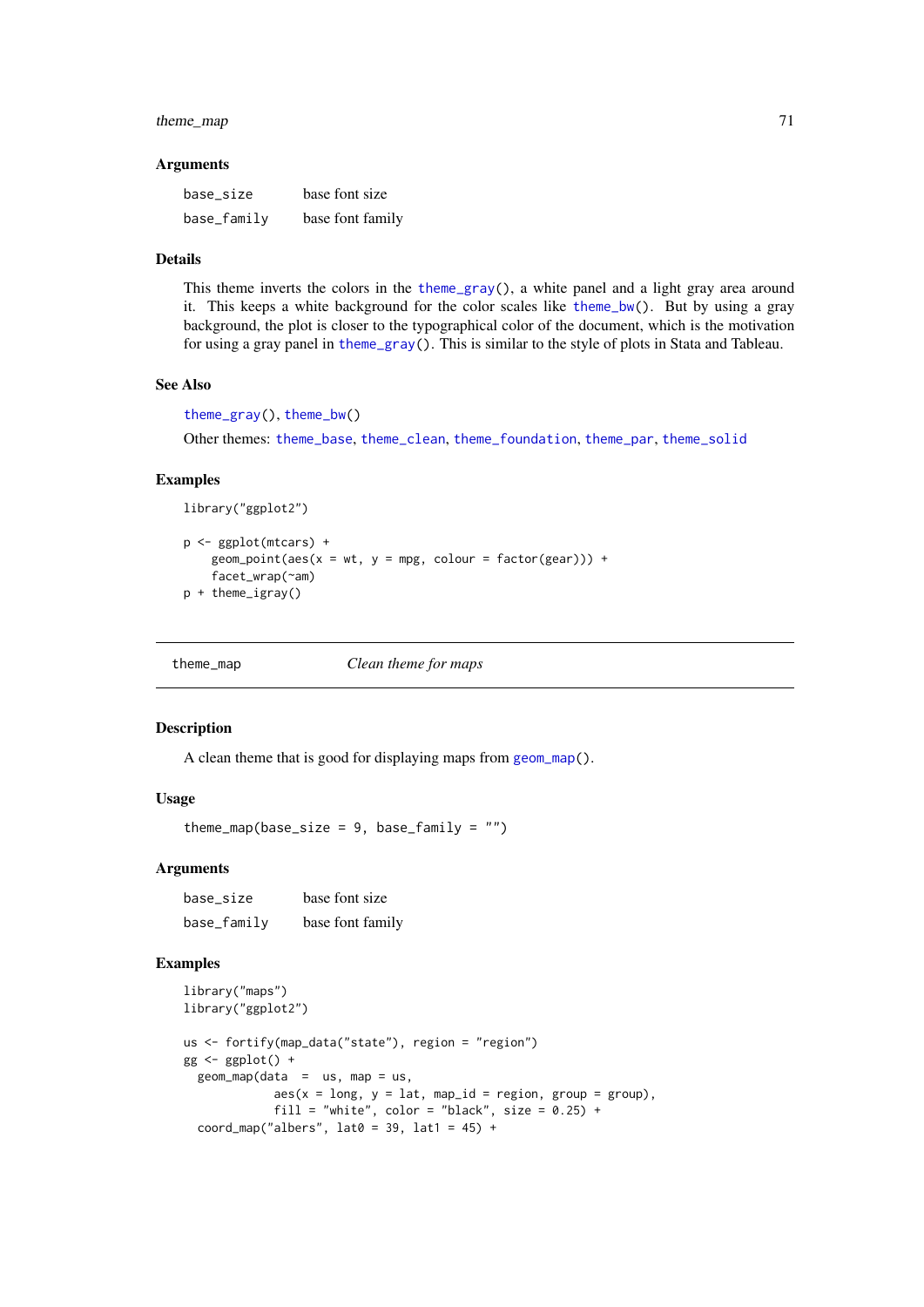### Arguments

| | |
|---|---|
| base_size | base font size |
| base_family | base font family |

### Details

This theme inverts the colors in the theme_gray(), a white panel and a light gray area around it. This keeps a white background for the color scales like theme_bw(). But by using a gray background, the plot is closer to the typographical color of the document, which is the motivation for using a gray panel in theme_gray(). This is similar to the style of plots in Stata and Tableau.

### See Also

theme_gray(), theme_bw()

Other themes: theme_base, theme_clean, theme_foundation, theme_par, theme_solid

### Examples

```
library("ggplot2")

p <- ggplot(mtcars) +
    geom_point(aes(x = wt, y = mpg, colour = factor(gear))) +
    facet_wrap(~am)
p + theme_igray()
```

---

## theme_map *Clean theme for maps*

### Description

A clean theme that is good for displaying maps from geom_map().

### Usage

```
theme_map(base_size = 9, base_family = "")
```

### Arguments

| | |
|---|---|
| base_size | base font size |
| base_family | base font family |

### Examples

```
library("maps")
library("ggplot2")

us <- fortify(map_data("state"), region = "region")
gg <- ggplot() +
  geom_map(data  =  us, map = us,
           aes(x = long, y = lat, map_id = region, group = group),
           fill = "white", color = "black", size = 0.25) +
  coord_map("albers", lat0 = 39, lat1 = 45) +
```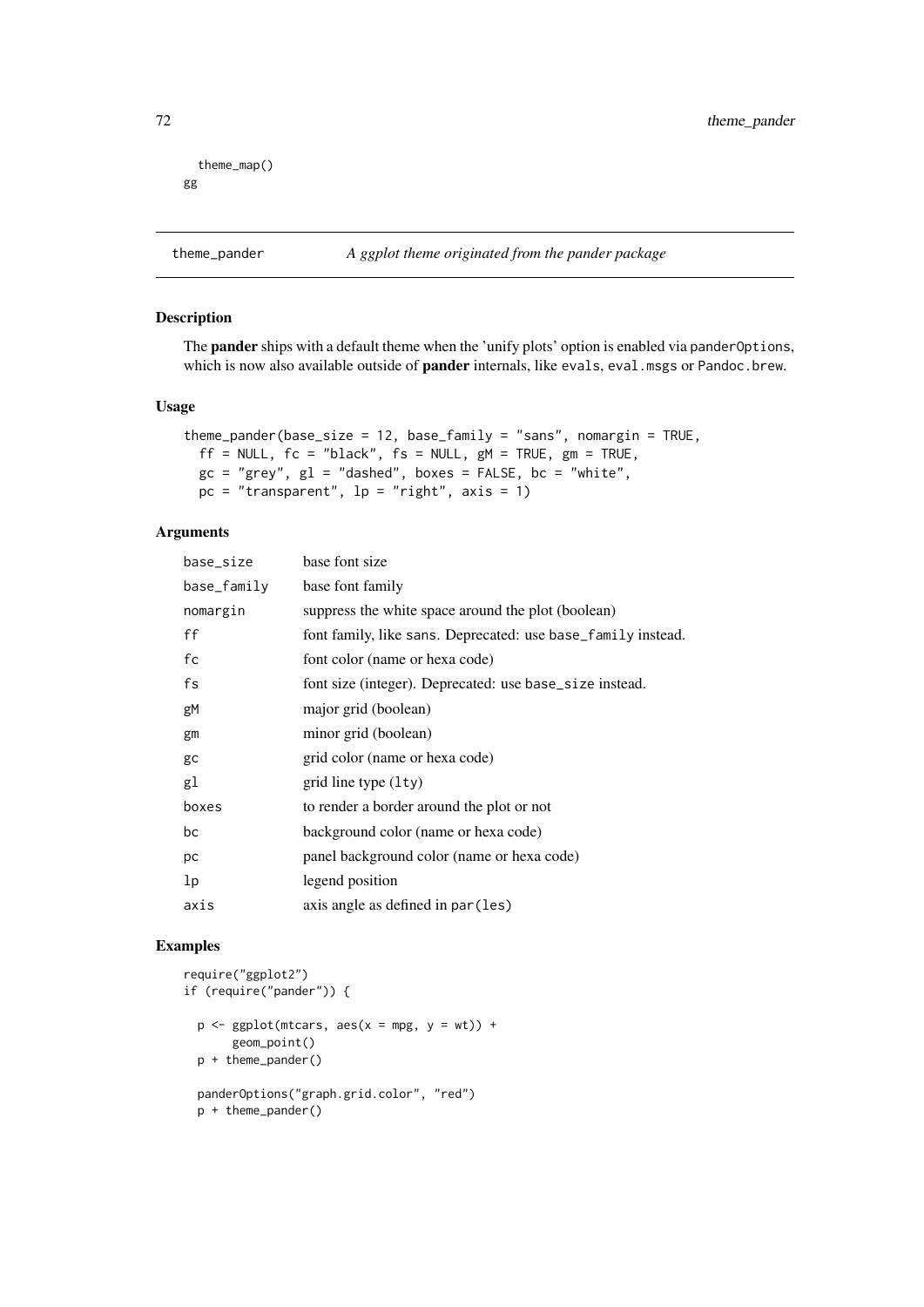```
  theme_map()
gg
```

## theme_pander — *A ggplot theme originated from the pander package*

### Description

The **pander** ships with a default theme when the 'unify plots' option is enabled via `panderOptions`, which is now also available outside of **pander** internals, like `evals`, `eval.msgs` or `Pandoc.brew`.

### Usage

```
theme_pander(base_size = 12, base_family = "sans", nomargin = TRUE,
  ff = NULL, fc = "black", fs = NULL, gM = TRUE, gm = TRUE,
  gc = "grey", gl = "dashed", boxes = FALSE, bc = "white",
  pc = "transparent", lp = "right", axis = 1)
```

### Arguments

| | |
|---|---|
| `base_size` | base font size |
| `base_family` | base font family |
| `nomargin` | suppress the white space around the plot (boolean) |
| `ff` | font family, like `sans`. Deprecated: use `base_family` instead. |
| `fc` | font color (name or hexa code) |
| `fs` | font size (integer). Deprecated: use `base_size` instead. |
| `gM` | major grid (boolean) |
| `gm` | minor grid (boolean) |
| `gc` | grid color (name or hexa code) |
| `gl` | grid line type (`lty`) |
| `boxes` | to render a border around the plot or not |
| `bc` | background color (name or hexa code) |
| `pc` | panel background color (name or hexa code) |
| `lp` | legend position |
| `axis` | axis angle as defined in `par(les)` |

### Examples

```
require("ggplot2")
if (require("pander")) {

  p <- ggplot(mtcars, aes(x = mpg, y = wt)) +
       geom_point()
  p + theme_pander()

  panderOptions("graph.grid.color", "red")
  p + theme_pander()
```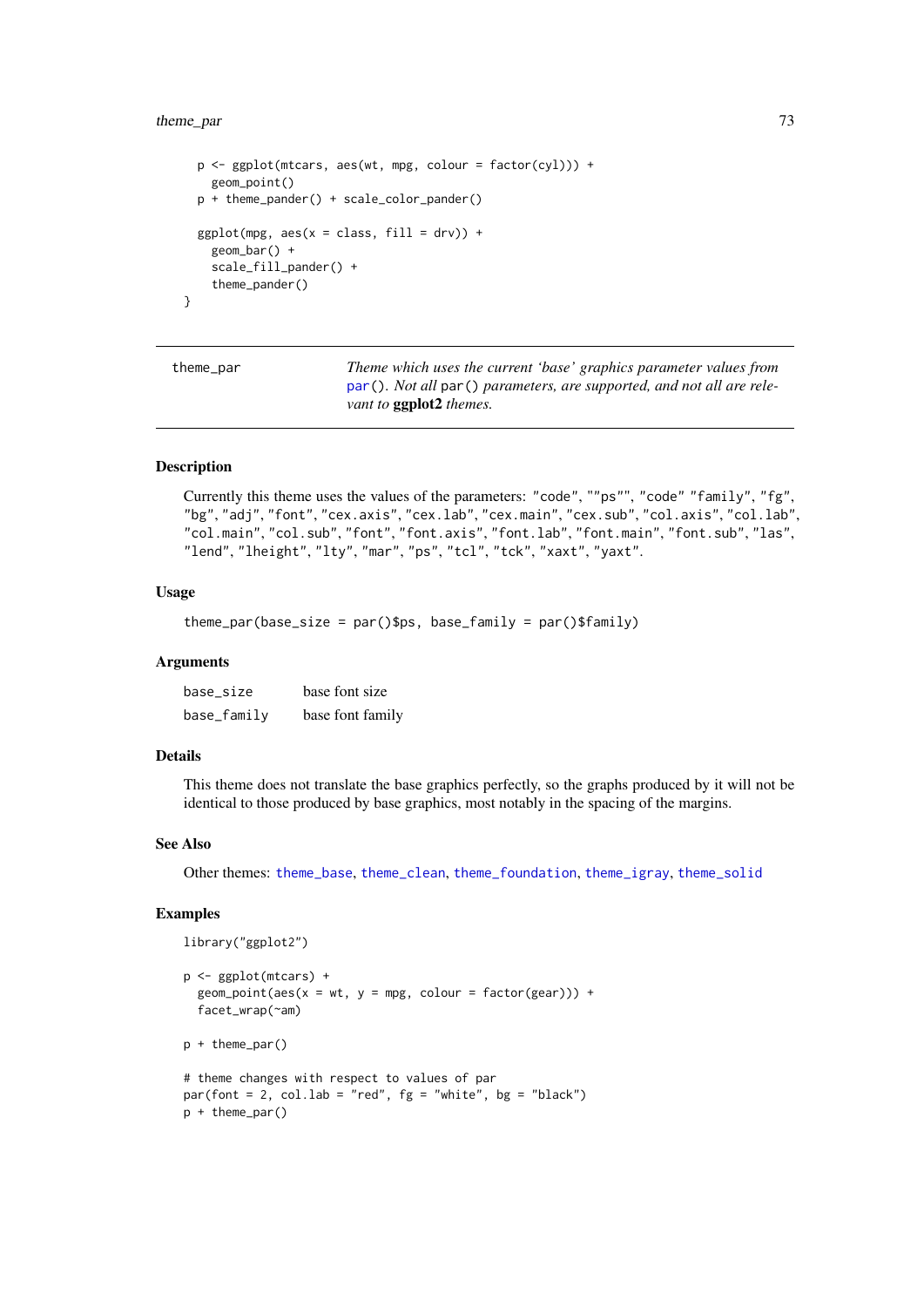```
  p <- ggplot(mtcars, aes(wt, mpg, colour = factor(cyl))) +
    geom_point()
  p + theme_pander() + scale_color_pander()

  ggplot(mpg, aes(x = class, fill = drv)) +
    geom_bar() +
    scale_fill_pander() +
    theme_pander()
}
```

## theme_par

*Theme which uses the current 'base' graphics parameter values from* `par()`*. Not all* `par()` *parameters, are supported, and not all are relevant to* **ggplot2** *themes.*

### Description

Currently this theme uses the values of the parameters: "code", ""ps"", "code" "family", "fg", "bg", "adj", "font", "cex.axis", "cex.lab", "cex.main", "cex.sub", "col.axis", "col.lab", "col.main", "col.sub", "font", "font.axis", "font.lab", "font.main", "font.sub", "las", "lend", "lheight", "lty", "mar", "ps", "tcl", "tck", "xaxt", "yaxt".

### Usage

```
theme_par(base_size = par()$ps, base_family = par()$family)
```

### Arguments

| | |
|---|---|
| `base_size` | base font size |
| `base_family` | base font family |

### Details

This theme does not translate the base graphics perfectly, so the graphs produced by it will not be identical to those produced by base graphics, most notably in the spacing of the margins.

### See Also

Other themes: `theme_base`, `theme_clean`, `theme_foundation`, `theme_igray`, `theme_solid`

### Examples

```
library("ggplot2")

p <- ggplot(mtcars) +
  geom_point(aes(x = wt, y = mpg, colour = factor(gear))) +
  facet_wrap(~am)

p + theme_par()

# theme changes with respect to values of par
par(font = 2, col.lab = "red", fg = "white", bg = "black")
p + theme_par()
```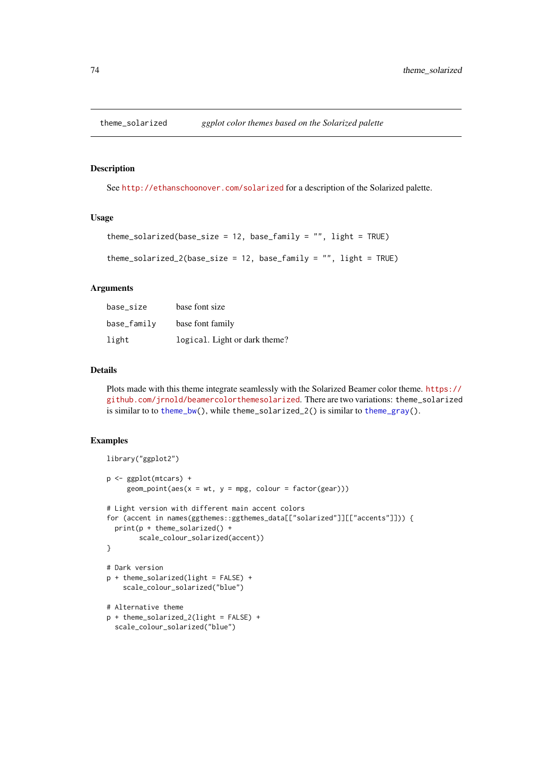## theme_solarized — *ggplot color themes based on the Solarized palette*

### Description

See http://ethanschoonover.com/solarized for a description of the Solarized palette.

### Usage

```
theme_solarized(base_size = 12, base_family = "", light = TRUE)

theme_solarized_2(base_size = 12, base_family = "", light = TRUE)
```

### Arguments

| | |
|---|---|
| base_size | base font size |
| base_family | base font family |
| light | logical. Light or dark theme? |

### Details

Plots made with this theme integrate seamlessly with the Solarized Beamer color theme. https://github.com/jrnold/beamercolorthemesolarized. There are two variations: `theme_solarized` is similar to to `theme_bw()`, while `theme_solarized_2()` is similar to `theme_gray()`.

### Examples

```
library("ggplot2")

p <- ggplot(mtcars) +
     geom_point(aes(x = wt, y = mpg, colour = factor(gear)))

# Light version with different main accent colors
for (accent in names(ggthemes::ggthemes_data[["solarized"]][["accents"]])) {
  print(p + theme_solarized() +
        scale_colour_solarized(accent))
}

# Dark version
p + theme_solarized(light = FALSE) +
    scale_colour_solarized("blue")

# Alternative theme
p + theme_solarized_2(light = FALSE) +
  scale_colour_solarized("blue")
```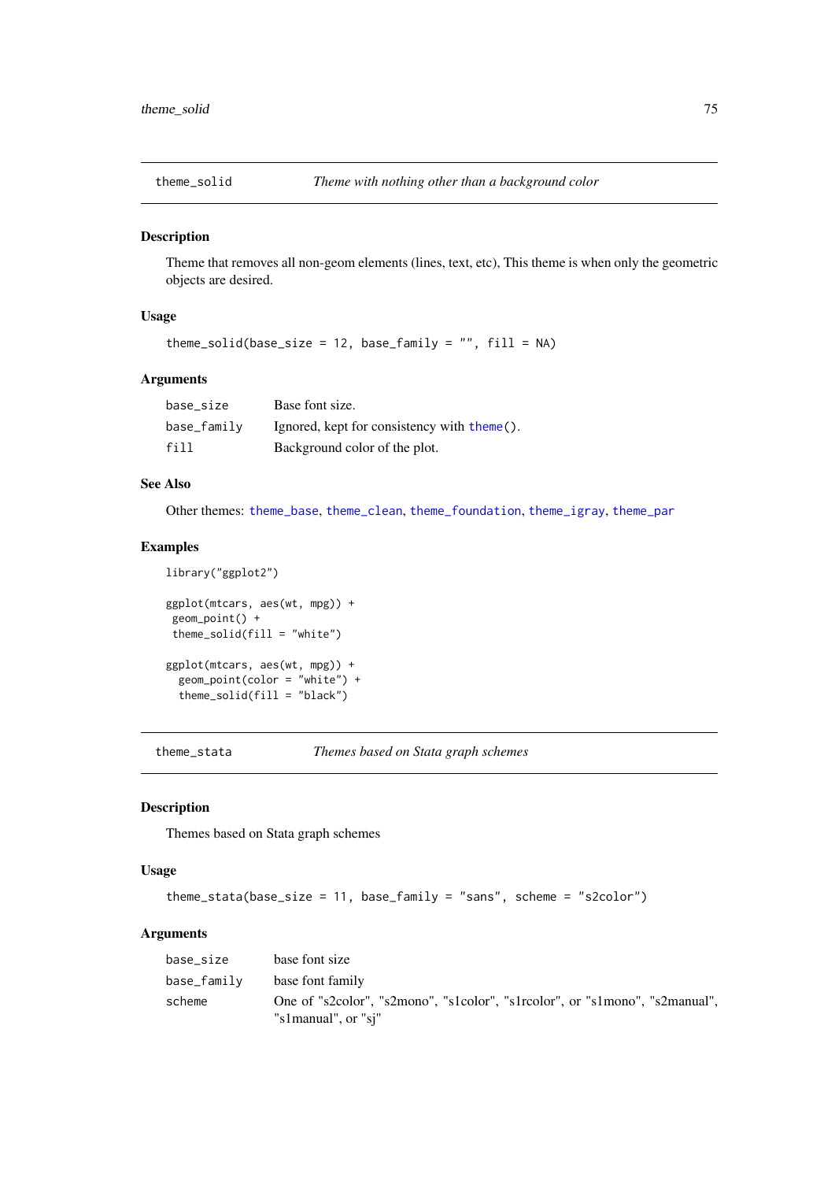## theme_solid — *Theme with nothing other than a background color*

### Description

Theme that removes all non-geom elements (lines, text, etc), This theme is when only the geometric objects are desired.

### Usage

```
theme_solid(base_size = 12, base_family = "", fill = NA)
```

### Arguments

| | |
|---|---|
| `base_size` | Base font size. |
| `base_family` | Ignored, kept for consistency with `theme()`. |
| `fill` | Background color of the plot. |

### See Also

Other themes: `theme_base`, `theme_clean`, `theme_foundation`, `theme_igray`, `theme_par`

### Examples

```
library("ggplot2")

ggplot(mtcars, aes(wt, mpg)) +
 geom_point() +
 theme_solid(fill = "white")

ggplot(mtcars, aes(wt, mpg)) +
  geom_point(color = "white") +
  theme_solid(fill = "black")
```

## theme_stata — *Themes based on Stata graph schemes*

### Description

Themes based on Stata graph schemes

### Usage

```
theme_stata(base_size = 11, base_family = "sans", scheme = "s2color")
```

### Arguments

| | |
|---|---|
| `base_size` | base font size |
| `base_family` | base font family |
| `scheme` | One of "s2color", "s2mono", "s1color", "s1rcolor", or "s1mono", "s2manual", "s1manual", or "sj" |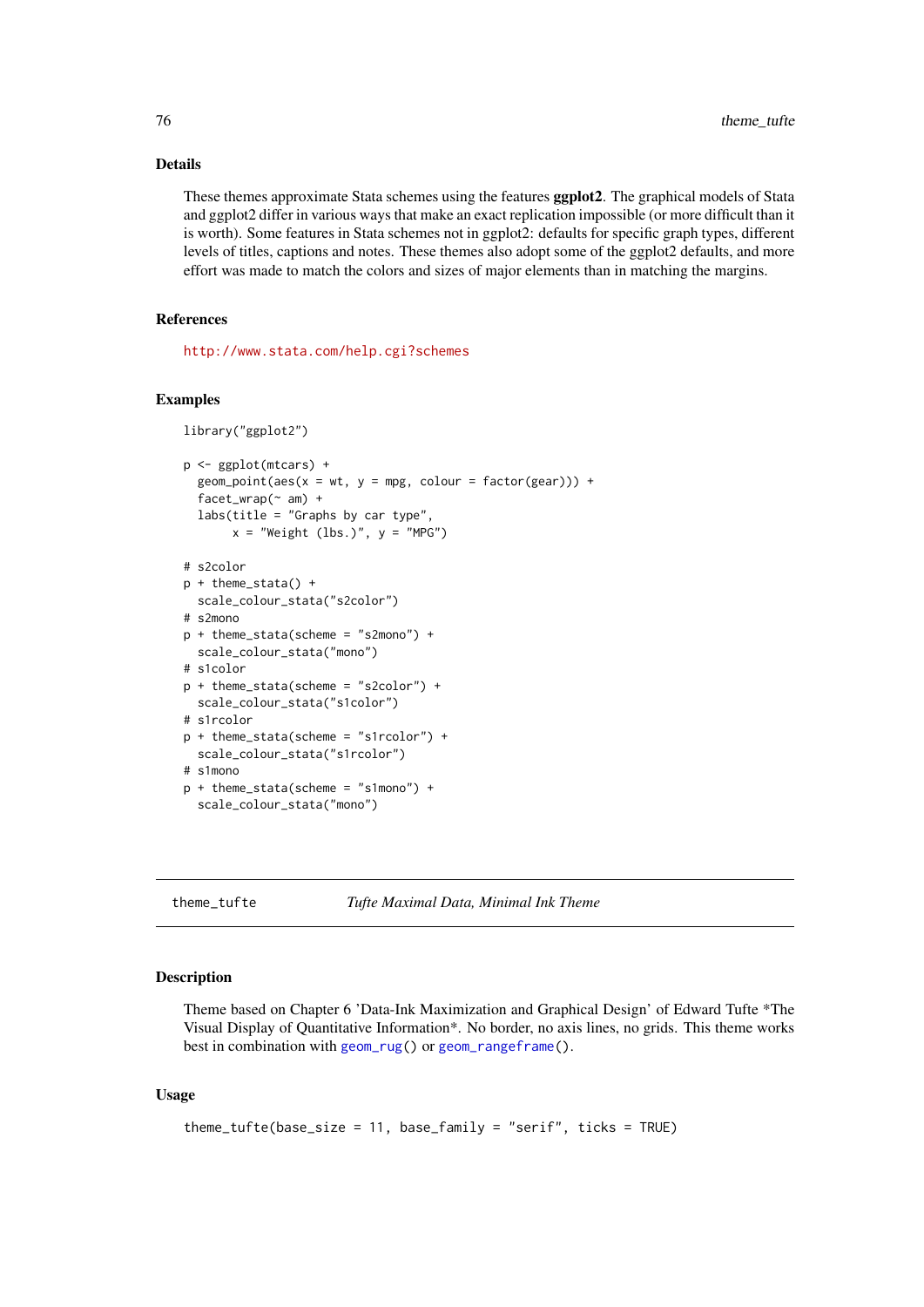### Details

These themes approximate Stata schemes using the features **ggplot2**. The graphical models of Stata and ggplot2 differ in various ways that make an exact replication impossible (or more difficult than it is worth). Some features in Stata schemes not in ggplot2: defaults for specific graph types, different levels of titles, captions and notes. These themes also adopt some of the ggplot2 defaults, and more effort was made to match the colors and sizes of major elements than in matching the margins.

### References

http://www.stata.com/help.cgi?schemes

### Examples

```
library("ggplot2")

p <- ggplot(mtcars) +
  geom_point(aes(x = wt, y = mpg, colour = factor(gear))) +
  facet_wrap(~ am) +
  labs(title = "Graphs by car type",
       x = "Weight (lbs.)", y = "MPG")

# s2color
p + theme_stata() +
  scale_colour_stata("s2color")
# s2mono
p + theme_stata(scheme = "s2mono") +
  scale_colour_stata("mono")
# s1color
p + theme_stata(scheme = "s2color") +
  scale_colour_stata("s1color")
# s1rcolor
p + theme_stata(scheme = "s1rcolor") +
  scale_colour_stata("s1rcolor")
# s1mono
p + theme_stata(scheme = "s1mono") +
  scale_colour_stata("mono")
```

---

## theme_tufte — *Tufte Maximal Data, Minimal Ink Theme*

### Description

Theme based on Chapter 6 'Data-Ink Maximization and Graphical Design' of Edward Tufte *The Visual Display of Quantitative Information*. No border, no axis lines, no grids. This theme works best in combination with geom_rug() or geom_rangeframe().

### Usage

```
theme_tufte(base_size = 11, base_family = "serif", ticks = TRUE)
```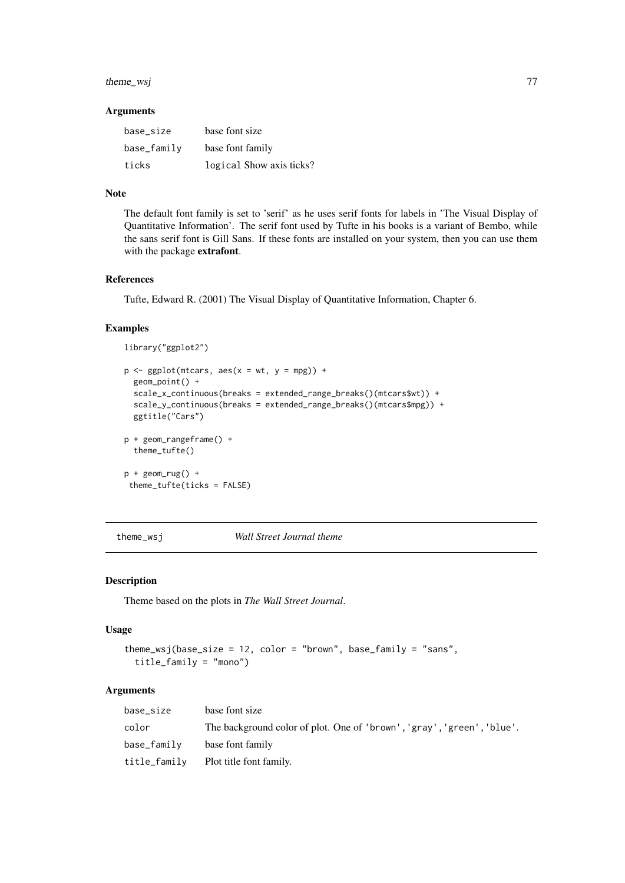### Arguments

| | |
|---|---|
| base_size | base font size |
| base_family | base font family |
| ticks | logical Show axis ticks? |

### Note

The default font family is set to 'serif' as he uses serif fonts for labels in 'The Visual Display of Quantitative Information'. The serif font used by Tufte in his books is a variant of Bembo, while the sans serif font is Gill Sans. If these fonts are installed on your system, then you can use them with the package **extrafont**.

### References

Tufte, Edward R. (2001) The Visual Display of Quantitative Information, Chapter 6.

### Examples

```
library("ggplot2")

p <- ggplot(mtcars, aes(x = wt, y = mpg)) +
  geom_point() +
  scale_x_continuous(breaks = extended_range_breaks()(mtcars$wt)) +
  scale_y_continuous(breaks = extended_range_breaks()(mtcars$mpg)) +
  ggtitle("Cars")

p + geom_rangeframe() +
  theme_tufte()

p + geom_rug() +
 theme_tufte(ticks = FALSE)
```

---

## theme_wsj *Wall Street Journal theme*

---

### Description

Theme based on the plots in *The Wall Street Journal*.

### Usage

```
theme_wsj(base_size = 12, color = "brown", base_family = "sans",
  title_family = "mono")
```

### Arguments

| | |
|---|---|
| base_size | base font size |
| color | The background color of plot. One of 'brown','gray','green','blue'. |
| base_family | base font family |
| title_family | Plot title font family. |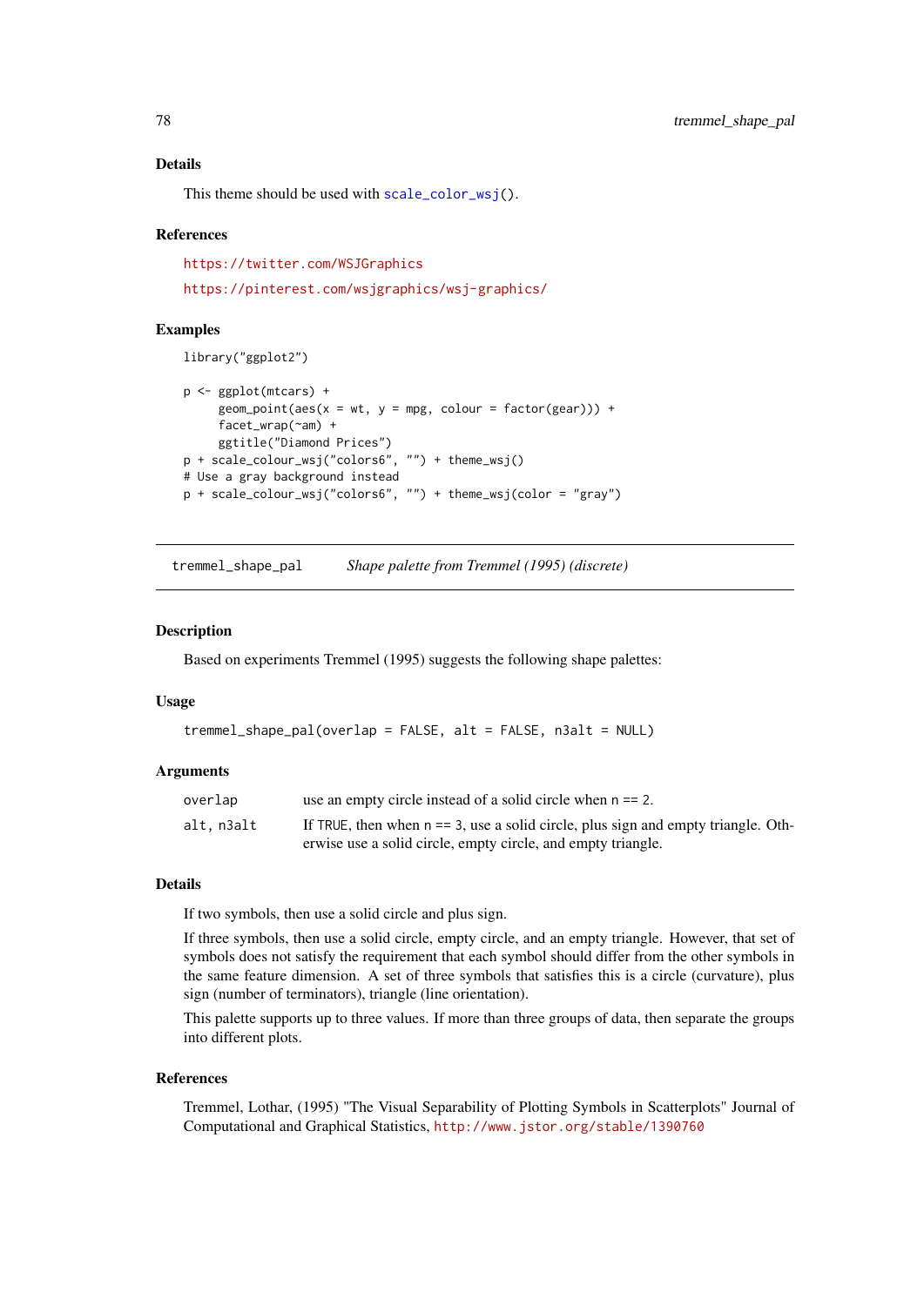### Details

This theme should be used with scale_color_wsj().

### References

https://twitter.com/WSJGraphics

https://pinterest.com/wsjgraphics/wsj-graphics/

### Examples

```
library("ggplot2")

p <- ggplot(mtcars) +
     geom_point(aes(x = wt, y = mpg, colour = factor(gear))) +
     facet_wrap(~am) +
     ggtitle("Diamond Prices")
p + scale_colour_wsj("colors6", "") + theme_wsj()
# Use a gray background instead
p + scale_colour_wsj("colors6", "") + theme_wsj(color = "gray")
```

---

## tremmel_shape_pal — *Shape palette from Tremmel (1995) (discrete)*

---

### Description

Based on experiments Tremmel (1995) suggests the following shape palettes:

### Usage

```
tremmel_shape_pal(overlap = FALSE, alt = FALSE, n3alt = NULL)
```

### Arguments

| | |
|---|---|
| overlap | use an empty circle instead of a solid circle when `n == 2`. |
| alt, n3alt | If `TRUE`, then when `n == 3`, use a solid circle, plus sign and empty triangle. Otherwise use a solid circle, empty circle, and empty triangle. |

### Details

If two symbols, then use a solid circle and plus sign.

If three symbols, then use a solid circle, empty circle, and an empty triangle. However, that set of symbols does not satisfy the requirement that each symbol should differ from the other symbols in the same feature dimension. A set of three symbols that satisfies this is a circle (curvature), plus sign (number of terminators), triangle (line orientation).

This palette supports up to three values. If more than three groups of data, then separate the groups into different plots.

### References

Tremmel, Lothar, (1995) "The Visual Separability of Plotting Symbols in Scatterplots" Journal of Computational and Graphical Statistics, http://www.jstor.org/stable/1390760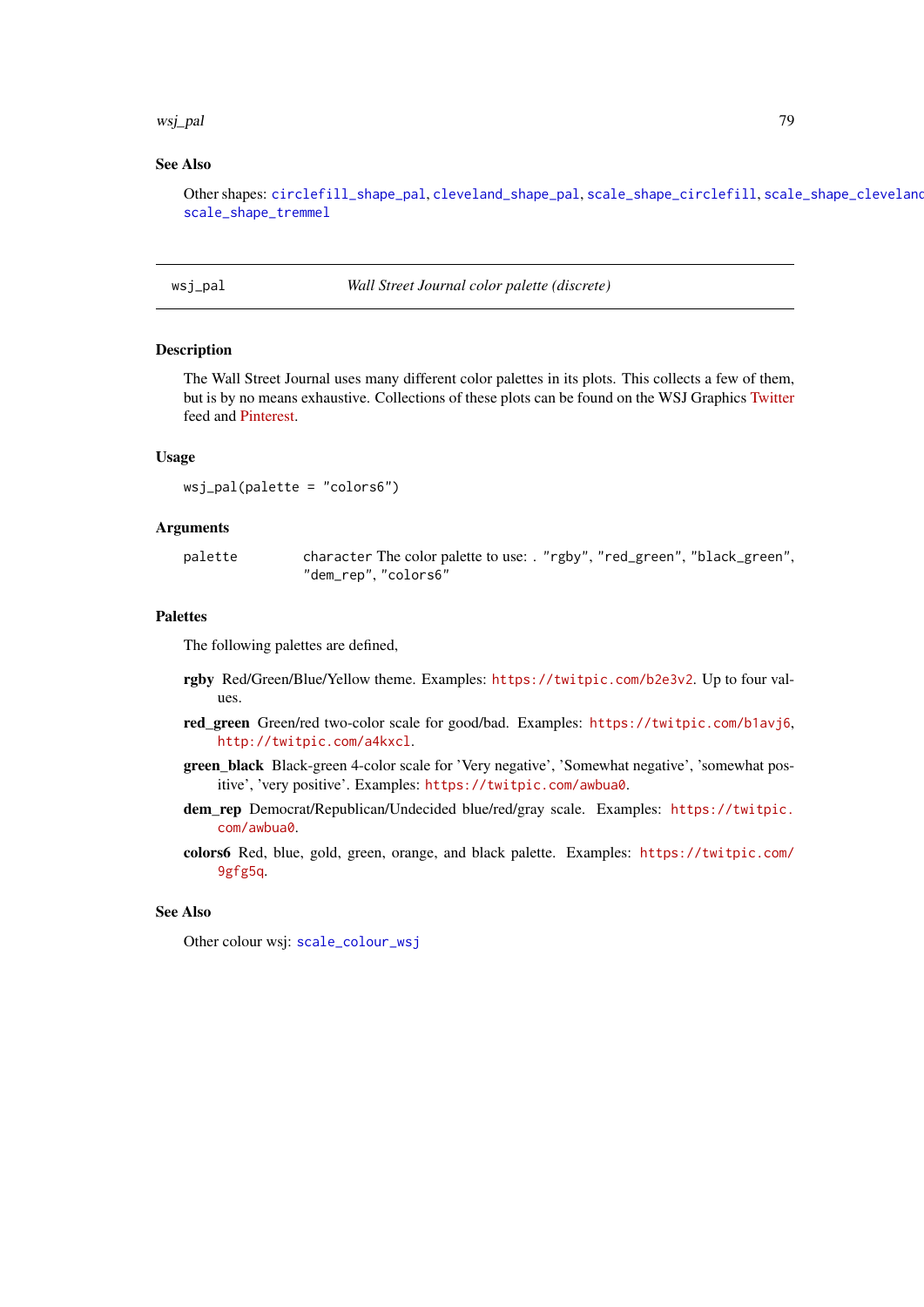## See Also

Other shapes: circlefill_shape_pal, cleveland_shape_pal, scale_shape_circlefill, scale_shape_cleveland, scale_shape_tremmel

---

wsj_pal                    *Wall Street Journal color palette (discrete)*

---

## Description

The Wall Street Journal uses many different color palettes in its plots. This collects a few of them, but is by no means exhaustive. Collections of these plots can be found on the WSJ Graphics Twitter feed and Pinterest.

## Usage

```
wsj_pal(palette = "colors6")
```

## Arguments

| | |
|---|---|
| palette | character The color palette to use: . "rgby", "red_green", "black_green", "dem_rep", "colors6" |

## Palettes

The following palettes are defined,

**rgby** Red/Green/Blue/Yellow theme. Examples: https://twitpic.com/b2e3v2. Up to four values.

**red_green** Green/red two-color scale for good/bad. Examples: https://twitpic.com/b1avj6, http://twitpic.com/a4kxcl.

**green_black** Black-green 4-color scale for 'Very negative', 'Somewhat negative', 'somewhat positive', 'very positive'. Examples: https://twitpic.com/awbua0.

**dem_rep** Democrat/Republican/Undecided blue/red/gray scale. Examples: https://twitpic.com/awbua0.

**colors6** Red, blue, gold, green, orange, and black palette. Examples: https://twitpic.com/9gfg5q.

## See Also

Other colour wsj: scale_colour_wsj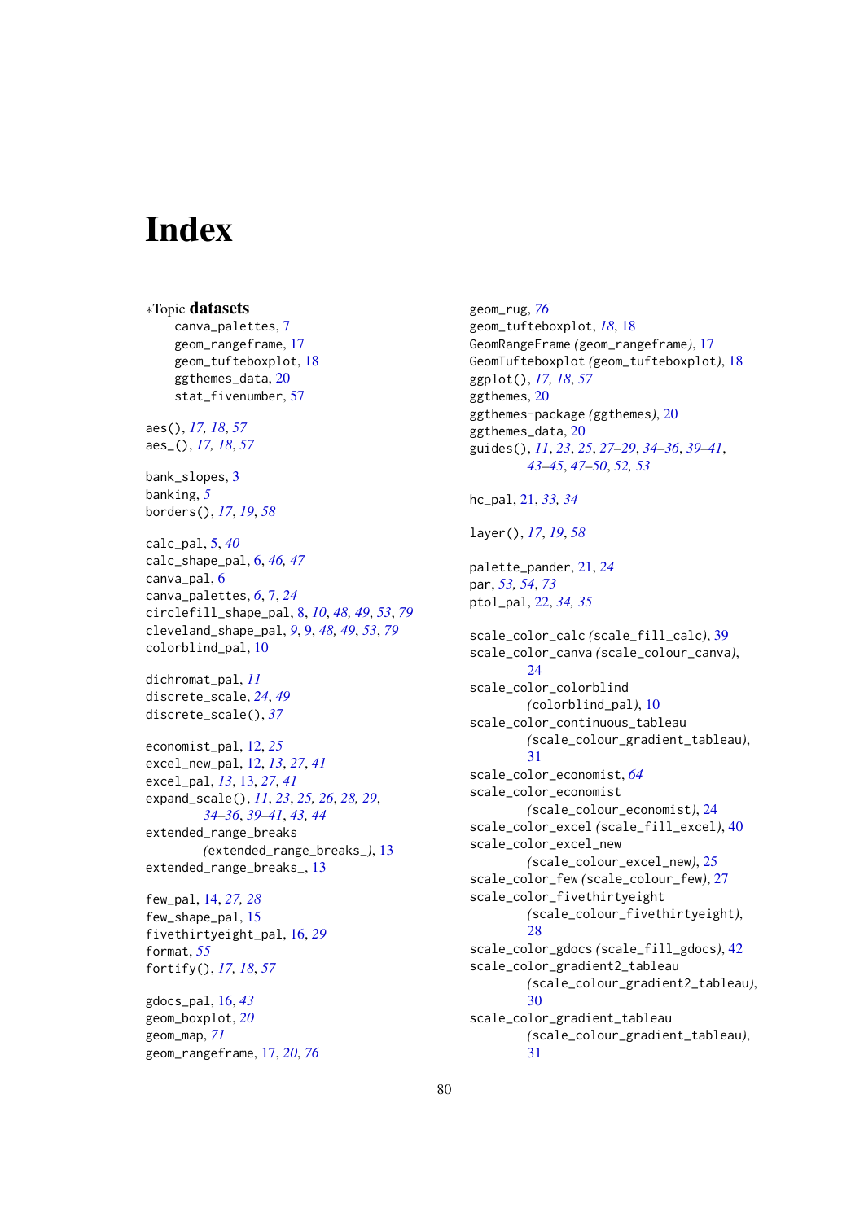# Index

∗Topic **datasets**
canva_palettes, 7
geom_rangeframe, 17
geom_tufteboxplot, 18
ggthemes_data, 20
stat_fivenumber, 57

aes(), *17*, *18*, *57*
aes_(), *17*, *18*, *57*

bank_slopes, 3
banking, *5*
borders(), *17*, *19*, *58*

calc_pal, 5, *40*
calc_shape_pal, 6, *46*, *47*
canva_pal, 6
canva_palettes, *6*, 7, *24*
circlefill_shape_pal, 8, *10*, *48*, *49*, *53*, *79*
cleveland_shape_pal, *9*, 9, *48*, *49*, *53*, *79*
colorblind_pal, 10

dichromat_pal, *11*
discrete_scale, *24*, *49*
discrete_scale(), *37*

economist_pal, 12, *25*
excel_new_pal, 12, *13*, *27*, *41*
excel_pal, *13*, 13, *27*, *41*
expand_scale(), *11*, *23*, *25*, *26*, *28*, *29*, *34–36*, *39–41*, *43*, *44*
extended_range_breaks (*extended_range_breaks_*), 13
extended_range_breaks_, 13

few_pal, 14, *27*, *28*
few_shape_pal, 15
fivethirtyeight_pal, 16, *29*
format, *55*
fortify(), *17*, *18*, *57*

gdocs_pal, 16, *43*
geom_boxplot, *20*
geom_map, *71*
geom_rangeframe, 17, *20*, *76*
geom_rug, *76*
geom_tufteboxplot, *18*, 18
GeomRangeFrame (*geom_rangeframe*), 17
GeomTufteboxplot (*geom_tufteboxplot*), 18
ggplot(), *17*, *18*, *57*
ggthemes, 20
ggthemes-package (*ggthemes*), 20
ggthemes_data, 20
guides(), *11*, *23*, *25*, *27–29*, *34–36*, *39–41*, *43–45*, *47–50*, *52*, *53*

hc_pal, 21, *33*, *34*

layer(), *17*, *19*, *58*

palette_pander, 21, *24*
par, *53*, *54*, *73*
ptol_pal, 22, *34*, *35*

scale_color_calc (*scale_fill_calc*), 39
scale_color_canva (*scale_colour_canva*), 24
scale_color_colorblind (*colorblind_pal*), 10
scale_color_continuous_tableau (*scale_colour_gradient_tableau*), 31
scale_color_economist, *64*
scale_color_economist (*scale_colour_economist*), 24
scale_color_excel (*scale_fill_excel*), 40
scale_color_excel_new (*scale_colour_excel_new*), 25
scale_color_few (*scale_colour_few*), 27
scale_color_fivethirtyeight (*scale_colour_fivethirtyeight*), 28
scale_color_gdocs (*scale_fill_gdocs*), 42
scale_color_gradient2_tableau (*scale_colour_gradient2_tableau*), 30
scale_color_gradient_tableau (*scale_colour_gradient_tableau*), 31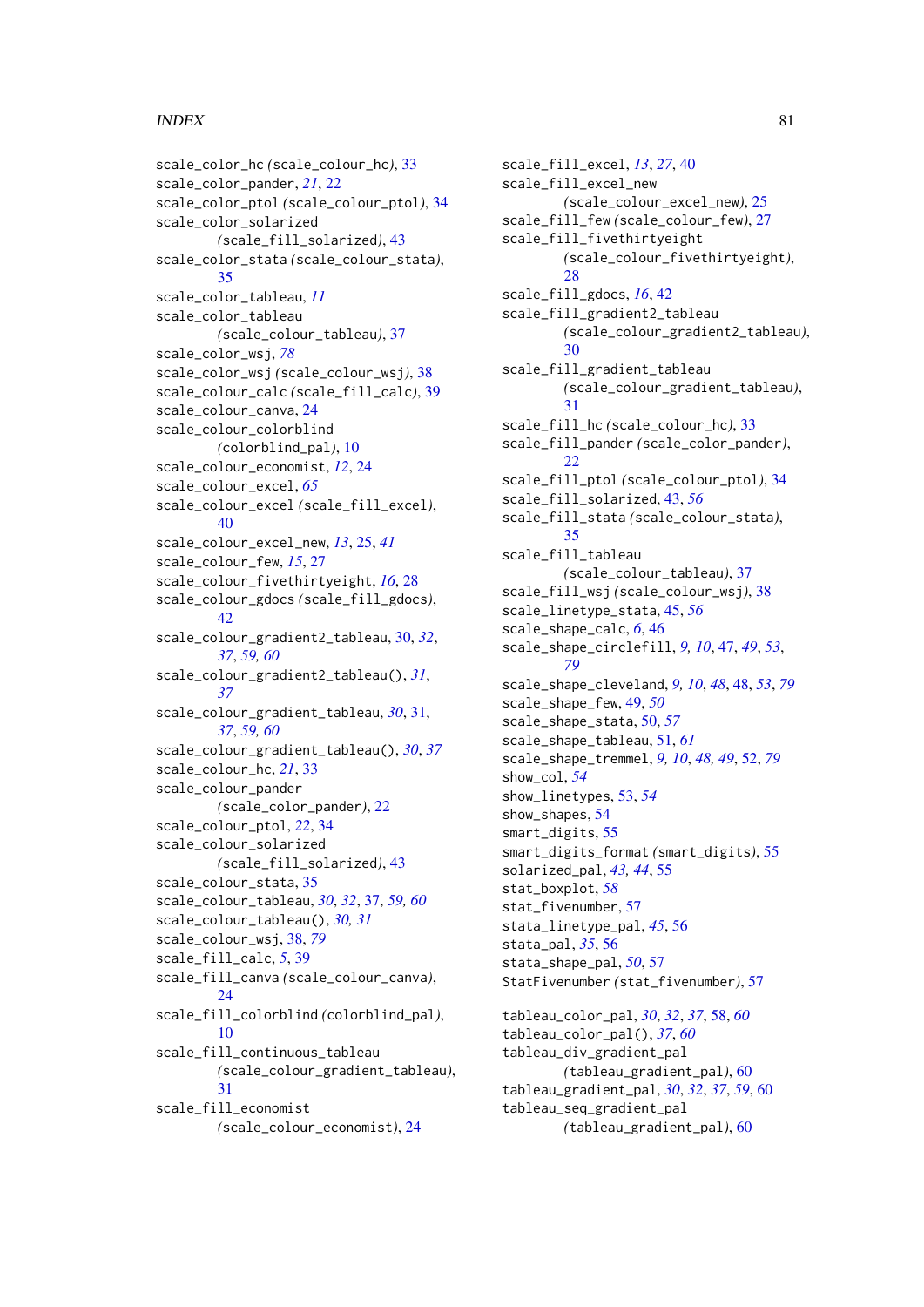scale_color_hc (scale_colour_hc), 33
scale_color_pander, *21*, 22
scale_color_ptol (scale_colour_ptol), 34
scale_color_solarized (scale_fill_solarized), 43
scale_color_stata (scale_colour_stata), 35
scale_color_tableau, *11*
scale_color_tableau (scale_colour_tableau), 37
scale_color_wsj, *78*
scale_color_wsj (scale_colour_wsj), 38
scale_colour_calc (scale_fill_calc), 39
scale_colour_canva, 24
scale_colour_colorblind (colorblind_pal), 10
scale_colour_economist, *12*, 24
scale_colour_excel, *65*
scale_colour_excel (scale_fill_excel), 40
scale_colour_excel_new, *13*, 25, *41*
scale_colour_few, *15*, 27
scale_colour_fivethirtyeight, *16*, 28
scale_colour_gdocs (scale_fill_gdocs), 42
scale_colour_gradient2_tableau, 30, *32*, *37*, *59*, *60*
scale_colour_gradient2_tableau(), *31*, *37*
scale_colour_gradient_tableau, *30*, 31, *37*, *59*, *60*
scale_colour_gradient_tableau(), *30*, *37*
scale_colour_hc, *21*, 33
scale_colour_pander (scale_color_pander), 22
scale_colour_ptol, *22*, 34
scale_colour_solarized (scale_fill_solarized), 43
scale_colour_stata, 35
scale_colour_tableau, *30*, *32*, 37, *59*, *60*
scale_colour_tableau(), *30*, *31*
scale_colour_wsj, 38, *79*
scale_fill_calc, *5*, 39
scale_fill_canva (scale_colour_canva), 24
scale_fill_colorblind (colorblind_pal), 10
scale_fill_continuous_tableau (scale_colour_gradient_tableau), 31
scale_fill_economist (scale_colour_economist), 24
scale_fill_excel, *13*, *27*, 40
scale_fill_excel_new (scale_colour_excel_new), 25
scale_fill_few (scale_colour_few), 27
scale_fill_fivethirtyeight (scale_colour_fivethirtyeight), 28
scale_fill_gdocs, *16*, 42
scale_fill_gradient2_tableau (scale_colour_gradient2_tableau), 30
scale_fill_gradient_tableau (scale_colour_gradient_tableau), 31
scale_fill_hc (scale_colour_hc), 33
scale_fill_pander (scale_color_pander), 22
scale_fill_ptol (scale_colour_ptol), 34
scale_fill_solarized, 43, *56*
scale_fill_stata (scale_colour_stata), 35
scale_fill_tableau (scale_colour_tableau), 37
scale_fill_wsj (scale_colour_wsj), 38
scale_linetype_stata, 45, *56*
scale_shape_calc, *6*, 46
scale_shape_circlefill, *9*, *10*, 47, *49*, *53*, *79*
scale_shape_cleveland, *9*, *10*, *48*, 48, *53*, *79*
scale_shape_few, 49, *50*
scale_shape_stata, 50, *57*
scale_shape_tableau, 51, *61*
scale_shape_tremmel, *9*, *10*, *48*, *49*, 52, *79*
show_col, *54*
show_linetypes, 53, *54*
show_shapes, 54
smart_digits, 55
smart_digits_format (smart_digits), 55
solarized_pal, *43*, *44*, 55
stat_boxplot, *58*
stat_fivenumber, 57
stata_linetype_pal, *45*, 56
stata_pal, *35*, 56
stata_shape_pal, *50*, 57
StatFivenumber (stat_fivenumber), 57

tableau_color_pal, *30*, *32*, *37*, 58, *60*
tableau_color_pal(), *37*, *60*
tableau_div_gradient_pal (tableau_gradient_pal), 60
tableau_gradient_pal, *30*, *32*, *37*, *59*, 60
tableau_seq_gradient_pal (tableau_gradient_pal), 60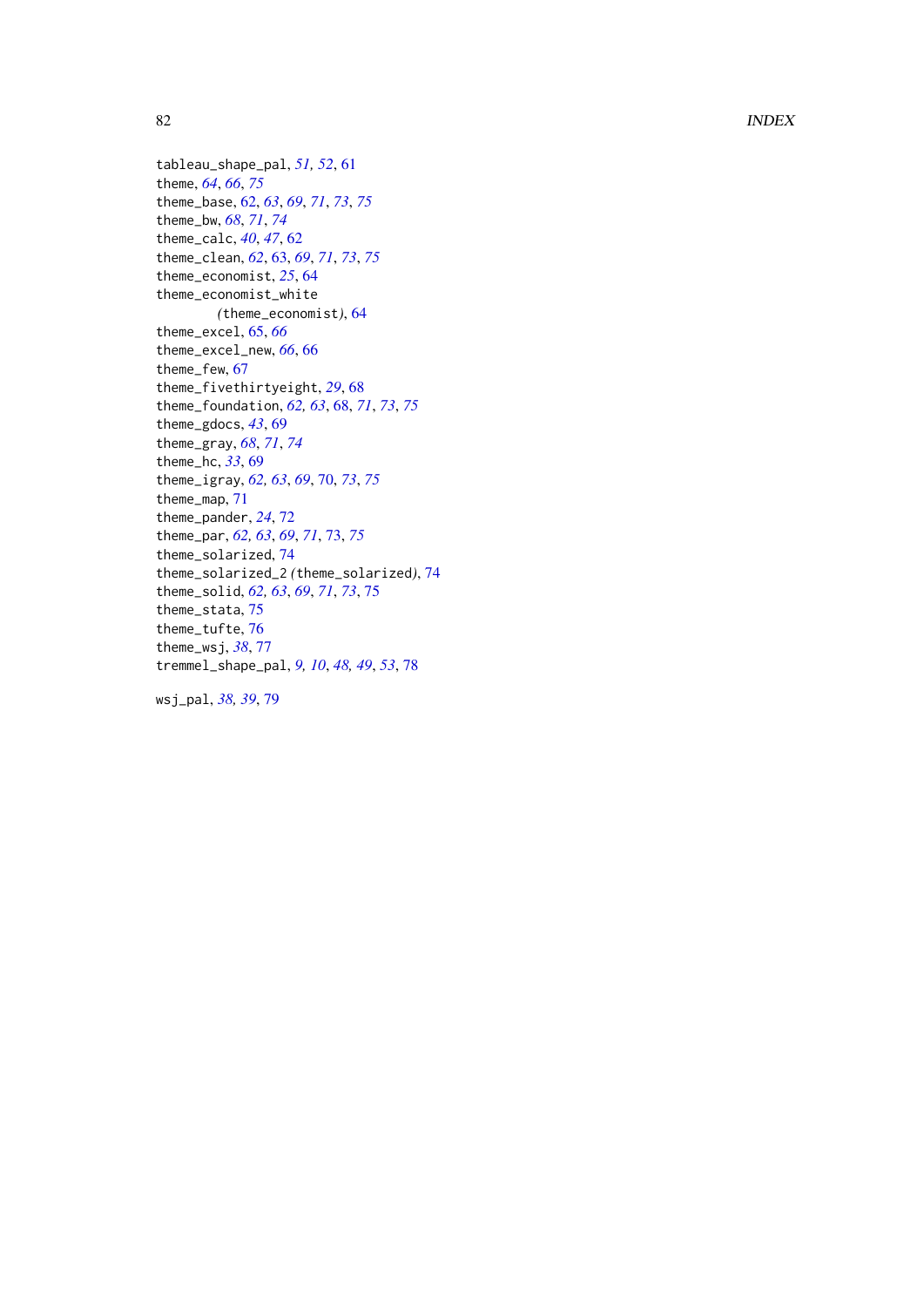tableau_shape_pal, *51, 52*, 61
theme, *64*, *66*, *75*
theme_base, 62, *63*, *69*, *71*, *73*, *75*
theme_bw, *68*, *71*, *74*
theme_calc, *40*, *47*, 62
theme_clean, *62*, 63, *69*, *71*, *73*, *75*
theme_economist, *25*, 64
theme_economist_white
(theme_economist), 64
theme_excel, 65, *66*
theme_excel_new, *66*, 66
theme_few, 67
theme_fivethirtyeight, *29*, 68
theme_foundation, *62, 63*, 68, *71*, *73*, *75*
theme_gdocs, *43*, 69
theme_gray, *68*, *71*, *74*
theme_hc, *33*, 69
theme_igray, *62, 63*, *69*, 70, *73*, *75*
theme_map, 71
theme_pander, *24*, 72
theme_par, *62, 63*, *69*, *71*, 73, *75*
theme_solarized, 74
theme_solarized_2 (theme_solarized), 74
theme_solid, *62, 63*, *69*, *71*, *73*, 75
theme_stata, 75
theme_tufte, 76
theme_wsj, *38*, 77
tremmel_shape_pal, *9, 10*, *48, 49*, *53*, 78

wsj_pal, *38, 39*, 79